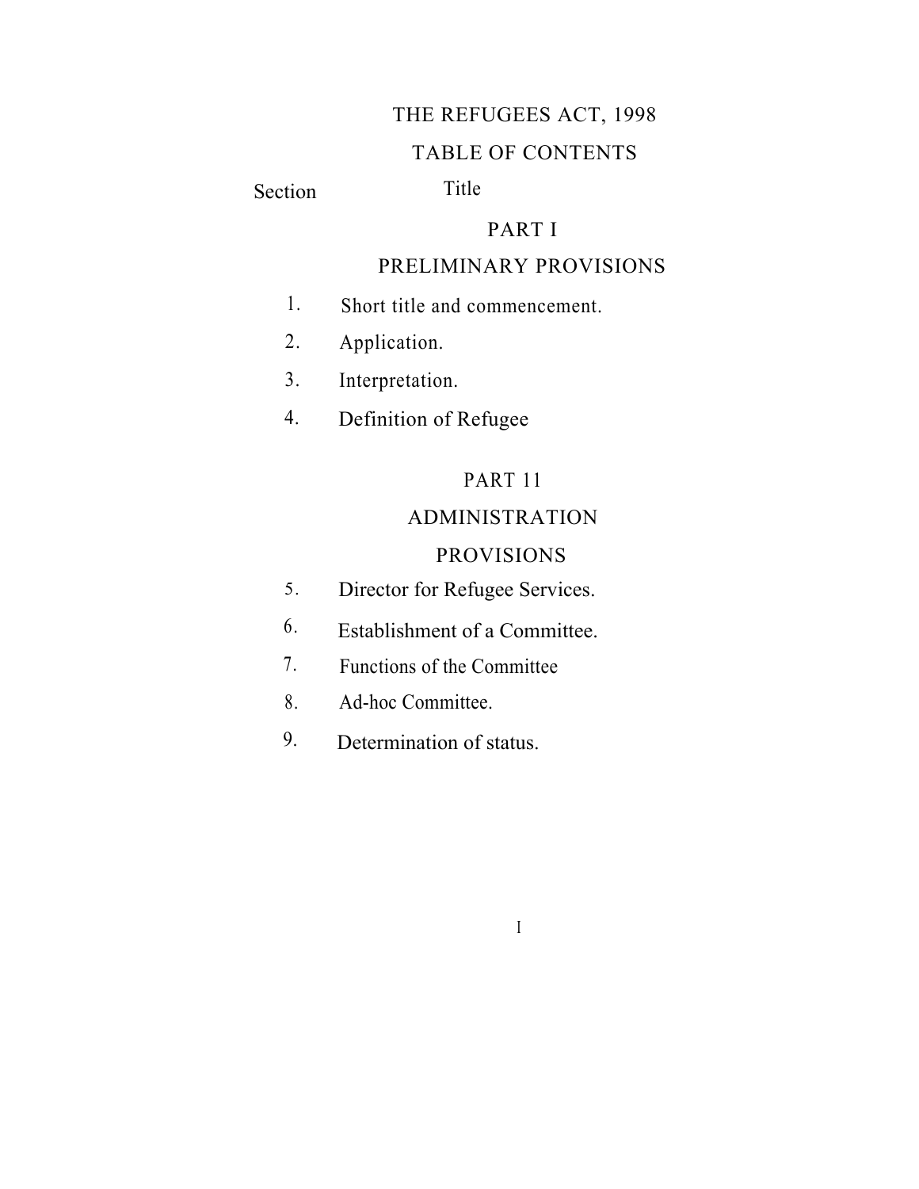# THE REFUGEES ACT, 1998

## TABLE OF CONTENTS

Section Title

### PART I

### PRELIMINARY PROVISIONS

1. Short title and commencement.
2. Application.
3. Interpretation.
4. Definition of Refugee

### PART 11

### ADMINISTRATION PROVISIONS

5. Director for Refugee Services.
6. Establishment of a Committee.
7. Functions of the Committee
8. Ad-hoc Committee.
9. Determination of status.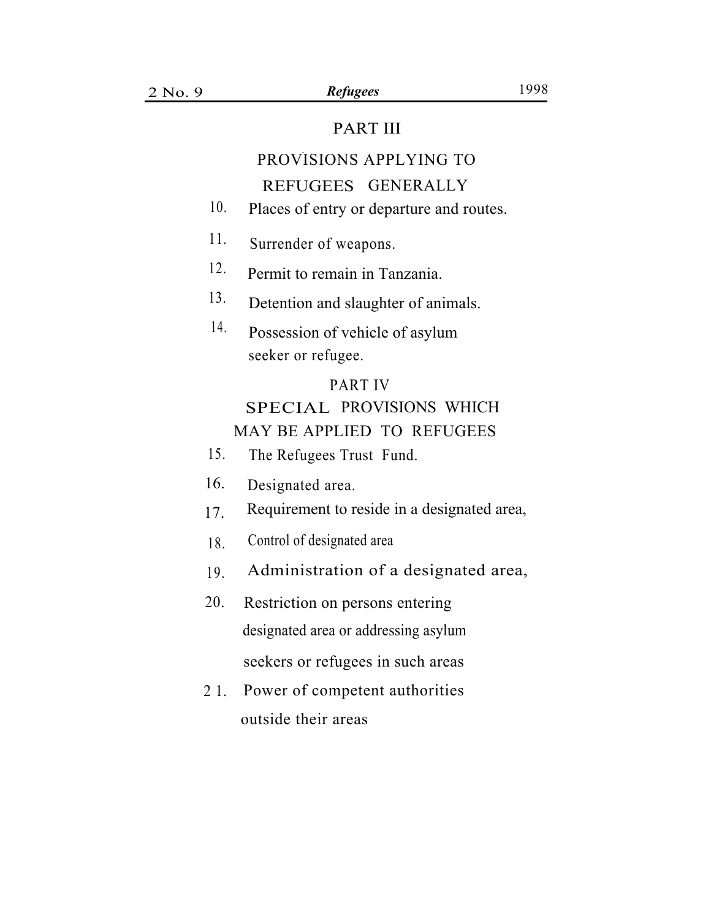## PART III

## PROVISIONS APPLYING TO REFUGEES GENERALLY

10. Places of entry or departure and routes.
11. Surrender of weapons.
12. Permit to remain in Tanzania.
13. Detention and slaughter of animals.
14. Possession of vehicle of asylum seeker or refugee.

## PART IV

## SPECIAL PROVISIONS WHICH MAY BE APPLIED TO REFUGEES

15. The Refugees Trust Fund.
16. Designated area.
17. Requirement to reside in a designated area,
18. Control of designated area
19. Administration of a designated area,
20. Restriction on persons entering designated area or addressing asylum seekers or refugees in such areas
21. Power of competent authorities outside their areas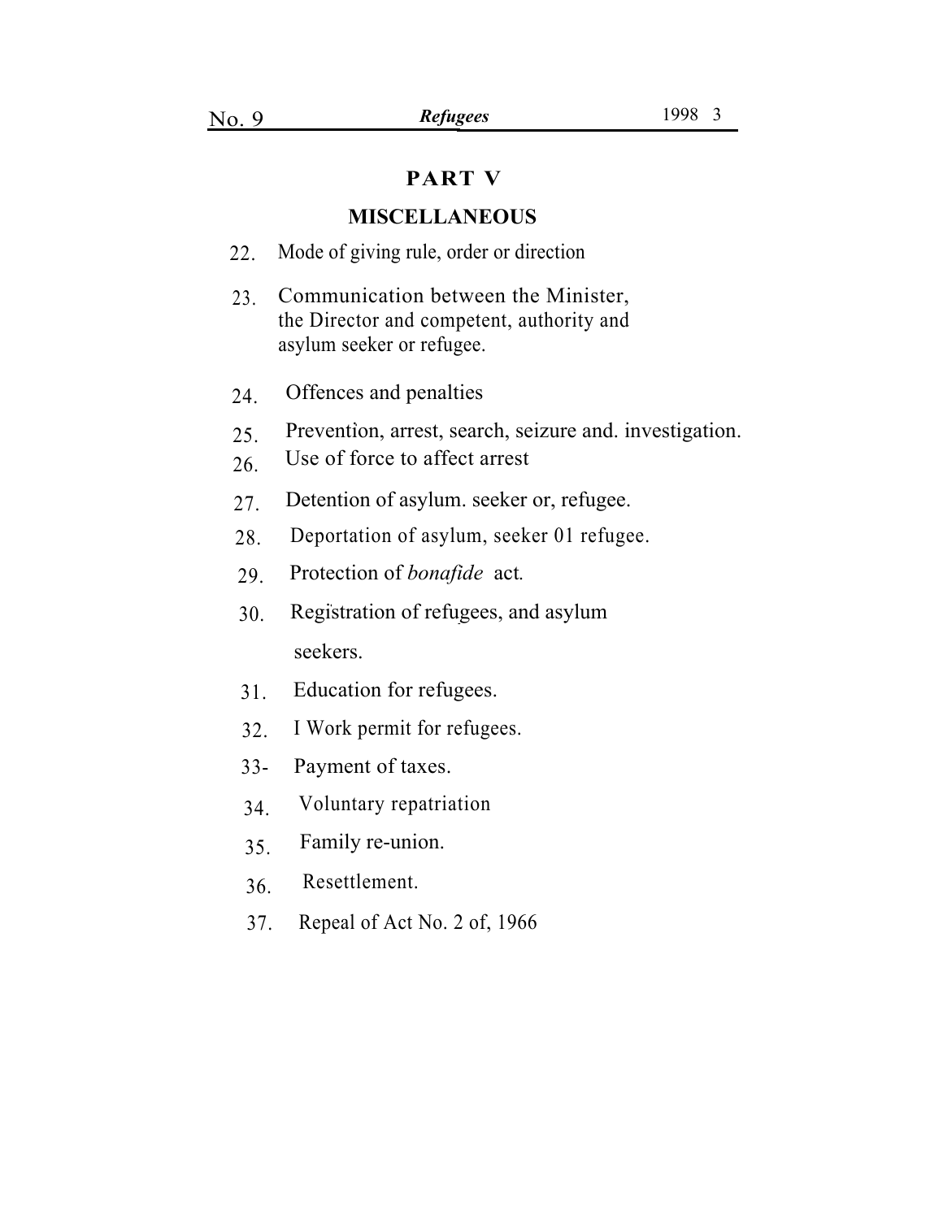## PART V

## MISCELLANEOUS

22. Mode of giving rule, order or direction
23. Communication between the Minister, the Director and competent, authority and asylum seeker or refugee.
24. Offences and penalties
25. Prevention, arrest, search, seizure and. investigation.
26. Use of force to affect arrest
27. Detention of asylum. seeker or, refugee.
28. Deportation of asylum, seeker 01 refugee.
29. Protection of *bonafide* act.
30. Registration of refugees, and asylum seekers.
31. Education for refugees.
32. I Work permit for refugees.
33- Payment of taxes.
34. Voluntary repatriation
35. Family re-union.
36. Resettlement.
37. Repeal of Act No. 2 of, 1966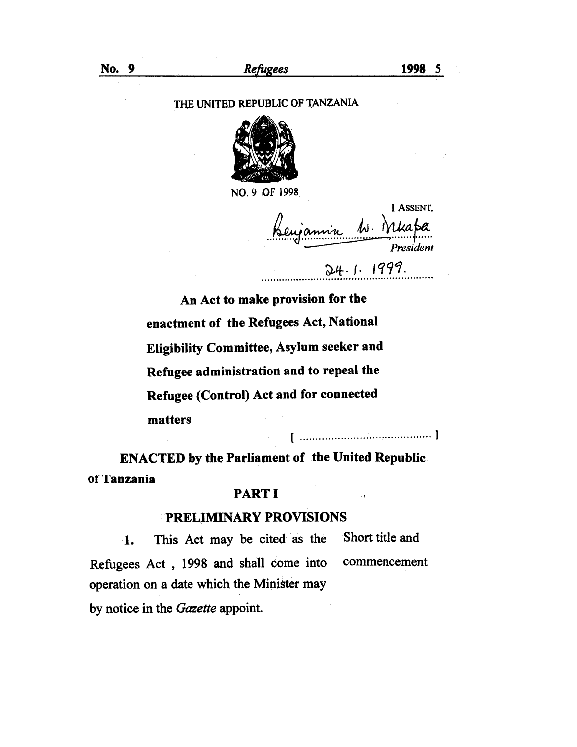THE UNITED REPUBLIC OF TANZANIA

NO. 9 OF 1998

I ASSENT,

Benjamin W. Mkapa

*President*

24. 1. 1999.

**An Act to make provision for the enactment of the Refugees Act, National Eligibility Committee, Asylum seeker and Refugee administration and to repeal the Refugee (Control) Act and for connected matters**

[ ........................................ ]

**ENACTED by the Parliament of the United Republic of Tanzania**

## PART I

## PRELIMINARY PROVISIONS

Short title and commencement

1. This Act may be cited as the Refugees Act , 1998 and shall come into operation on a date which the Minister may by notice in the *Gazette* appoint.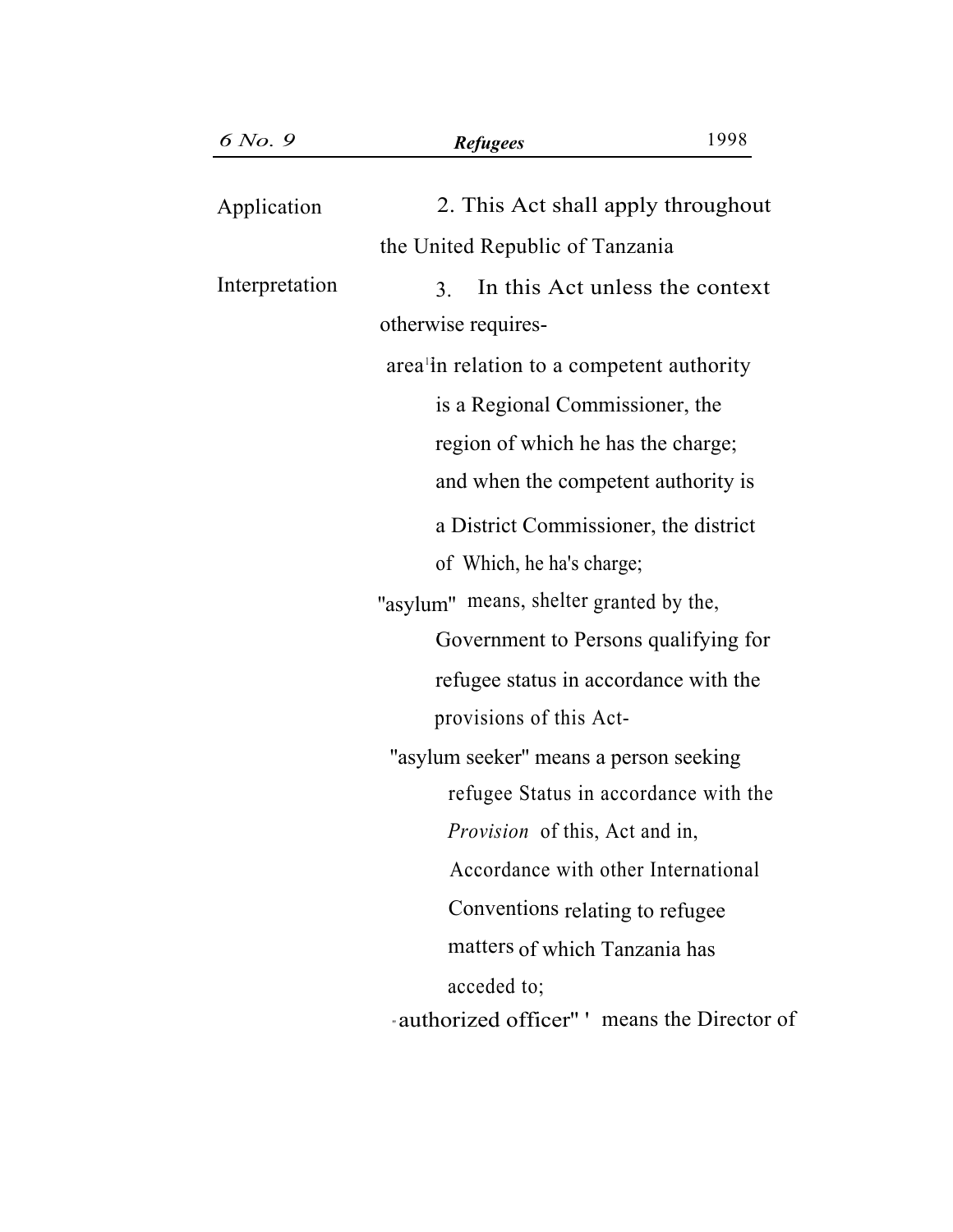Application

2. This Act shall apply throughout the United Republic of Tanzania

Interpretation

3. In this Act unless the context otherwise requires-

area[1] in relation to a competent authority is a Regional Commissioner, the region of which he has the charge; and when the competent authority is a District Commissioner, the district of Which, he ha's charge;

"asylum" means, shelter granted by the, Government to Persons qualifying for refugee status in accordance with the provisions of this Act-

"asylum seeker" means a person seeking refugee Status in accordance with the *Provision* of this, Act and in, Accordance with other International Conventions relating to refugee matters of which Tanzania has acceded to;

"authorized officer" ' means the Director of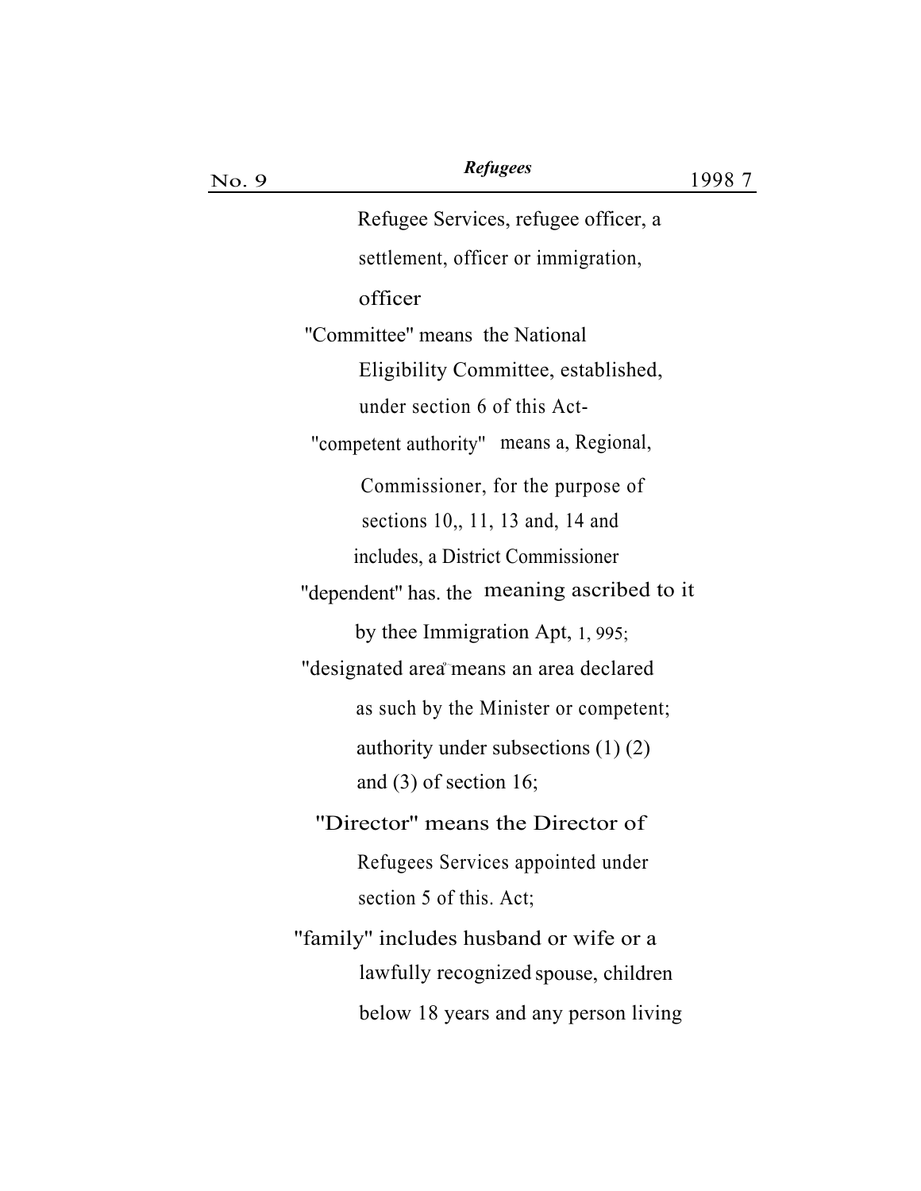Refugee Services, refugee officer, a settlement, officer or immigration, officer

"Committee" means the National Eligibility Committee, established, under section 6 of this Act-

"competent authority" means a, Regional, Commissioner, for the purpose of sections 10,, 11, 13 and, 14 and includes, a District Commissioner

"dependent" has. the meaning ascribed to it by thee Immigration Apt, 1, 995;

"designated area" means an area declared as such by the Minister or competent; authority under subsections (1) (2) and (3) of section 16;

"Director" means the Director of Refugees Services appointed under section 5 of this. Act;

"family" includes husband or wife or a lawfully recognized spouse, children below 18 years and any person living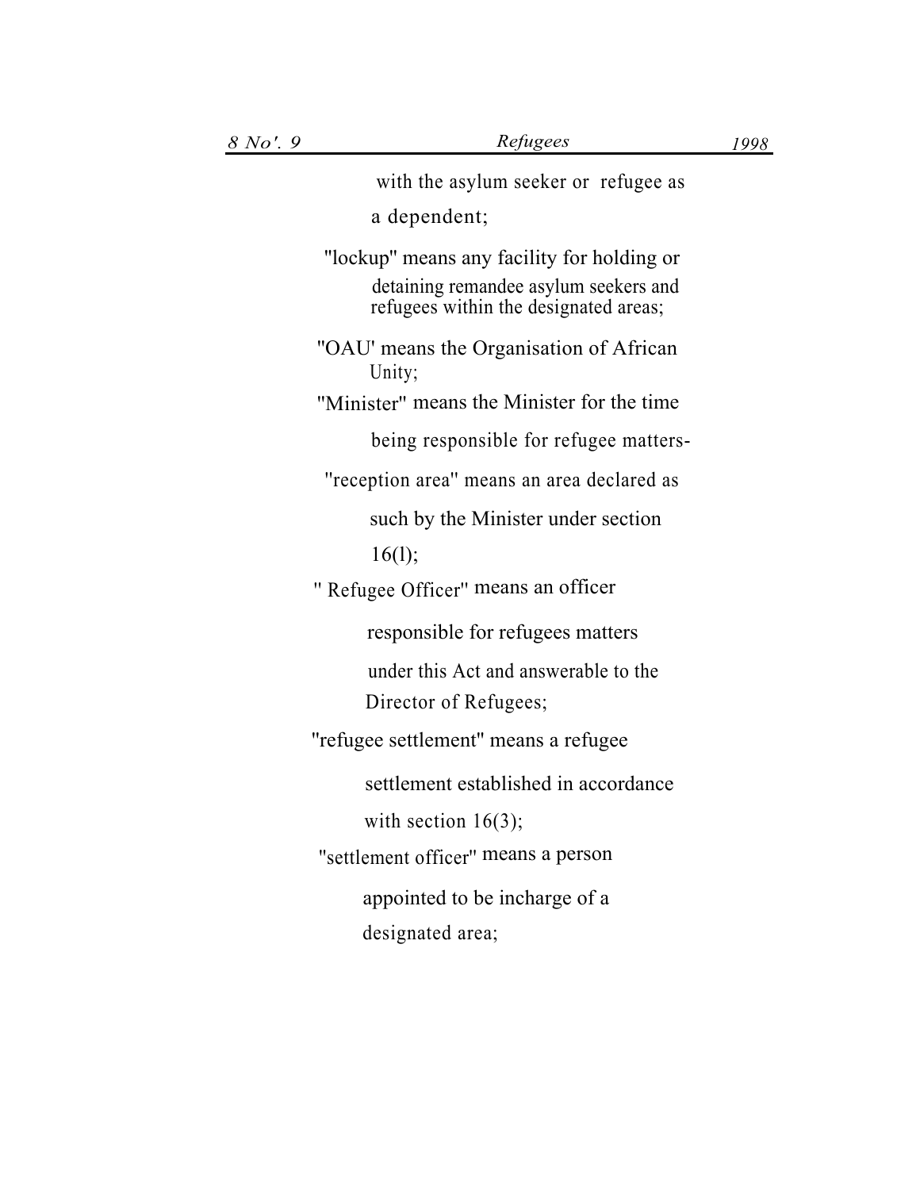with the asylum seeker or refugee as a dependent;

"lockup" means any facility for holding or detaining remandee asylum seekers and refugees within the designated areas;

"OAU' means the Organisation of African Unity;

"Minister" means the Minister for the time being responsible for refugee matters-

"reception area" means an area declared as such by the Minister under section 16(l);

" Refugee Officer" means an officer responsible for refugees matters under this Act and answerable to the Director of Refugees;

"refugee settlement" means a refugee settlement established in accordance with section 16(3);

"settlement officer" means a person appointed to be incharge of a designated area;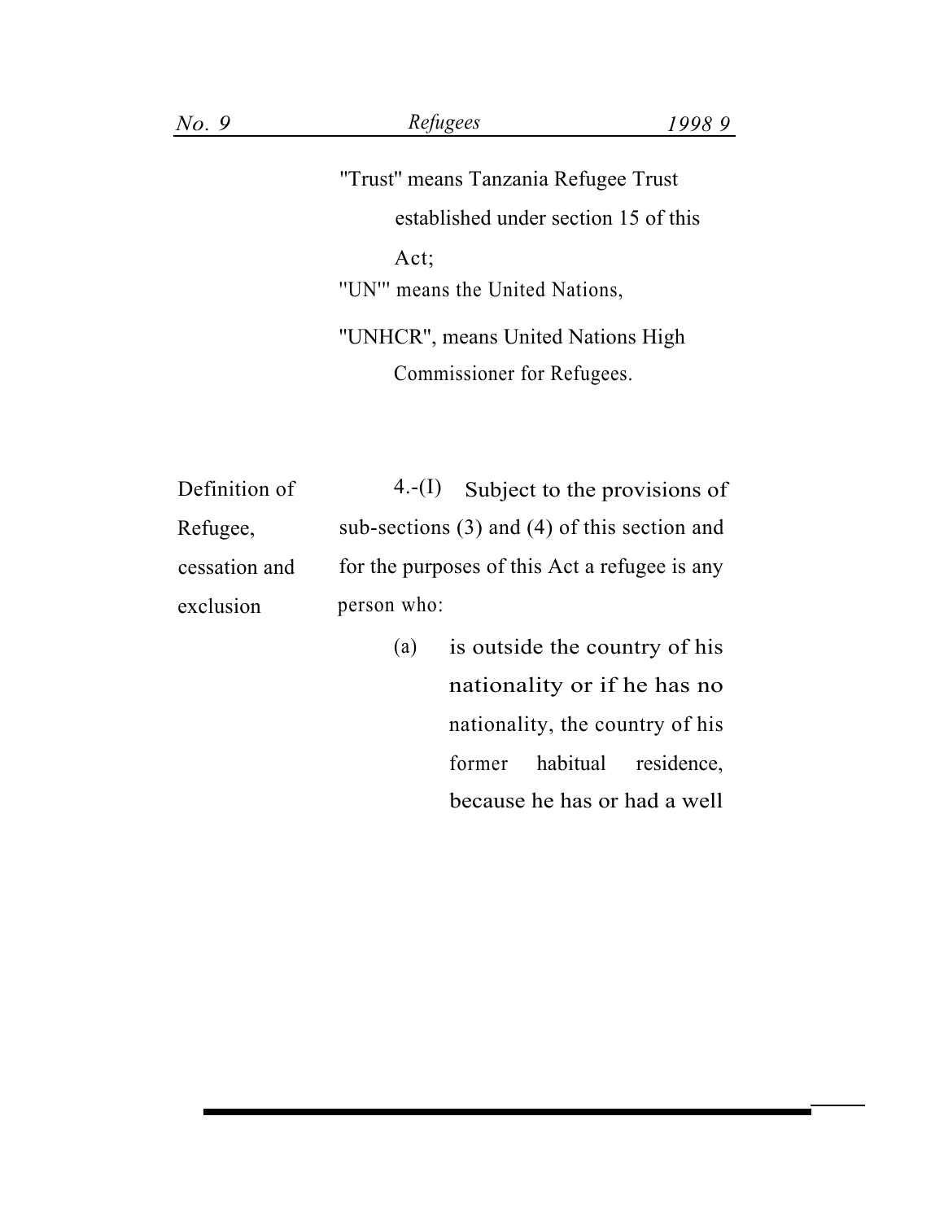"Trust" means Tanzania Refugee Trust established under section 15 of this Act;

"UN"' means the United Nations,

"UNHCR", means United Nations High Commissioner for Refugees.

Definition of Refugee, cessation and exclusion

4.-(I) Subject to the provisions of sub-sections (3) and (4) of this section and for the purposes of this Act a refugee is any person who:

(a) is outside the country of his nationality or if he has no nationality, the country of his former habitual residence, because he has or had a well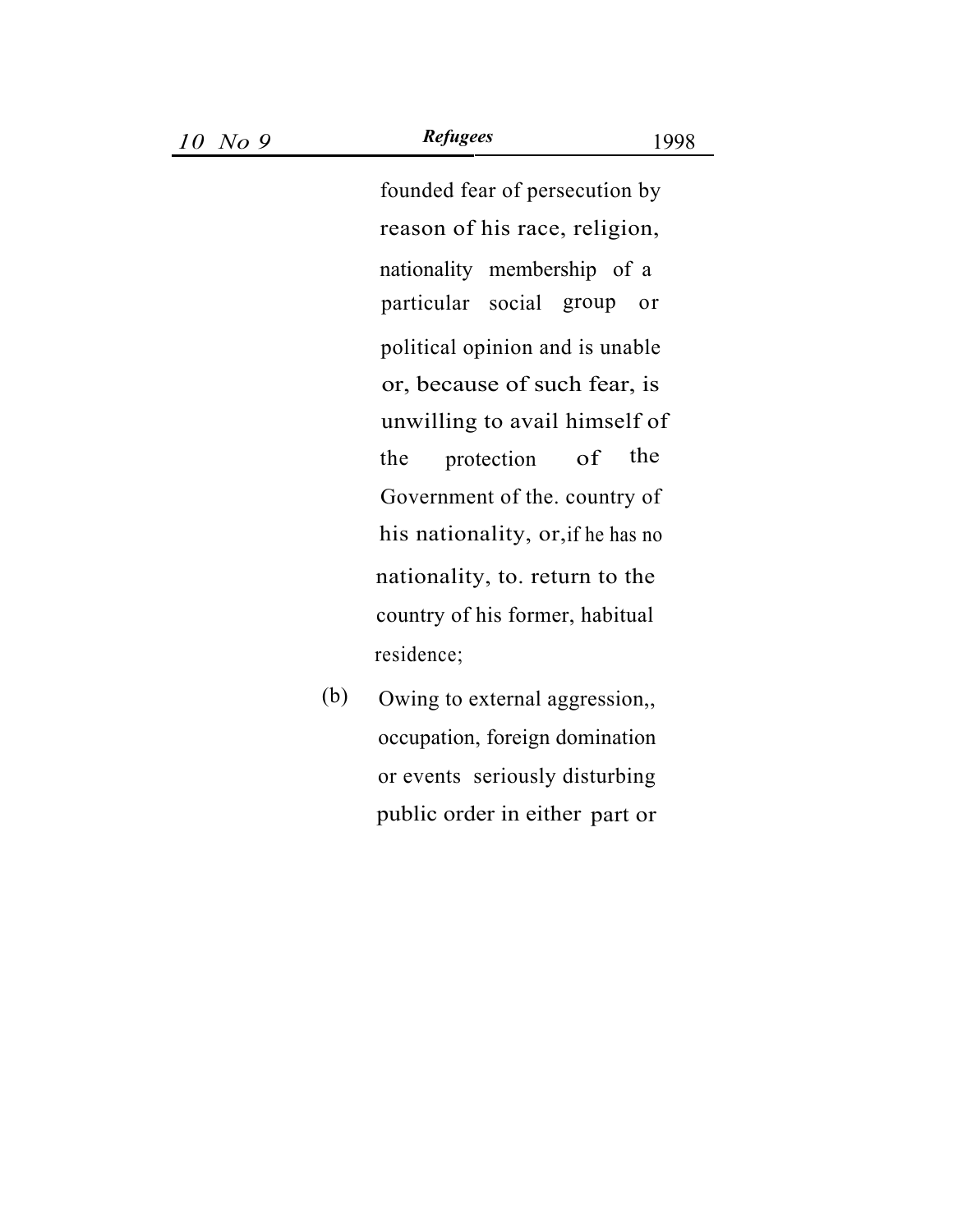founded fear of persecution by reason of his race, religion, nationality membership of a particular social group or political opinion and is unable or, because of such fear, is unwilling to avail himself of the protection of the Government of the. country of his nationality, or,if he has no nationality, to. return to the country of his former, habitual residence;

(b) Owing to external aggression,, occupation, foreign domination or events seriously disturbing public order in either part or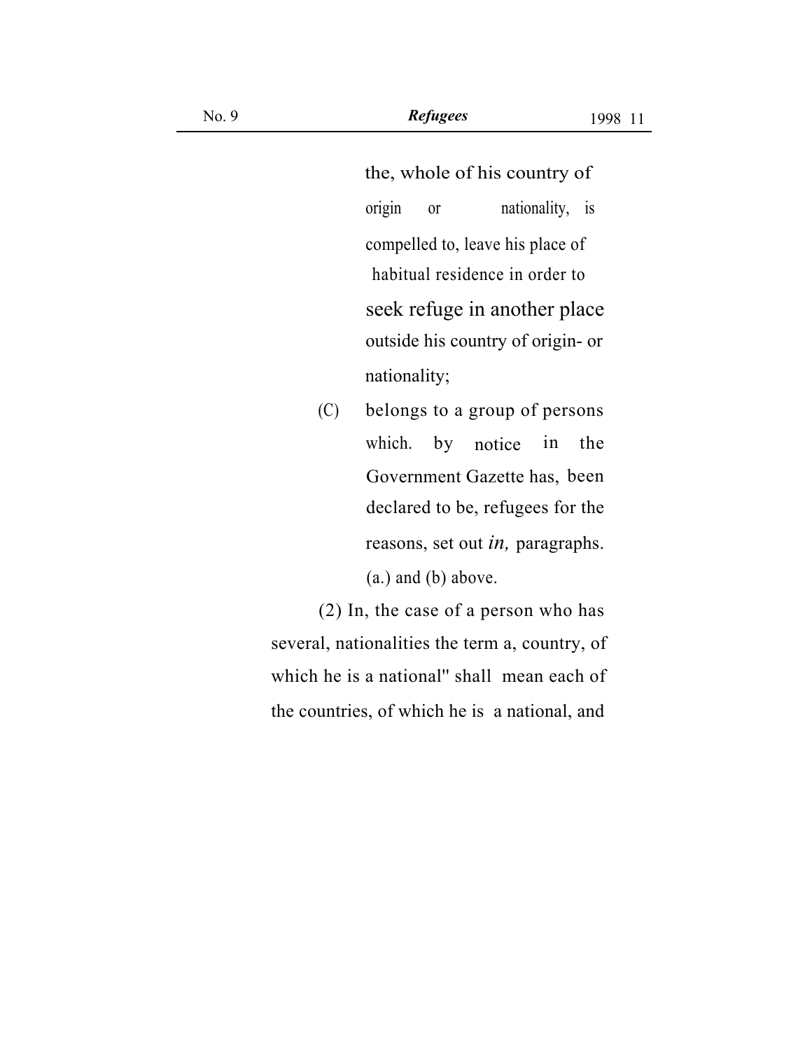the, whole of his country of origin or nationality, is compelled to, leave his place of habitual residence in order to seek refuge in another place outside his country of origin- or nationality;

(C) belongs to a group of persons which. by notice in the Government Gazette has, been declared to be, refugees for the reasons, set out *in,* paragraphs. (a.) and (b) above.

(2) In, the case of a person who has several, nationalities the term a, country, of which he is a national" shall mean each of the countries, of which he is a national, and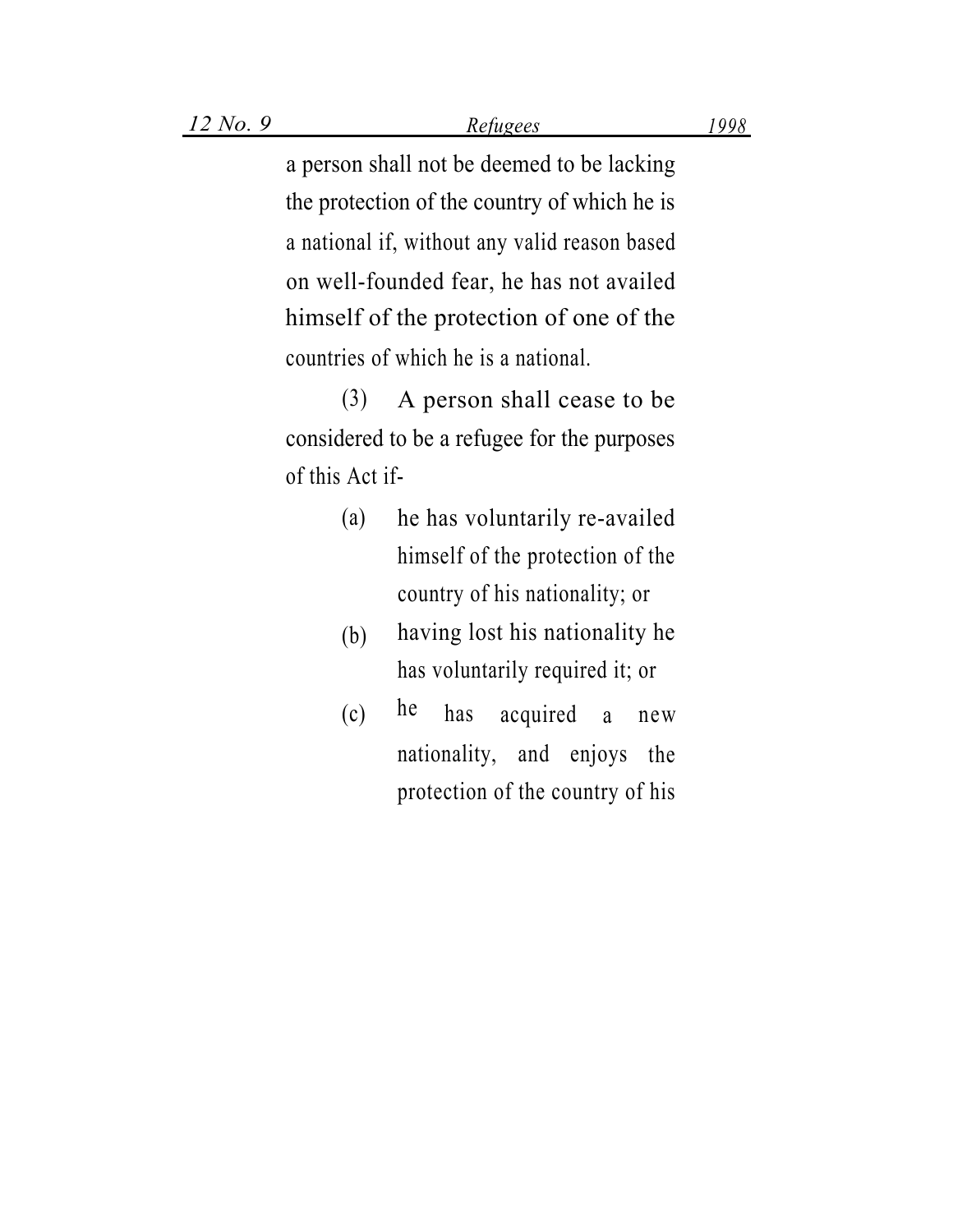a person shall not be deemed to be lacking the protection of the country of which he is a national if, without any valid reason based on well-founded fear, he has not availed himself of the protection of one of the countries of which he is a national.

(3) A person shall cease to be considered to be a refugee for the purposes of this Act if-

(a) he has voluntarily re-availed himself of the protection of the country of his nationality; or

(b) having lost his nationality he has voluntarily required it; or

(c) he has acquired a new nationality, and enjoys the protection of the country of his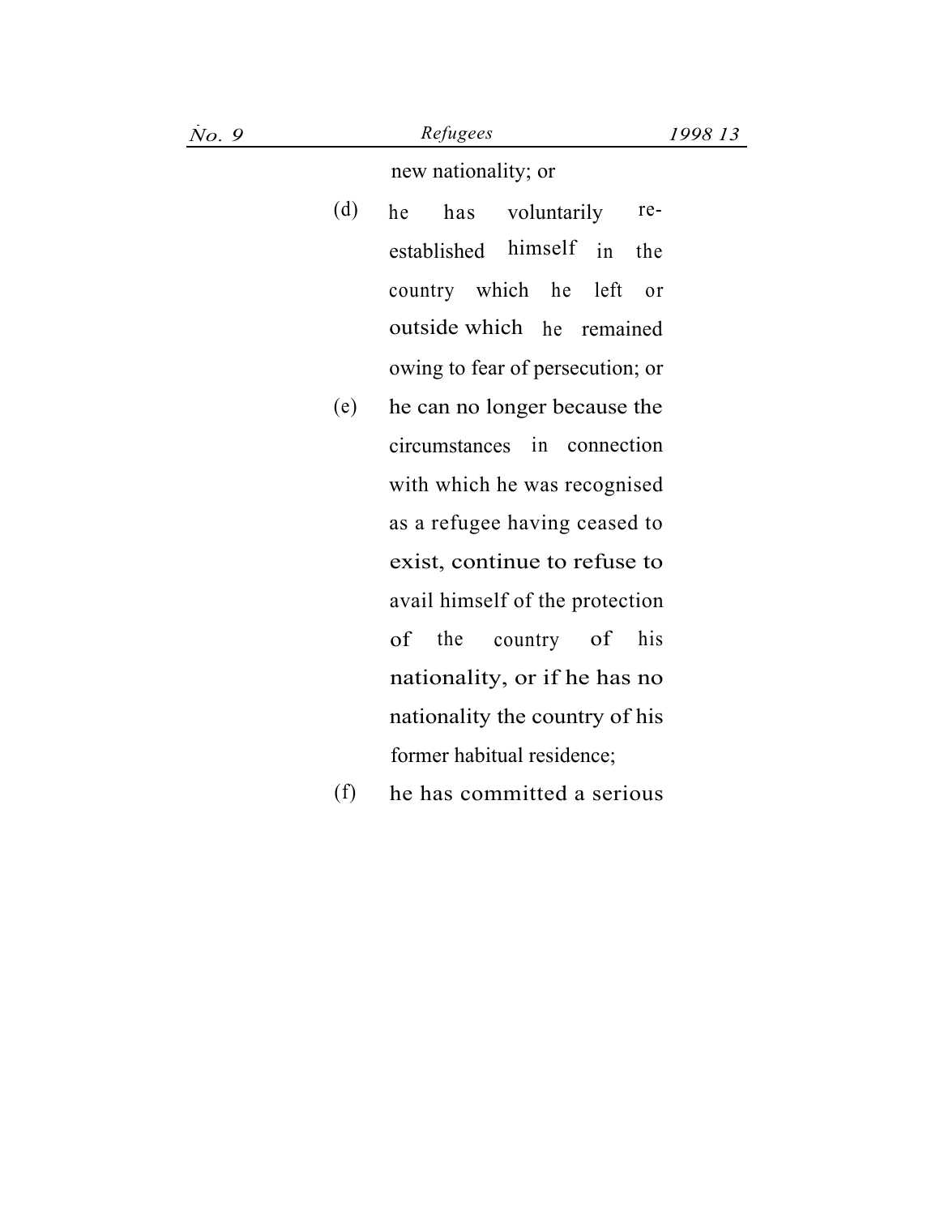new nationality; or

(d) he has voluntarily re-established himself in the country which he left or outside which he remained owing to fear of persecution; or

(e) he can no longer because the circumstances in connection with which he was recognised as a refugee having ceased to exist, continue to refuse to avail himself of the protection of the country of his nationality, or if he has no nationality the country of his former habitual residence;

(f) he has committed a serious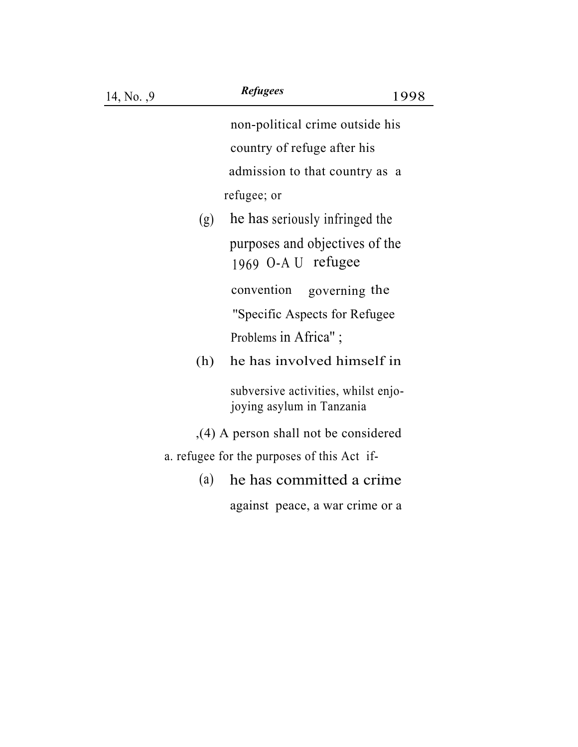non-political crime outside his country of refuge after his admission to that country as a refugee; or

(g) he has seriously infringed the purposes and objectives of the 1969 O-A U refugee convention governing the "Specific Aspects for Refugee Problems in Africa" ;

(h) he has involved himself in subversive activities, whilst enjo-joying asylum in Tanzania

,(4) A person shall not be considered a. refugee for the purposes of this Act if-

(a) he has committed a crime against peace, a war crime or a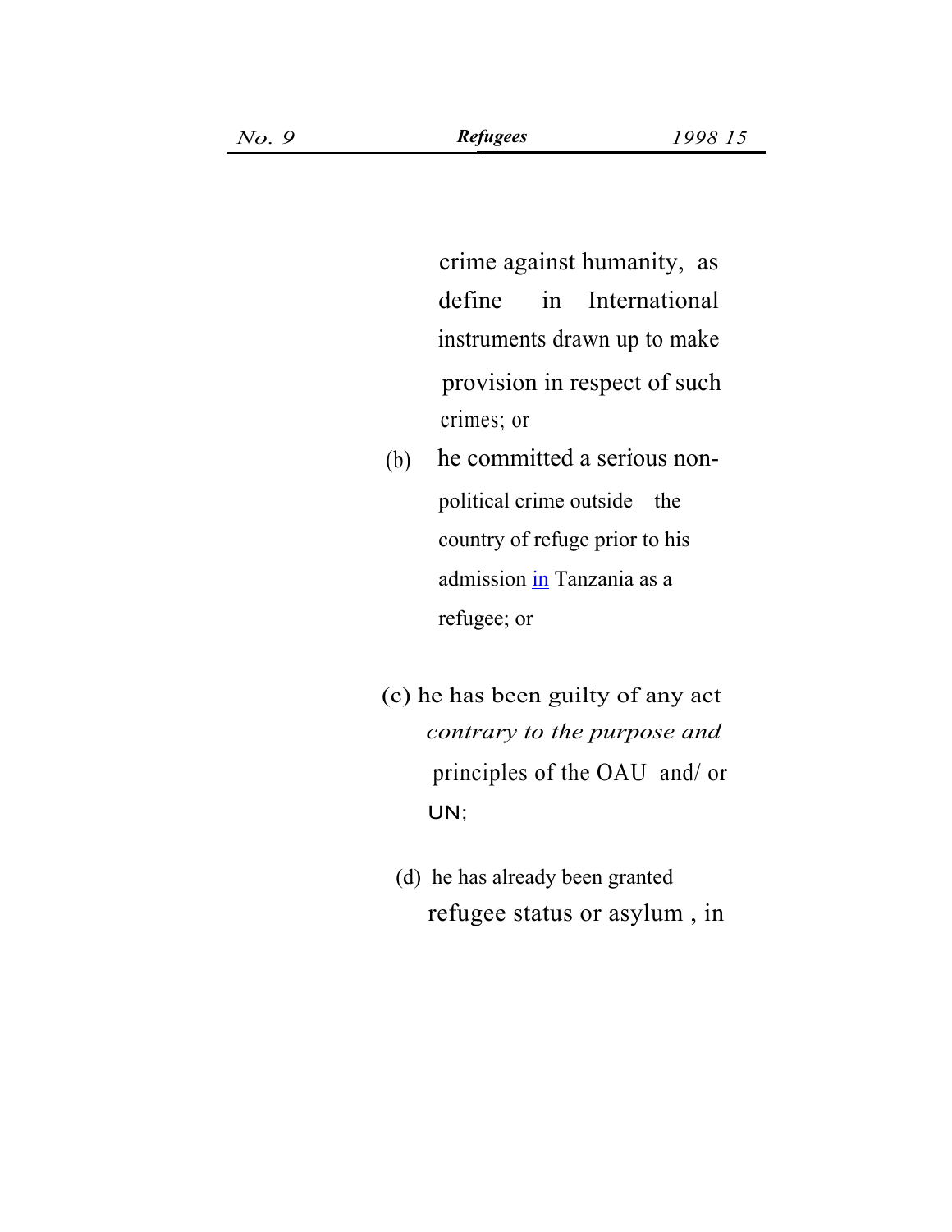crime against humanity, as define in International instruments drawn up to make provision in respect of such crimes; or

(b) he committed a serious non-political crime outside the country of refuge prior to his admission in Tanzania as a refugee; or

(c) he has been guilty of any act *contrary to the purpose and* principles of the OAU and/ or UN;

(d) he has already been granted refugee status or asylum , in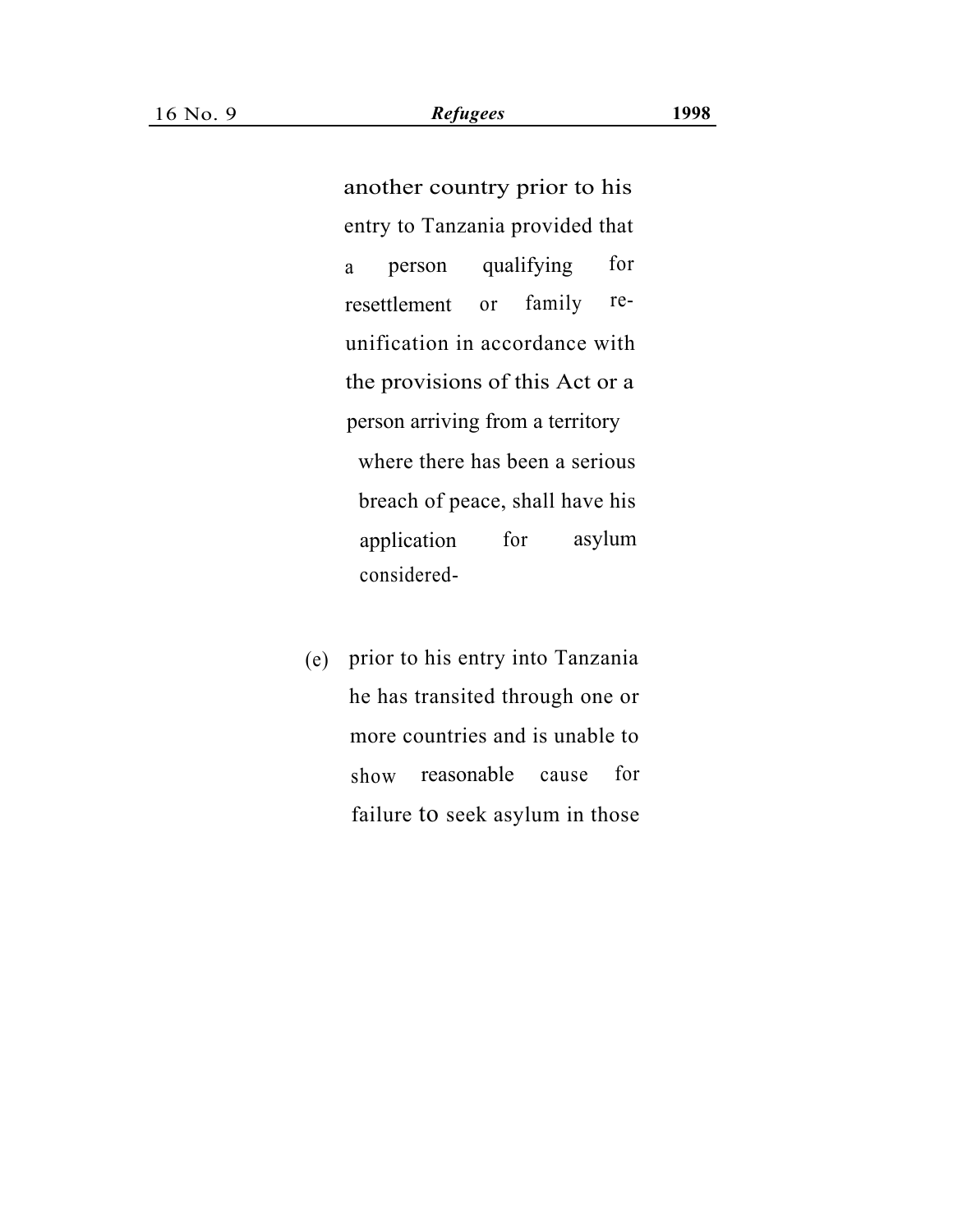another country prior to his entry to Tanzania provided that a person qualifying for resettlement or family re-unification in accordance with the provisions of this Act or a person arriving from a territory where there has been a serious breach of peace, shall have his application for asylum considered-

(e) prior to his entry into Tanzania he has transited through one or more countries and is unable to show reasonable cause for failure to seek asylum in those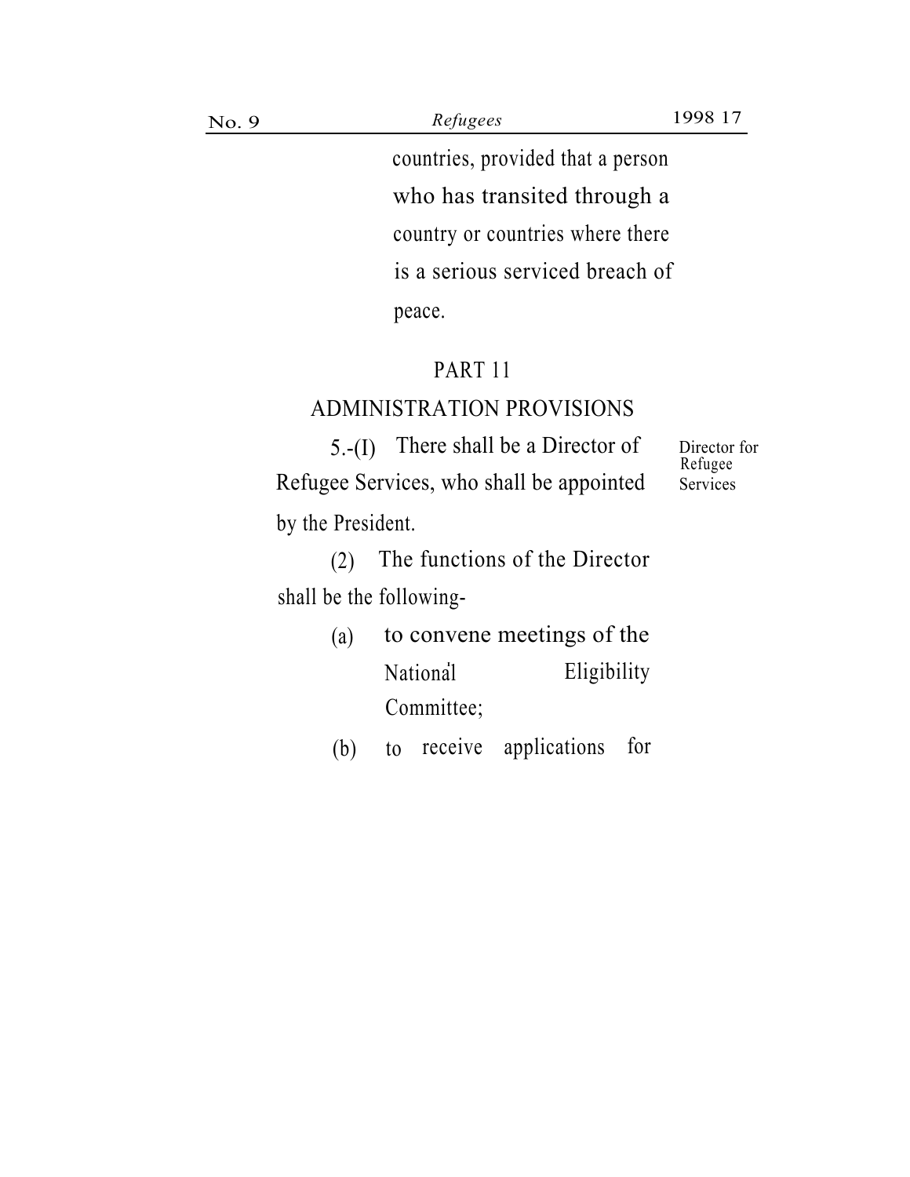countries, provided that a person who has transited through a country or countries where there is a serious serviced breach of peace.

## PART 11

## ADMINISTRATION PROVISIONS

Director for Refugee Services

5.-(I) There shall be a Director of Refugee Services, who shall be appointed by the President.

(2) The functions of the Director shall be the following-

(a) to convene meetings of the National Eligibility Committee;

(b) to receive applications for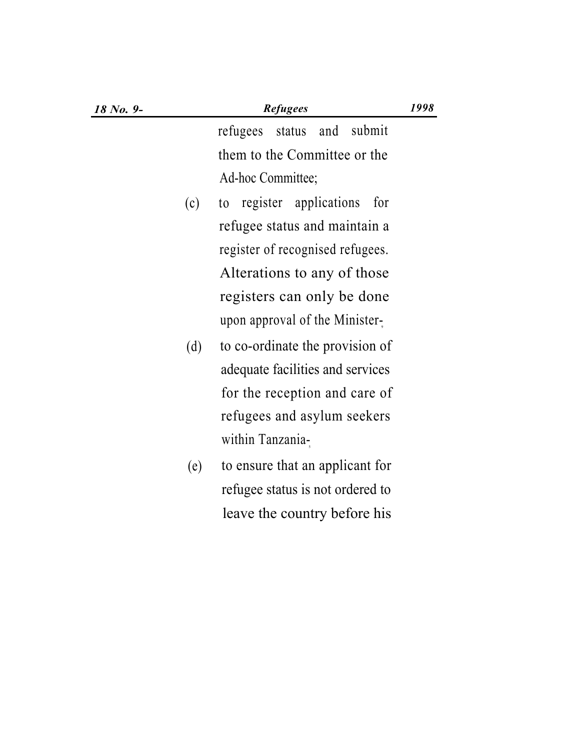refugees status and submit them to the Committee or the Ad-hoc Committee;

(c) to register applications for refugee status and maintain a register of recognised refugees. Alterations to any of those registers can only be done upon approval of the Minister;

(d) to co-ordinate the provision of adequate facilities and services for the reception and care of refugees and asylum seekers within Tanzania;

(e) to ensure that an applicant for refugee status is not ordered to leave the country before his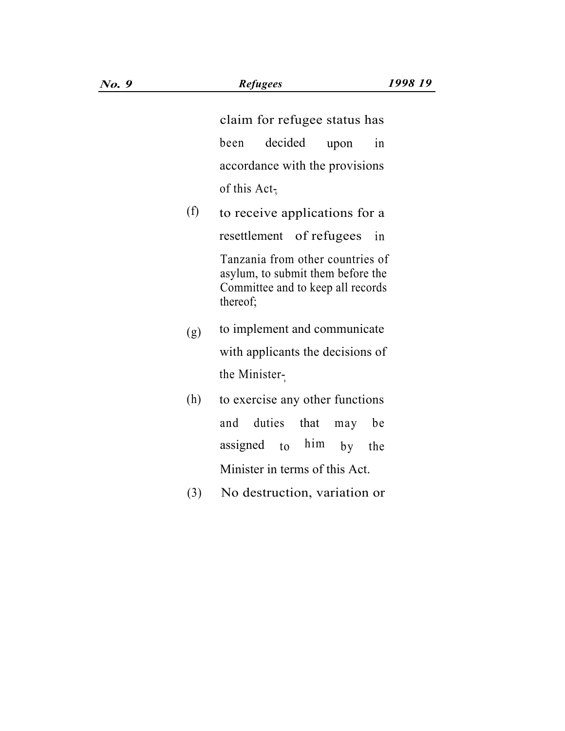claim for refugee status has been decided upon in accordance with the provisions of this Act;

(f) to receive applications for a resettlement of refugees in Tanzania from other countries of asylum, to submit them before the Committee and to keep all records thereof;

(g) to implement and communicate with applicants the decisions of the Minister;

(h) to exercise any other functions and duties that may be assigned to him by the Minister in terms of this Act.

(3) No destruction, variation or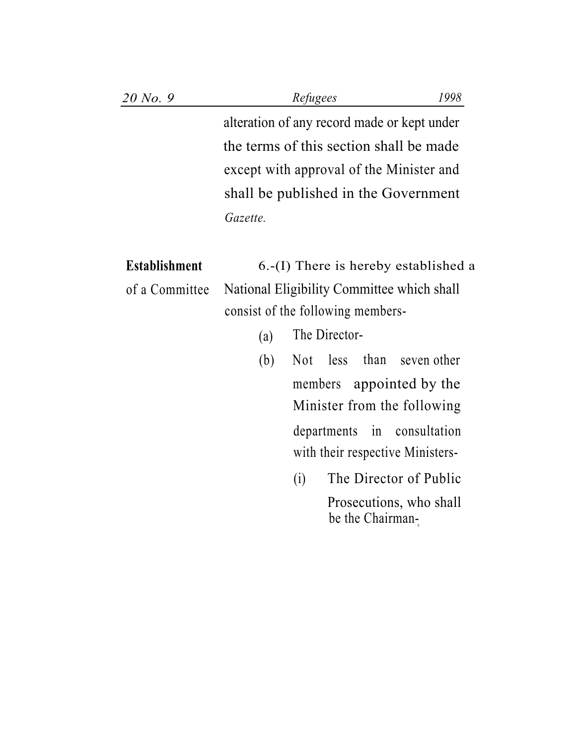alteration of any record made or kept under the terms of this section shall be made except with approval of the Minister and shall be published in the Government *Gazette.*

**Establishment of a Committee**

6.-(I) There is hereby established a National Eligibility Committee which shall consist of the following members-

(a) The Director-

(b) Not less than seven other members appointed by the Minister from the following departments in consultation with their respective Ministers-

(i) The Director of Public Prosecutions, who shall be the Chairman-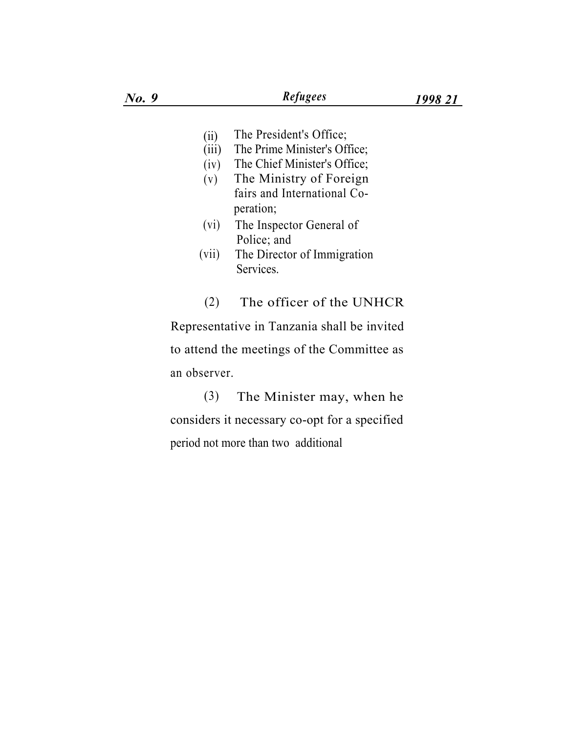(ii) The President's Office;

(iii) The Prime Minister's Office;

(iv) The Chief Minister's Office;

(v) The Ministry of Foreign fairs and International Co-peration;

(vi) The Inspector General of Police; and

(vii) The Director of Immigration Services.

(2) The officer of the UNHCR Representative in Tanzania shall be invited to attend the meetings of the Committee as an observer.

(3) The Minister may, when he considers it necessary co-opt for a specified period not more than two additional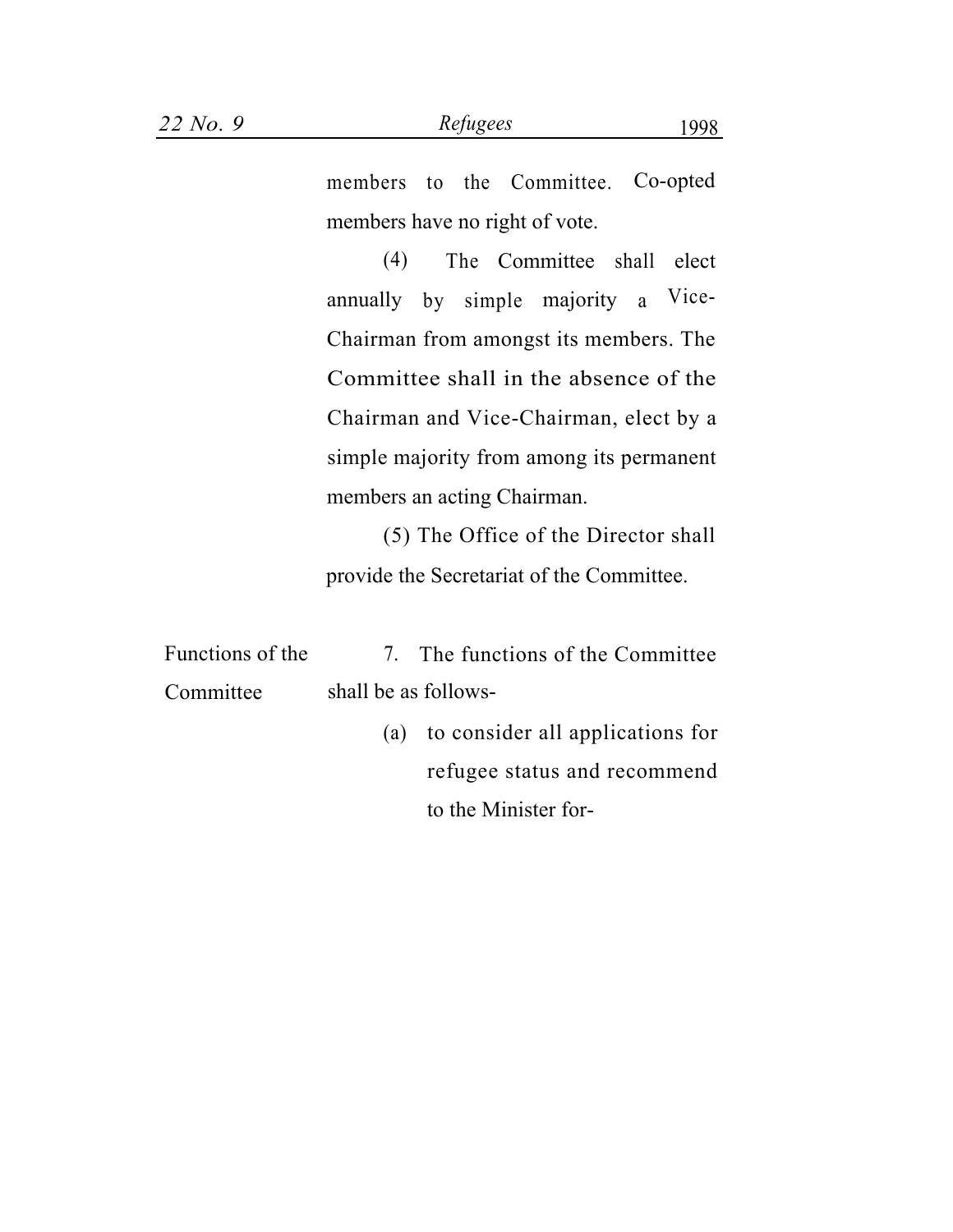members to the Committee. Co-opted members have no right of vote.

(4) The Committee shall elect annually by simple majority a Vice-Chairman from amongst its members. The Committee shall in the absence of the Chairman and Vice-Chairman, elect by a simple majority from among its permanent members an acting Chairman.

(5) The Office of the Director shall provide the Secretariat of the Committee.

Functions of the Committee

7. The functions of the Committee shall be as follows-

(a) to consider all applications for refugee status and recommend to the Minister for-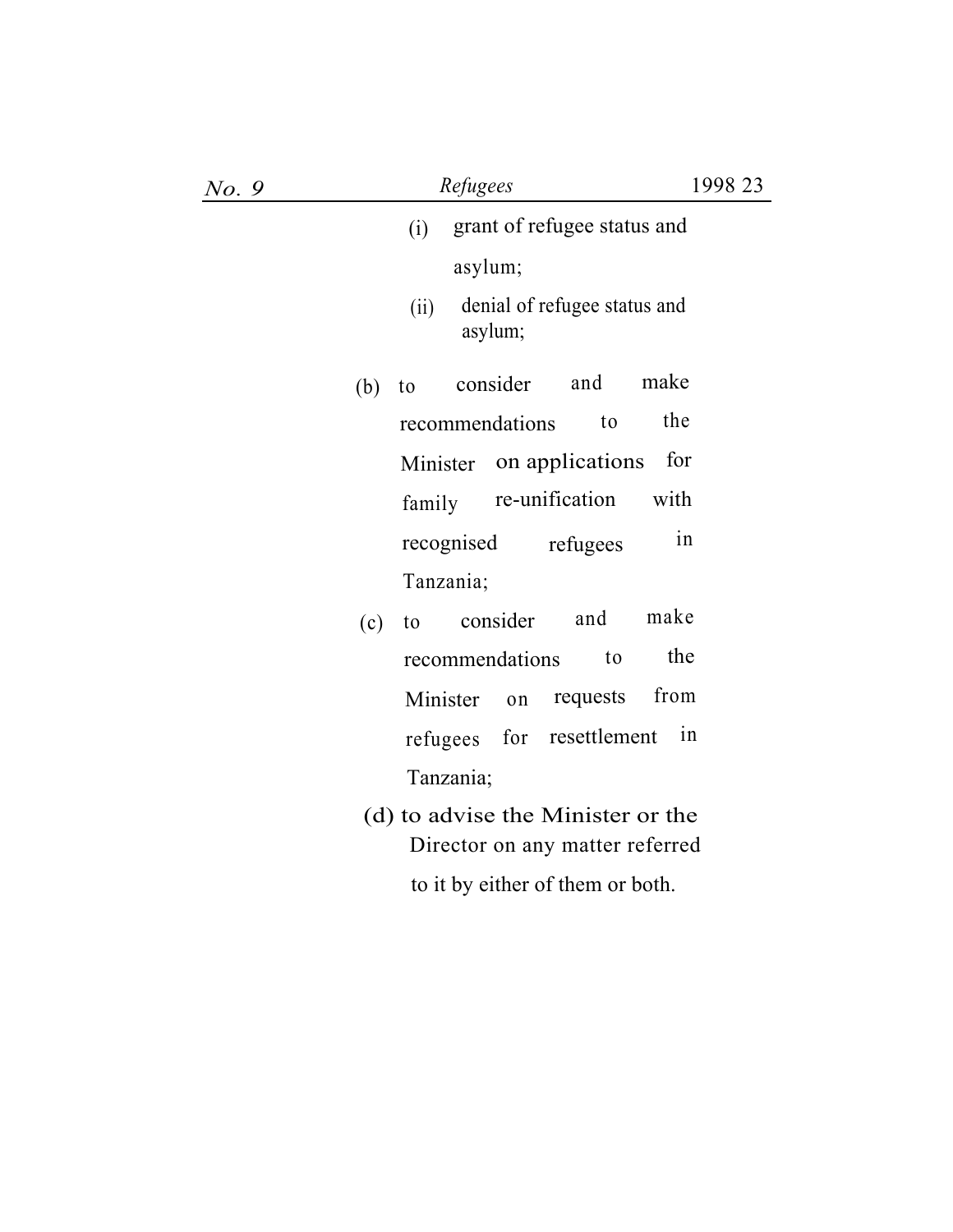(i) grant of refugee status and asylum;

(ii) denial of refugee status and asylum;

(b) to consider and make recommendations to the Minister on applications for family re-unification with recognised refugees in Tanzania;

(c) to consider and make recommendations to the Minister on requests from refugees for resettlement in Tanzania;

(d) to advise the Minister or the Director on any matter referred to it by either of them or both.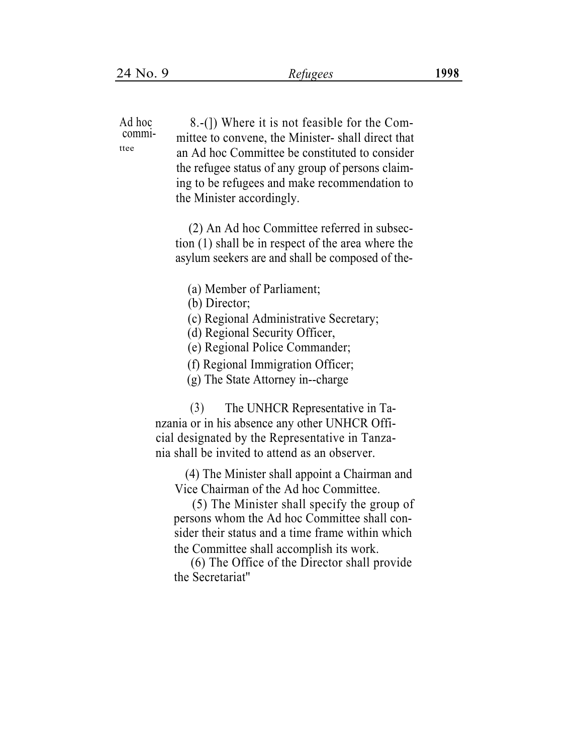Ad hoc committee

8.-(]) Where it is not feasible for the Committee to convene, the Minister- shall direct that an Ad hoc Committee be constituted to consider the refugee status of any group of persons claiming to be refugees and make recommendation to the Minister accordingly.

(2) An Ad hoc Committee referred in subsection (1) shall be in respect of the area where the asylum seekers are and shall be composed of the-

(a) Member of Parliament;
(b) Director;
(c) Regional Administrative Secretary;
(d) Regional Security Officer,
(e) Regional Police Commander;
(f) Regional Immigration Officer;
(g) The State Attorney in--charge

(3) The UNHCR Representative in Tanzania or in his absence any other UNHCR Official designated by the Representative in Tanzania shall be invited to attend as an observer.

(4) The Minister shall appoint a Chairman and Vice Chairman of the Ad hoc Committee.

(5) The Minister shall specify the group of persons whom the Ad hoc Committee shall consider their status and a time frame within which the Committee shall accomplish its work.

(6) The Office of the Director shall provide the Secretariat"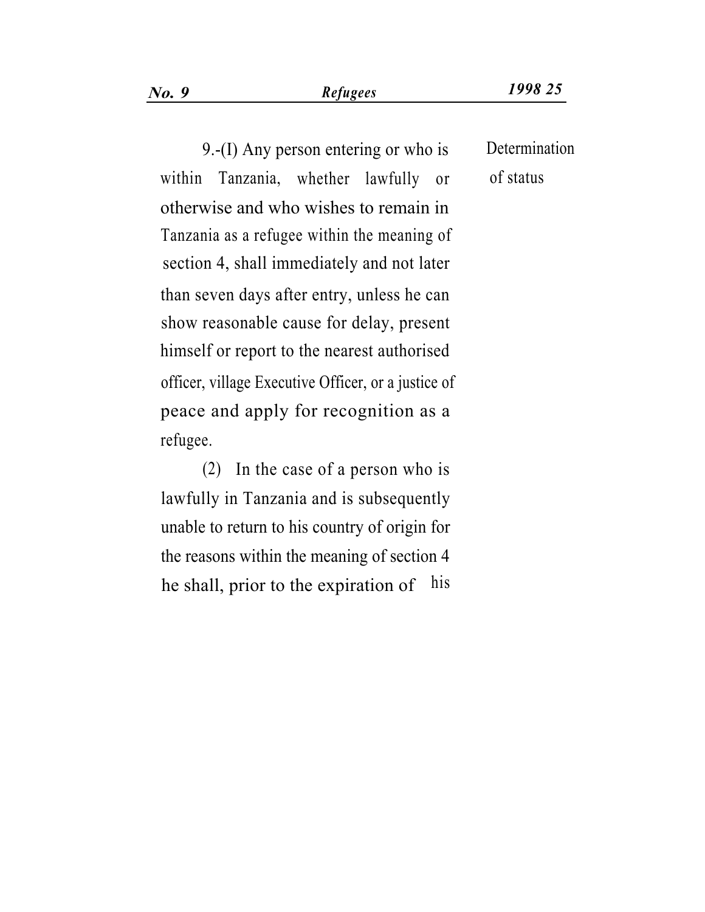Determination of status

9.-(I) Any person entering or who is within Tanzania, whether lawfully or otherwise and who wishes to remain in Tanzania as a refugee within the meaning of section 4, shall immediately and not later than seven days after entry, unless he can show reasonable cause for delay, present himself or report to the nearest authorised officer, village Executive Officer, or a justice of peace and apply for recognition as a refugee.

(2) In the case of a person who is lawfully in Tanzania and is subsequently unable to return to his country of origin for the reasons within the meaning of section 4 he shall, prior to the expiration of his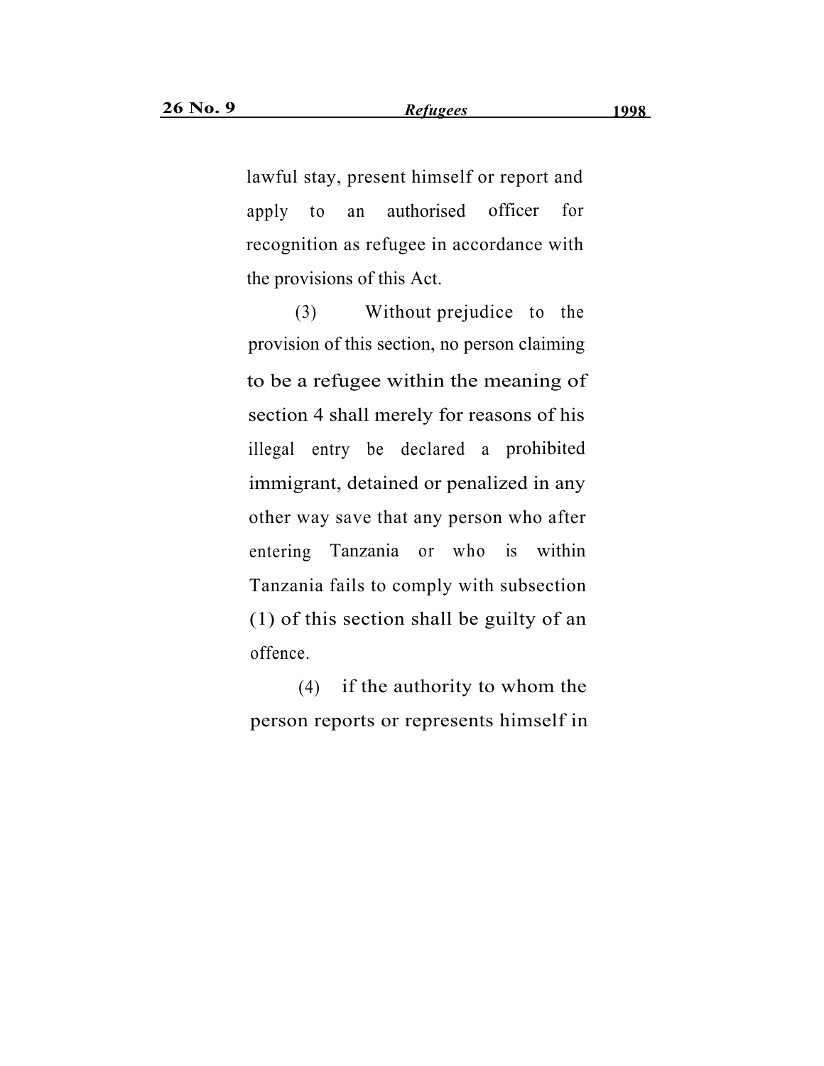lawful stay, present himself or report and apply to an authorised officer for recognition as refugee in accordance with the provisions of this Act.

(3) Without prejudice to the provision of this section, no person claiming to be a refugee within the meaning of section 4 shall merely for reasons of his illegal entry be declared a prohibited immigrant, detained or penalized in any other way save that any person who after entering Tanzania or who is within Tanzania fails to comply with subsection (1) of this section shall be guilty of an offence.

(4) if the authority to whom the person reports or represents himself in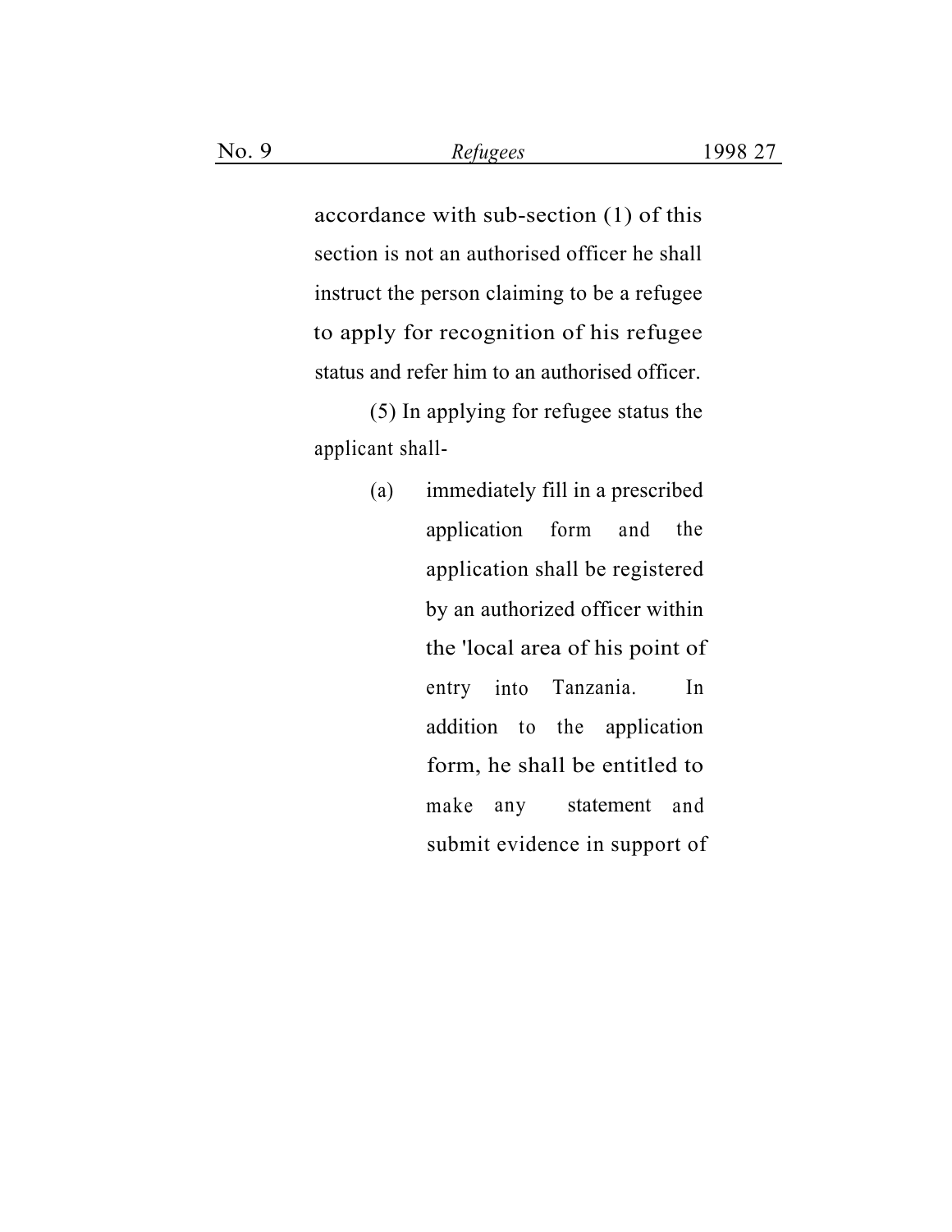accordance with sub-section (1) of this section is not an authorised officer he shall instruct the person claiming to be a refugee to apply for recognition of his refugee status and refer him to an authorised officer.

(5) In applying for refugee status the applicant shall-

(a) immediately fill in a prescribed application form and the application shall be registered by an authorized officer within the 'local area of his point of entry into Tanzania. In addition to the application form, he shall be entitled to make any statement and submit evidence in support of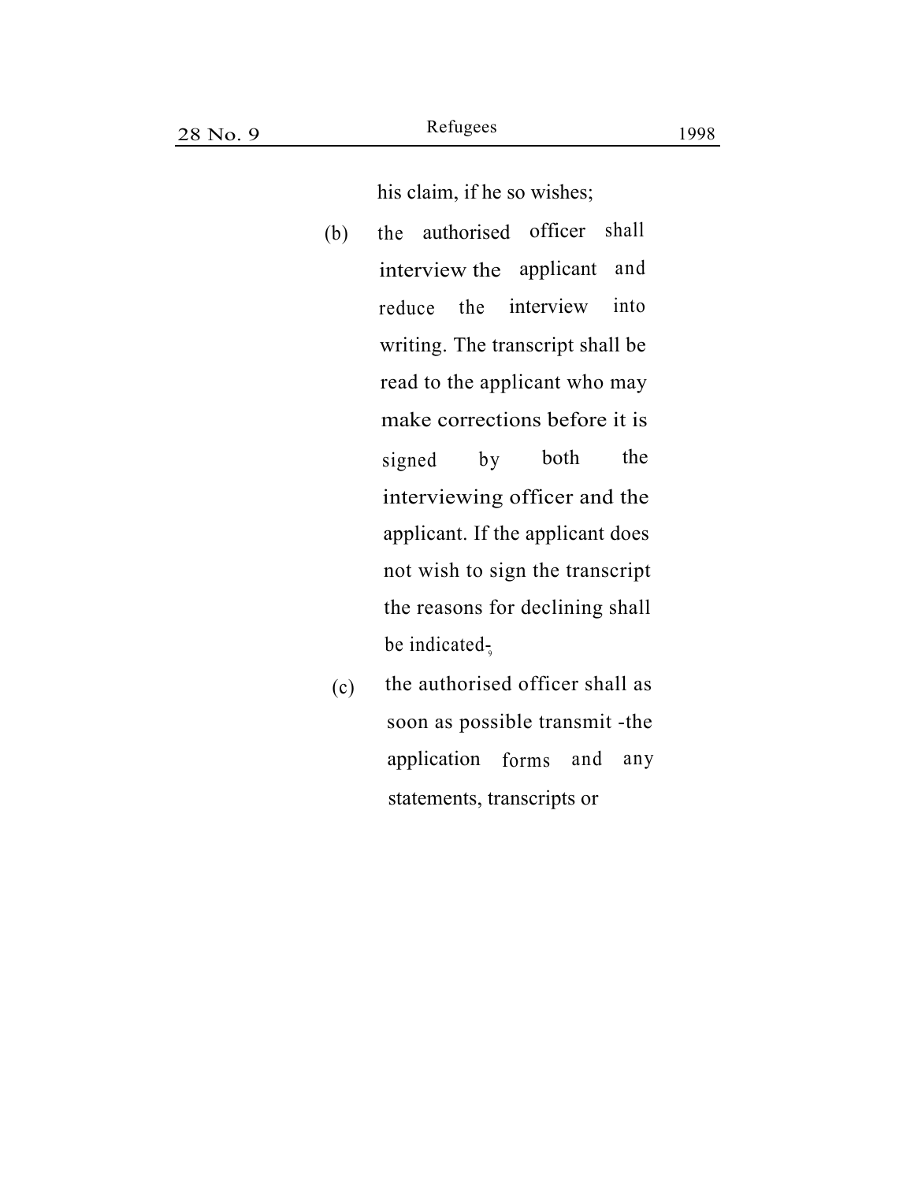his claim, if he so wishes;

(b) the authorised officer shall interview the applicant and reduce the interview into writing. The transcript shall be read to the applicant who may make corrections before it is signed by both the interviewing officer and the applicant. If the applicant does not wish to sign the transcript the reasons for declining shall be indicated;

(c) the authorised officer shall as soon as possible transmit -the application forms and any statements, transcripts or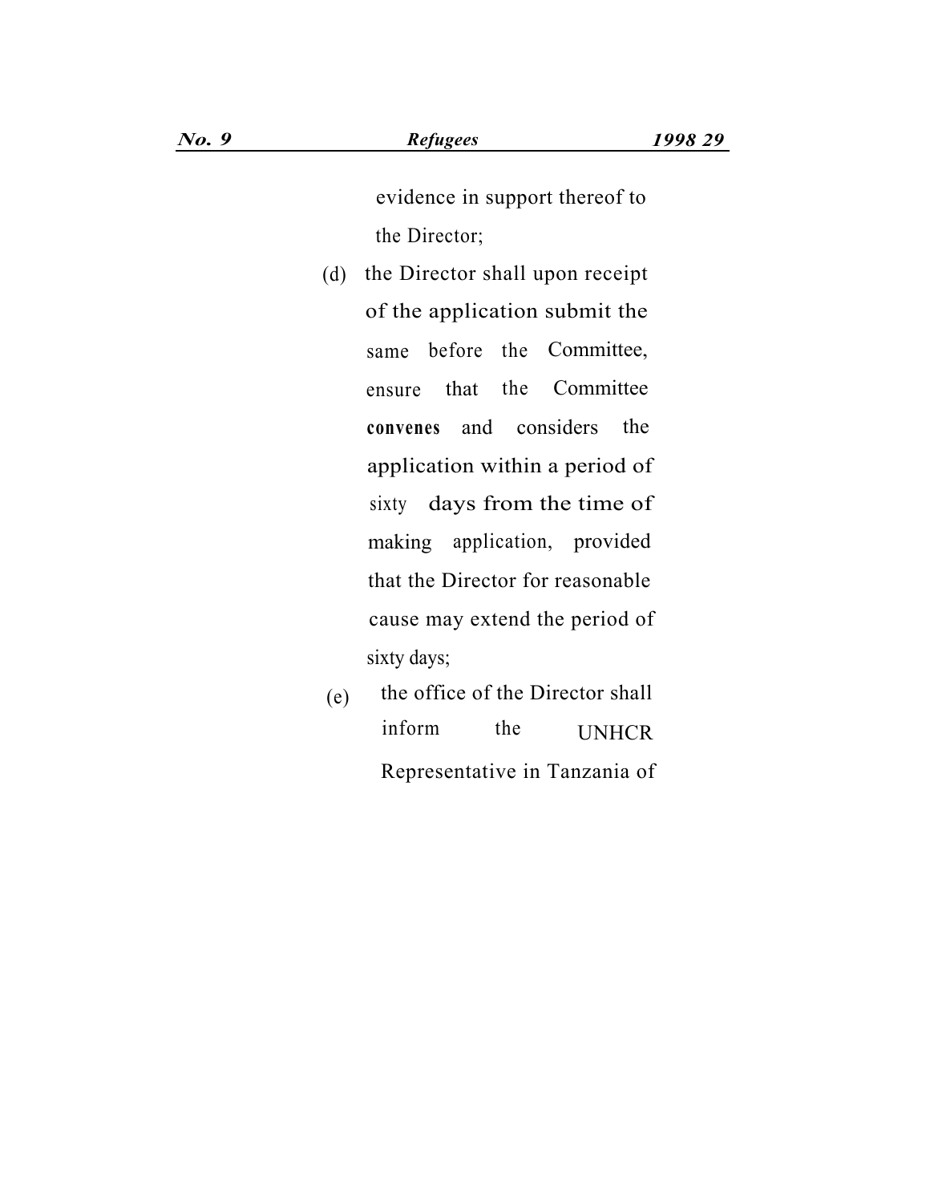evidence in support thereof to the Director;

(d) the Director shall upon receipt of the application submit the same before the Committee, ensure that the Committee **convenes** and considers the application within a period of sixty days from the time of making application, provided that the Director for reasonable cause may extend the period of sixty days;

(e) the office of the Director shall inform the UNHCR Representative in Tanzania of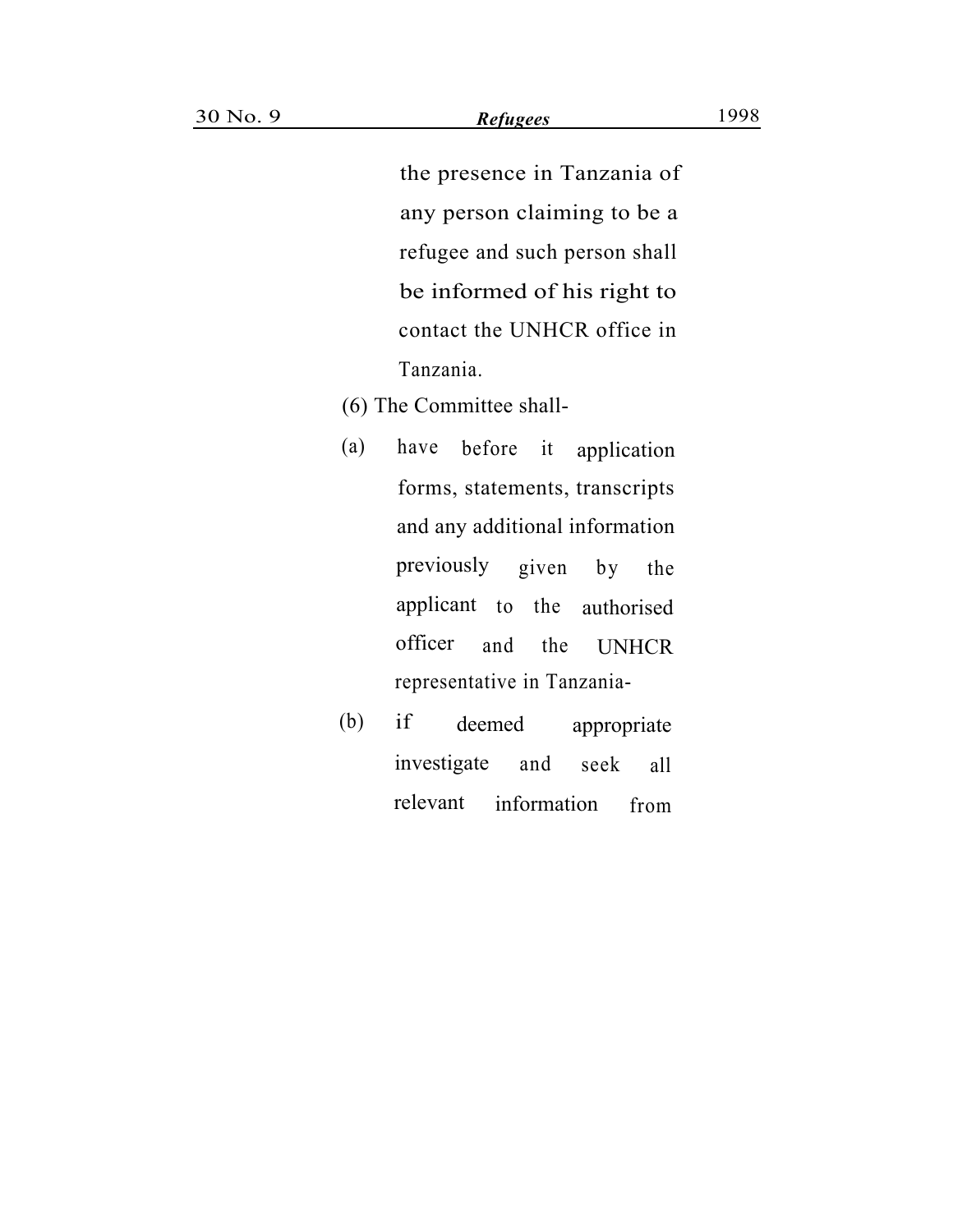the presence in Tanzania of any person claiming to be a refugee and such person shall be informed of his right to contact the UNHCR office in Tanzania.

(6) The Committee shall-

(a) have before it application forms, statements, transcripts and any additional information previously given by the applicant to the authorised officer and the UNHCR representative in Tanzania-

(b) if deemed appropriate investigate and seek all relevant information from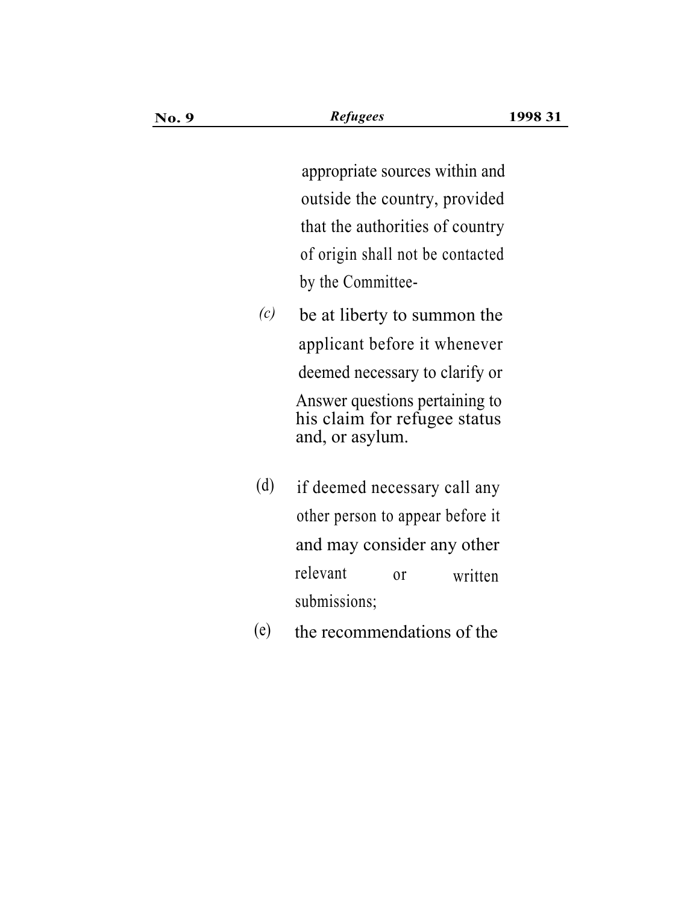appropriate sources within and outside the country, provided that the authorities of country of origin shall not be contacted by the Committee-

*(c)* be at liberty to summon the applicant before it whenever deemed necessary to clarify or Answer questions pertaining to his claim for refugee status and, or asylum.

(d) if deemed necessary call any other person to appear before it and may consider any other relevant or written submissions;

(e) the recommendations of the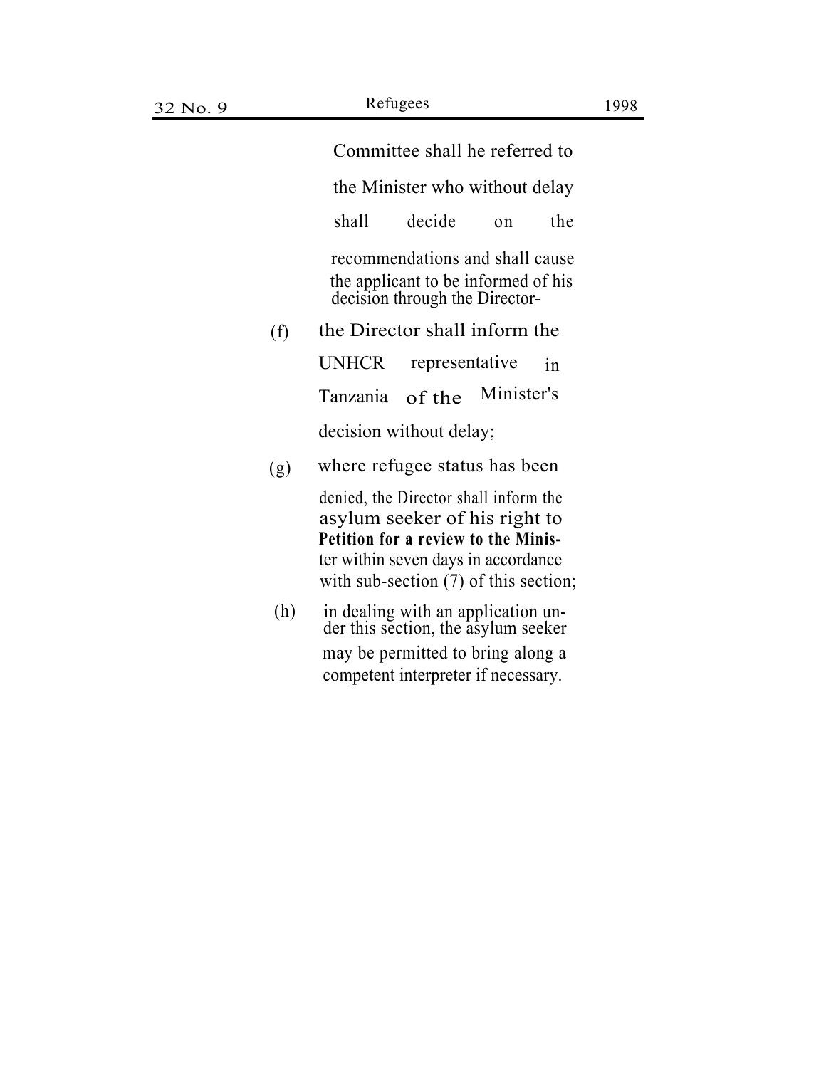Committee shall he referred to the Minister who without delay shall decide on the recommendations and shall cause the applicant to be informed of his decision through the Director-

(f) the Director shall inform the UNHCR representative in Tanzania of the Minister's decision without delay;

(g) where refugee status has been denied, the Director shall inform the asylum seeker of his right to **Petition for a review to the Minis**ter within seven days in accordance with sub-section (7) of this section;

(h) in dealing with an application under this section, the asylum seeker may be permitted to bring along a competent interpreter if necessary.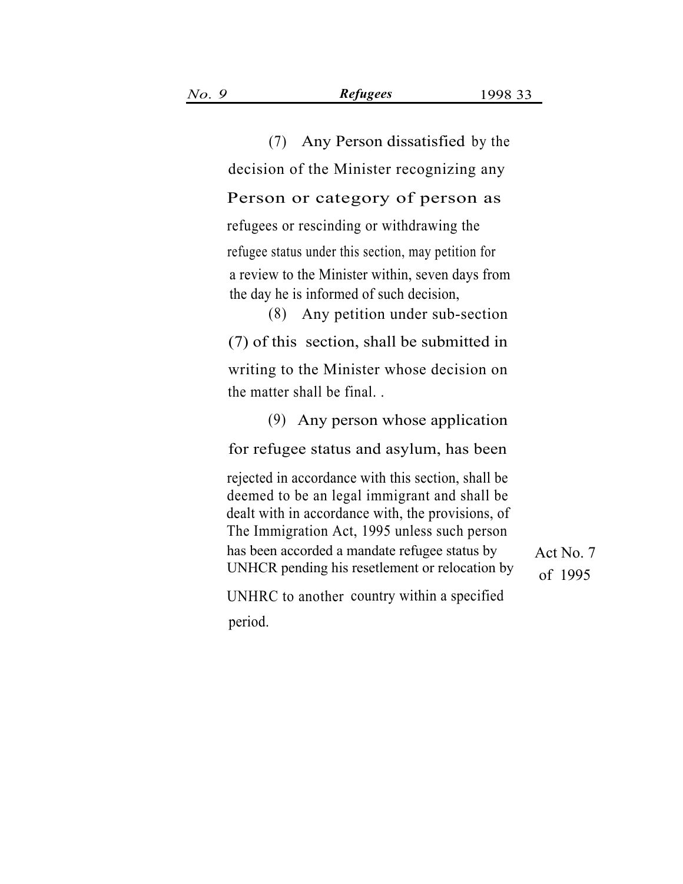(7) Any Person dissatisfied by the decision of the Minister recognizing any Person or category of person as refugees or rescinding or withdrawing the refugee status under this section, may petition for a review to the Minister within, seven days from the day he is informed of such decision,

(8) Any petition under sub-section (7) of this section, shall be submitted in writing to the Minister whose decision on the matter shall be final. .

(9) Any person whose application for refugee status and asylum, has been rejected in accordance with this section, shall be deemed to be an legal immigrant and shall be dealt with in accordance with, the provisions, of The Immigration Act, 1995 unless such person has been accorded a mandate refugee status by UNHCR pending his resetlement or relocation by UNHRC to another country within a specified period.

Act No. 7 of 1995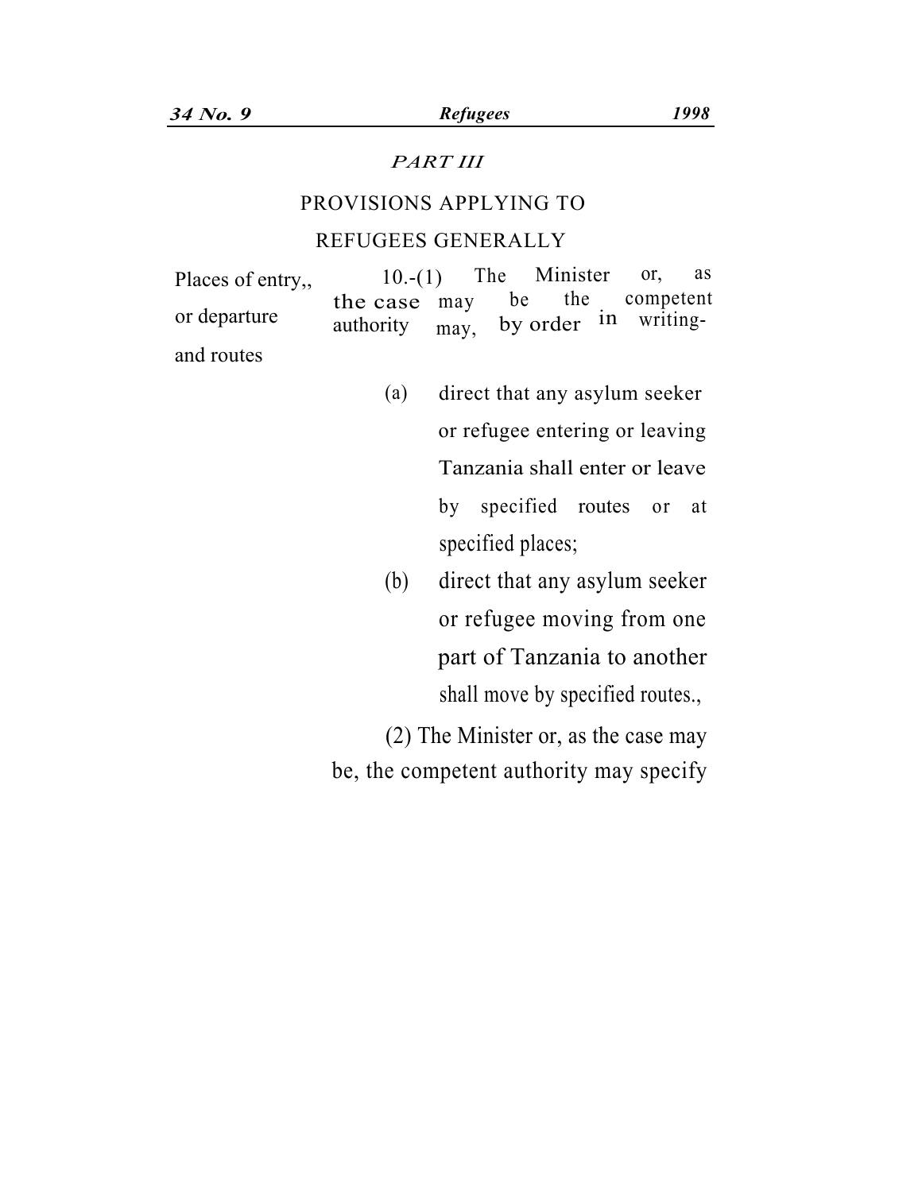*PART III*

PROVISIONS APPLYING TO REFUGEES GENERALLY

Places of entry,, or departure and routes

10.-(1) The Minister or, as the case may be the competent authority may, by order in writing-

(a) direct that any asylum seeker or refugee entering or leaving Tanzania shall enter or leave by specified routes or at specified places;

(b) direct that any asylum seeker or refugee moving from one part of Tanzania to another shall move by specified routes.,

(2) The Minister or, as the case may be, the competent authority may specify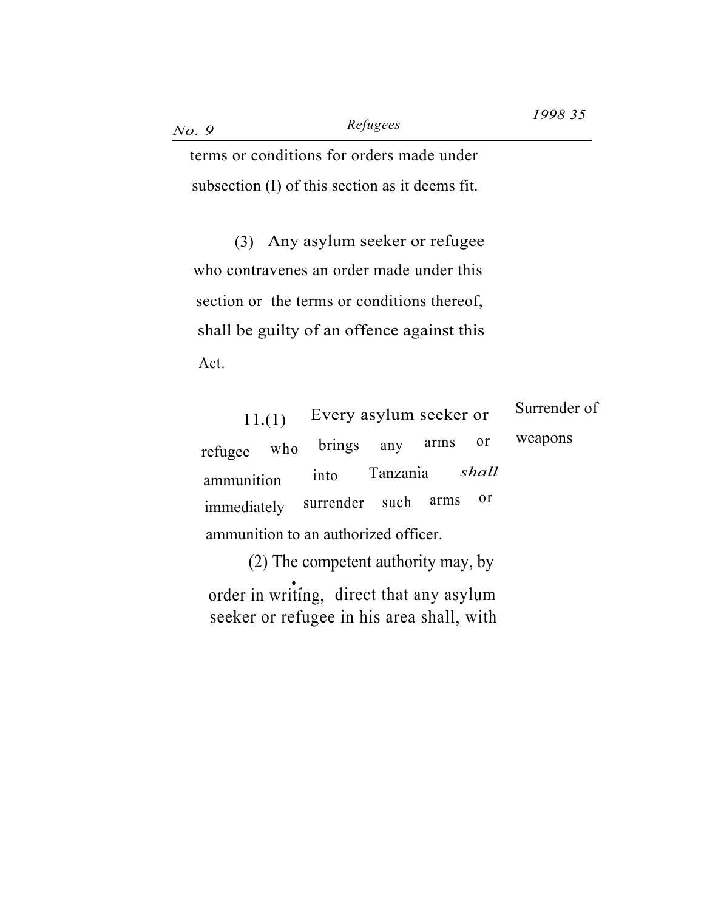terms or conditions for orders made under subsection (I) of this section as it deems fit.

(3) Any asylum seeker or refugee who contravenes an order made under this section or the terms or conditions thereof, shall be guilty of an offence against this Act.

Surrender of weapons

11.(1) Every asylum seeker or refugee who brings any arms or ammunition into Tanzania *shall* immediately surrender such arms or ammunition to an authorized officer.

(2) The competent authority may, by order in writing, direct that any asylum seeker or refugee in his area shall, with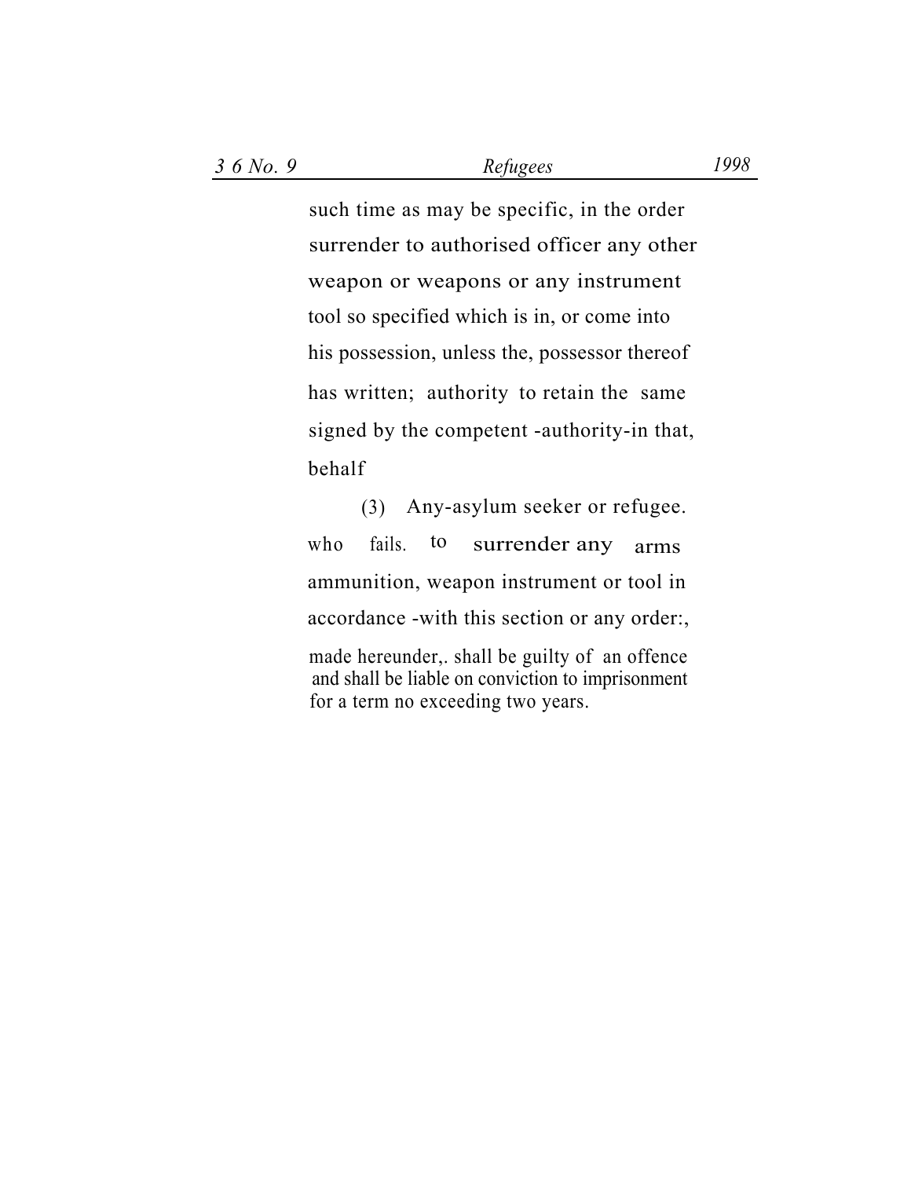such time as may be specific, in the order surrender to authorised officer any other weapon or weapons or any instrument tool so specified which is in, or come into his possession, unless the, possessor thereof has written; authority to retain the same signed by the competent -authority-in that, behalf

(3) Any-asylum seeker or refugee. who fails. to surrender any arms ammunition, weapon instrument or tool in accordance -with this section or any order:, made hereunder,. shall be guilty of an offence and shall be liable on conviction to imprisonment for a term no exceeding two years.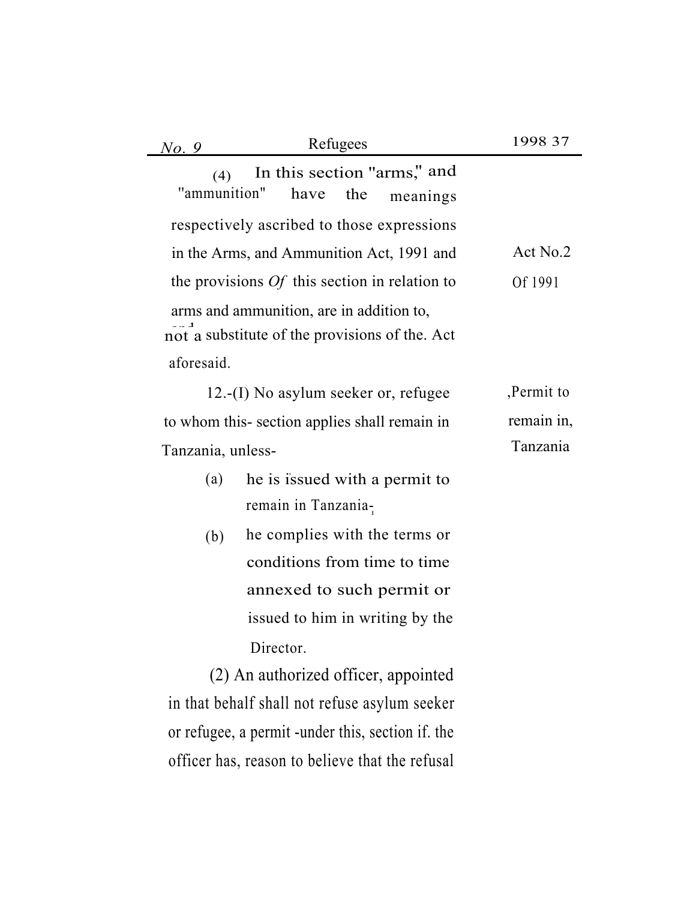(4) In this section "arms," and "ammunition" have the meanings respectively ascribed to those expressions in the Arms, and Ammunition Act, 1991 and the provisions *Of* this section in relation to arms and ammunition, are in addition to, and not a substitute of the provisions of the. Act aforesaid.

Act No.2 Of 1991

,Permit to remain in, Tanzania

12.-(I) No asylum seeker or, refugee to whom this- section applies shall remain in Tanzania, unless-

(a) he is issued with a permit to remain in Tanzania-;

(b) he complies with the terms or conditions from time to time annexed to such permit or issued to him in writing by the Director.

(2) An authorized officer, appointed in that behalf shall not refuse asylum seeker or refugee, a permit -under this, section if. the officer has, reason to believe that the refusal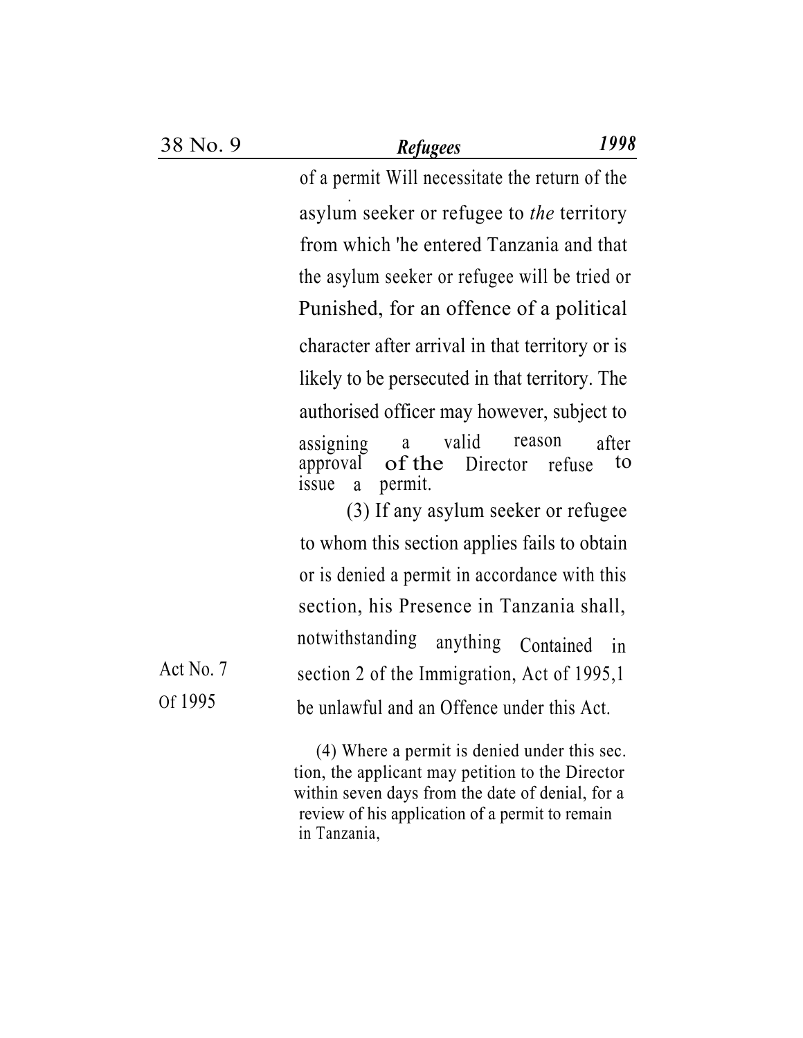of a permit Will necessitate the return of the asylum seeker or refugee to *the* territory from which 'he entered Tanzania and that the asylum seeker or refugee will be tried or Punished, for an offence of a political character after arrival in that territory or is likely to be persecuted in that territory. The authorised officer may however, subject to assigning a valid reason after approval of the Director refuse to issue a permit.

(3) If any asylum seeker or refugee to whom this section applies fails to obtain or is denied a permit in accordance with this section, his Presence in Tanzania shall, notwithstanding anything Contained in section 2 of the Immigration, Act of 1995,1 be unlawful and an Offence under this Act.

Act No. 7 Of 1995

(4) Where a permit is denied under this sec. tion, the applicant may petition to the Director within seven days from the date of denial, for a review of his application of a permit to remain in Tanzania,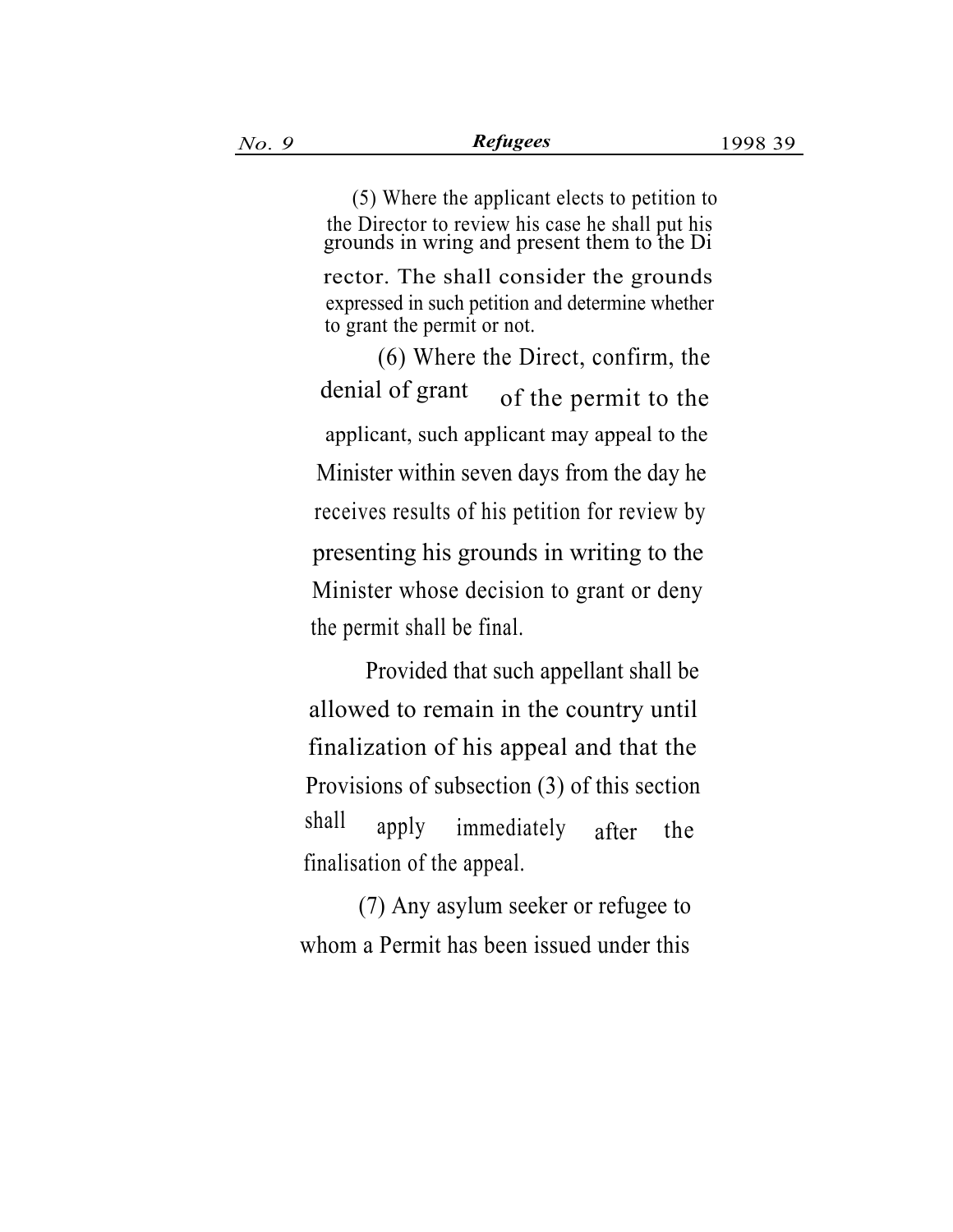(5) Where the applicant elects to petition to the Director to review his case he shall put his grounds in wring and present them to the Director. The shall consider the grounds expressed in such petition and determine whether to grant the permit or not.

(6) Where the Direct, confirm, the denial of grant of the permit to the applicant, such applicant may appeal to the Minister within seven days from the day he receives results of his petition for review by presenting his grounds in writing to the Minister whose decision to grant or deny the permit shall be final.

Provided that such appellant shall be allowed to remain in the country until finalization of his appeal and that the Provisions of subsection (3) of this section shall apply immediately after the finalisation of the appeal.

(7) Any asylum seeker or refugee to whom a Permit has been issued under this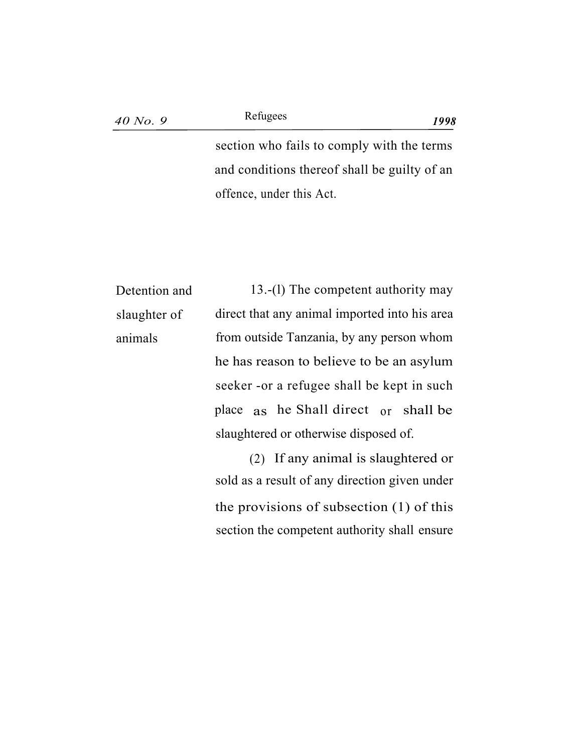section who fails to comply with the terms and conditions thereof shall be guilty of an offence, under this Act.

Detention and slaughter of animals

13.-(l) The competent authority may direct that any animal imported into his area from outside Tanzania, by any person whom he has reason to believe to be an asylum seeker -or a refugee shall be kept in such place as he Shall direct or shall be slaughtered or otherwise disposed of.

(2) If any animal is slaughtered or sold as a result of any direction given under the provisions of subsection (1) of this section the competent authority shall ensure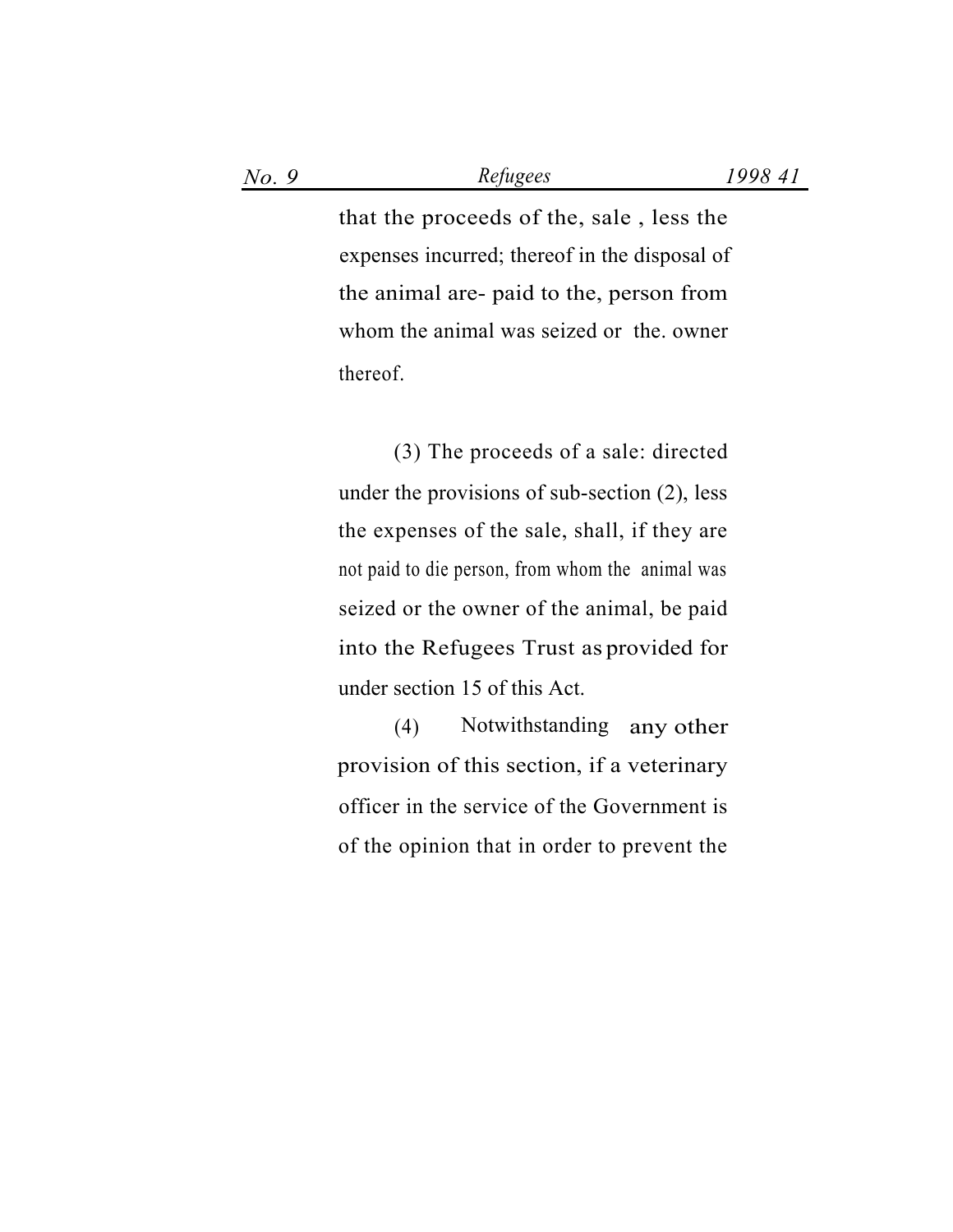that the proceeds of the, sale , less the expenses incurred; thereof in the disposal of the animal are- paid to the, person from whom the animal was seized or the. owner thereof.

(3) The proceeds of a sale: directed under the provisions of sub-section (2), less the expenses of the sale, shall, if they are not paid to die person, from whom the animal was seized or the owner of the animal, be paid into the Refugees Trust as provided for under section 15 of this Act.

(4) Notwithstanding any other provision of this section, if a veterinary officer in the service of the Government is of the opinion that in order to prevent the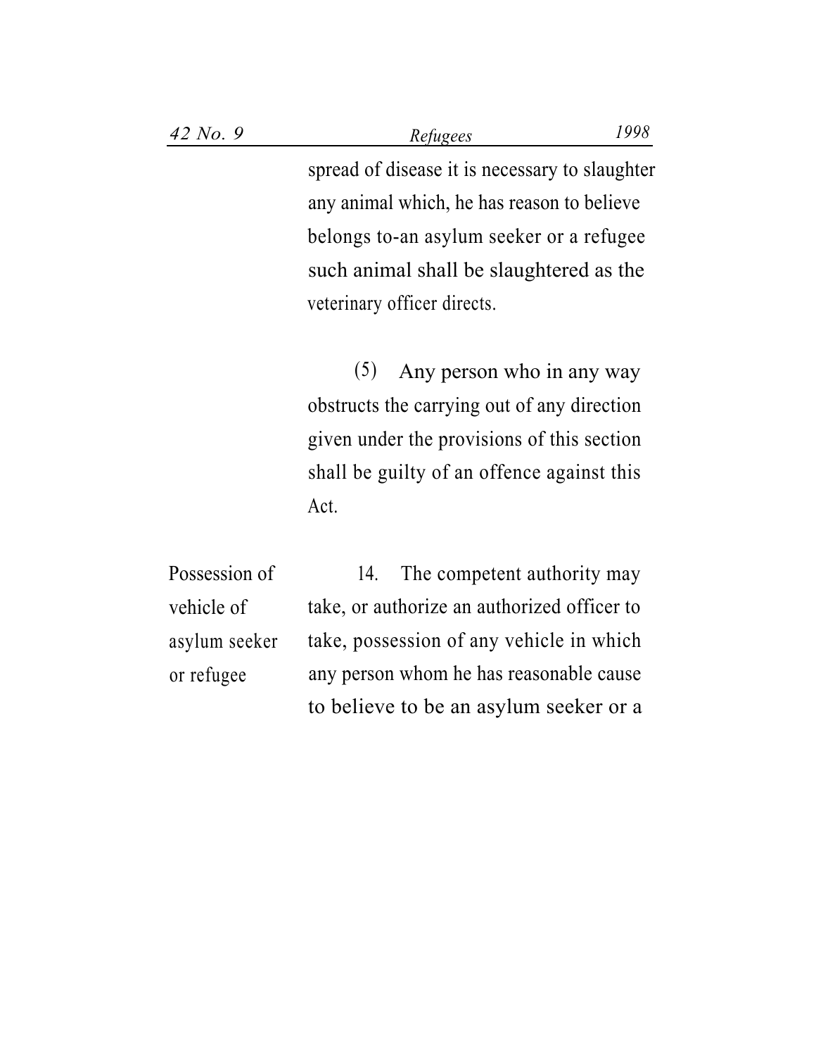spread of disease it is necessary to slaughter any animal which, he has reason to believe belongs to-an asylum seeker or a refugee such animal shall be slaughtered as the veterinary officer directs.

(5) Any person who in any way obstructs the carrying out of any direction given under the provisions of this section shall be guilty of an offence against this Act.

Possession of vehicle of asylum seeker or refugee

14. The competent authority may take, or authorize an authorized officer to take, possession of any vehicle in which any person whom he has reasonable cause to believe to be an asylum seeker or a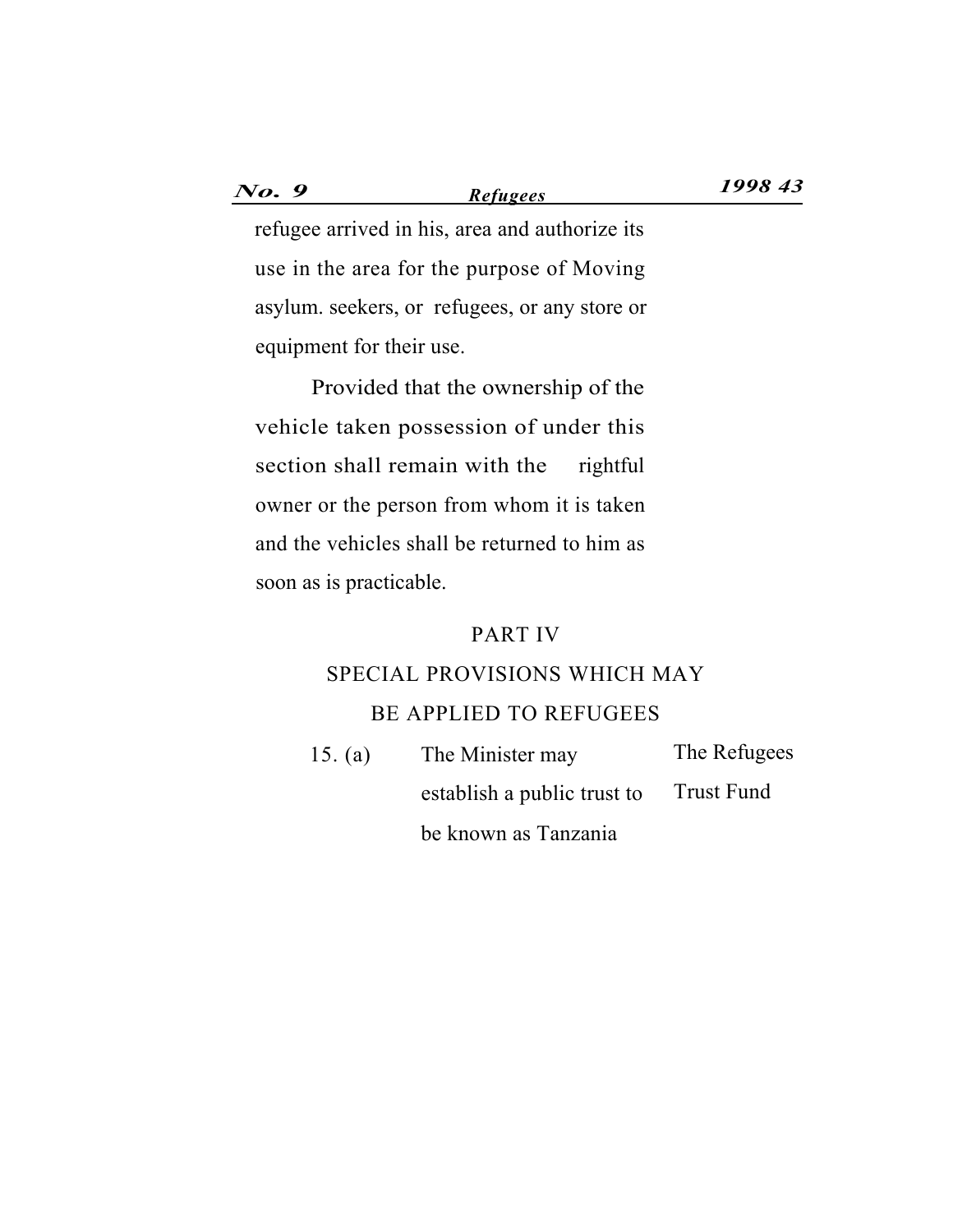refugee arrived in his, area and authorize its use in the area for the purpose of Moving asylum. seekers, or refugees, or any store or equipment for their use.

Provided that the ownership of the vehicle taken possession of under this section shall remain with the rightful owner or the person from whom it is taken and the vehicles shall be returned to him as soon as is practicable.

## PART IV

## SPECIAL PROVISIONS WHICH MAY BE APPLIED TO REFUGEES

The Refugees Trust Fund

15. (a) The Minister may establish a public trust to be known as Tanzania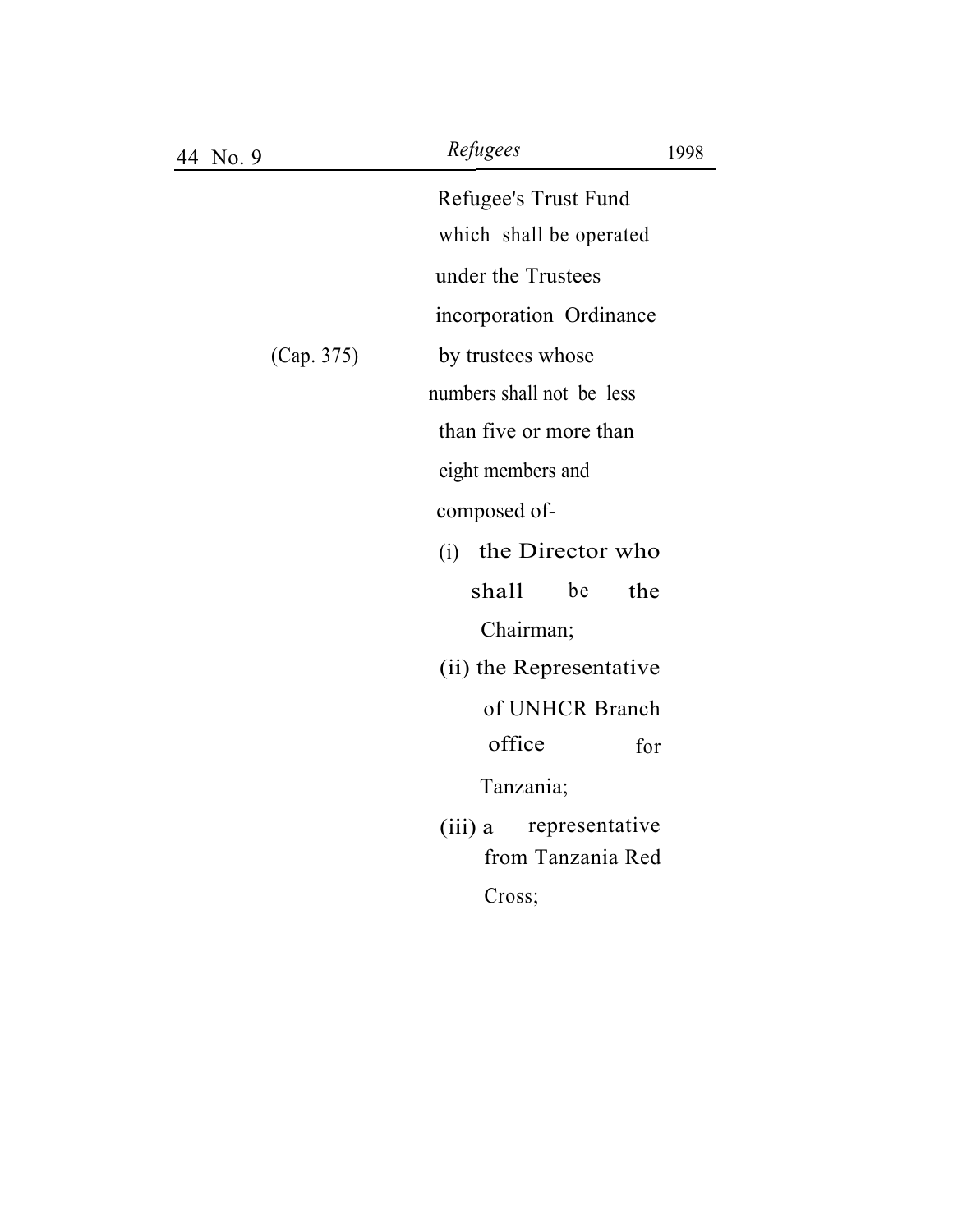Refugee's Trust Fund which shall be operated under the Trustees incorporation Ordinance (Cap. 375) by trustees whose numbers shall not be less than five or more than eight members and composed of-

(i) the Director who shall be the Chairman;

(ii) the Representative of UNHCR Branch office for Tanzania;

(iii) a representative from Tanzania Red Cross;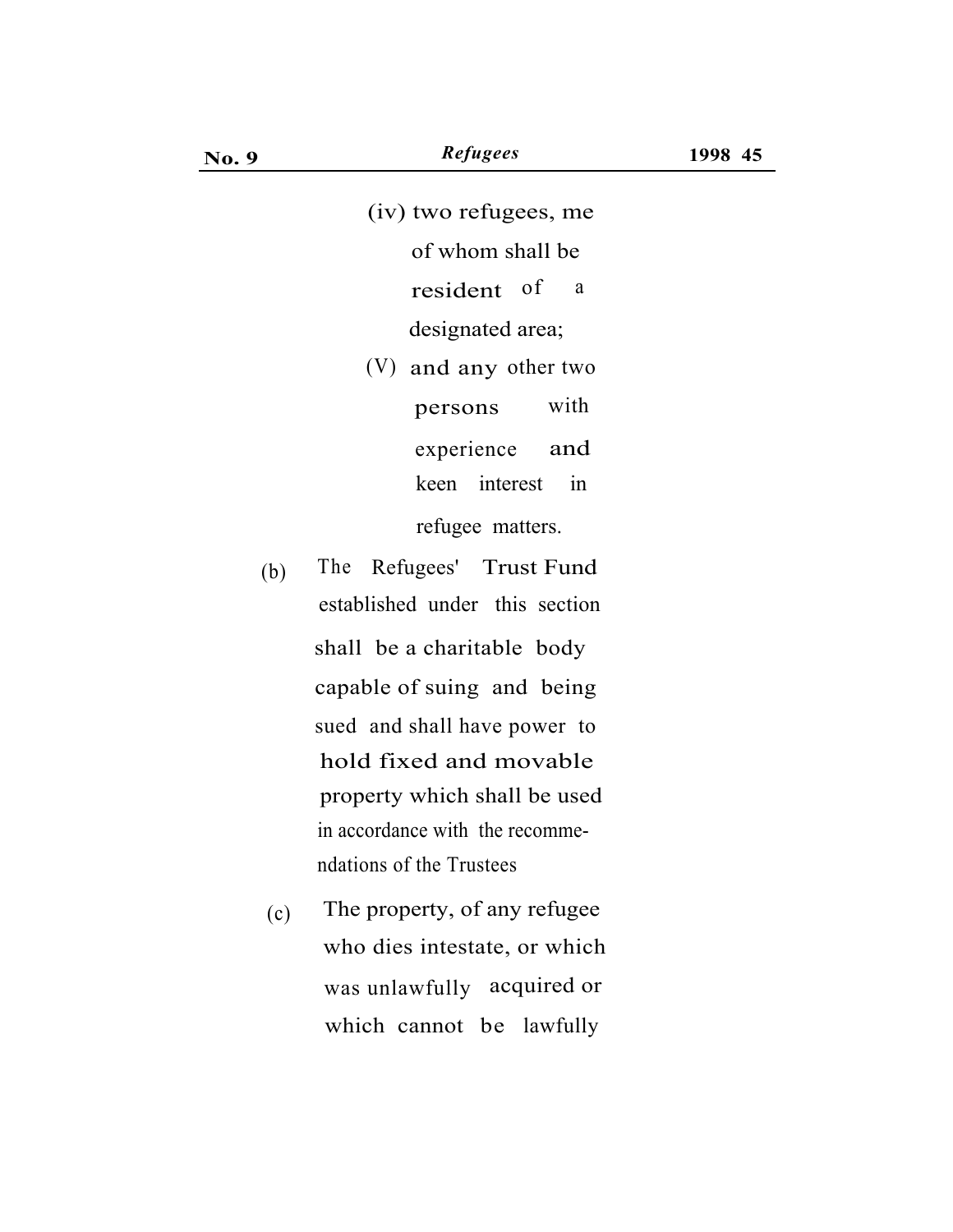(iv) two refugees, me of whom shall be resident of a designated area;

(V) and any other two persons with experience and keen interest in refugee matters.

(b) The Refugees' Trust Fund established under this section shall be a charitable body capable of suing and being sued and shall have power to hold fixed and movable property which shall be used in accordance with the recommendations of the Trustees

(c) The property, of any refugee who dies intestate, or which was unlawfully acquired or which cannot be lawfully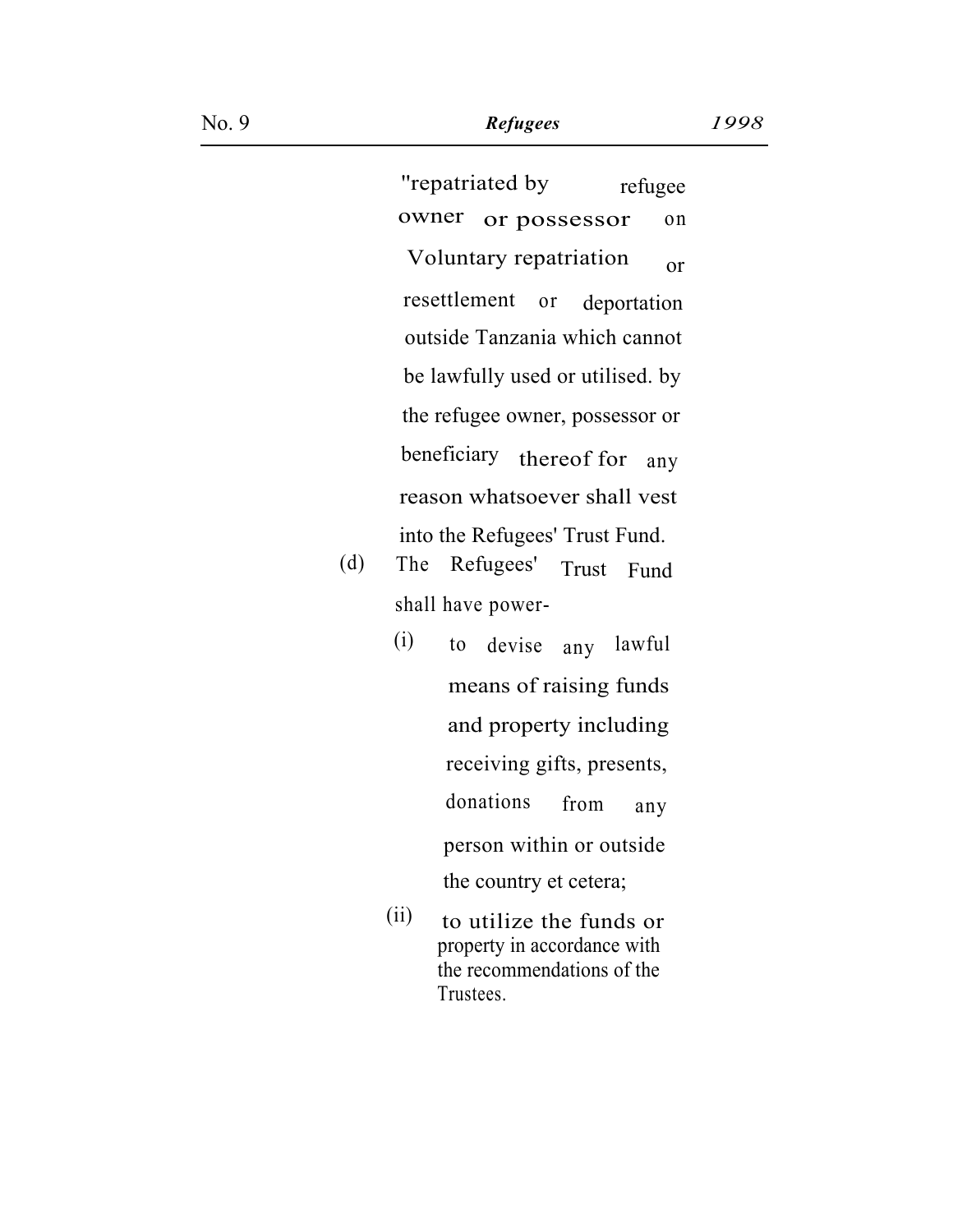"repatriated by refugee owner or possessor on Voluntary repatriation or resettlement or deportation outside Tanzania which cannot be lawfully used or utilised. by the refugee owner, possessor or beneficiary thereof for any reason whatsoever shall vest into the Refugees' Trust Fund.

(d) The Refugees' Trust Fund shall have power-

(i) to devise any lawful means of raising funds and property including receiving gifts, presents, donations from any person within or outside the country et cetera;

(ii) to utilize the funds or property in accordance with the recommendations of the Trustees.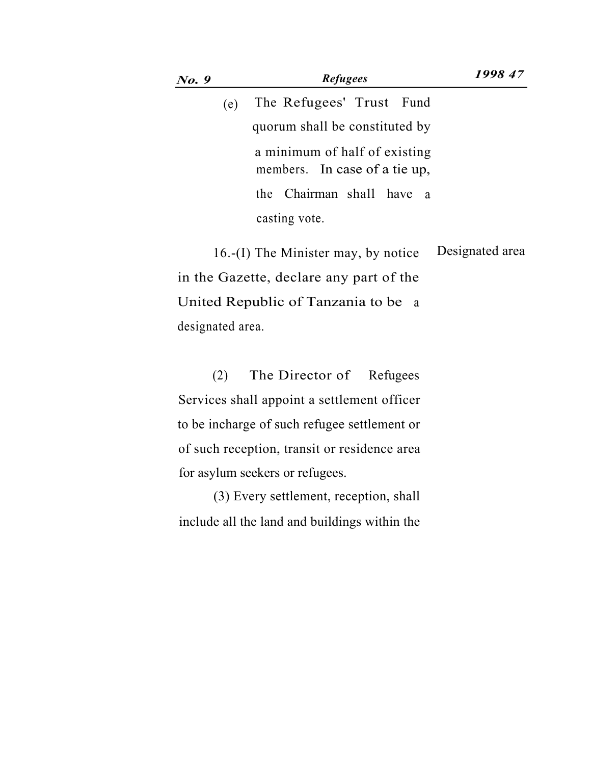(e) The Refugees' Trust Fund quorum shall be constituted by a minimum of half of existing members. In case of a tie up, the Chairman shall have a casting vote.

Designated area

16.-(I) The Minister may, by notice in the Gazette, declare any part of the United Republic of Tanzania to be a designated area.

(2) The Director of Refugees Services shall appoint a settlement officer to be incharge of such refugee settlement or of such reception, transit or residence area for asylum seekers or refugees.

(3) Every settlement, reception, shall include all the land and buildings within the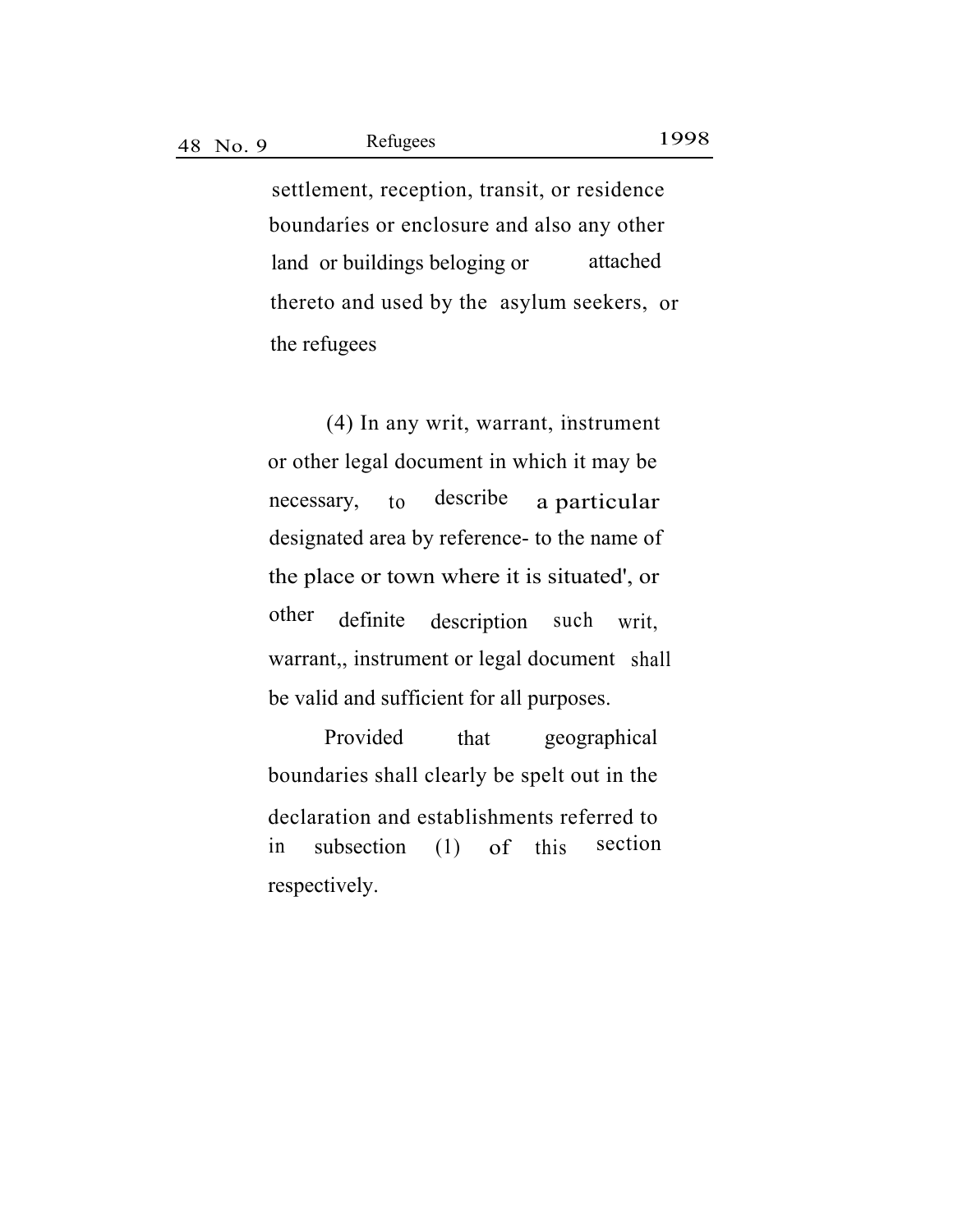settlement, reception, transit, or residence boundaries or enclosure and also any other land or buildings beloging or attached thereto and used by the asylum seekers, or the refugees

(4) In any writ, warrant, instrument or other legal document in which it may be necessary, to describe a particular designated area by reference- to the name of the place or town where it is situated', or other definite description such writ, warrant,, instrument or legal document shall be valid and sufficient for all purposes.

Provided that geographical boundaries shall clearly be spelt out in the declaration and establishments referred to in subsection (1) of this section respectively.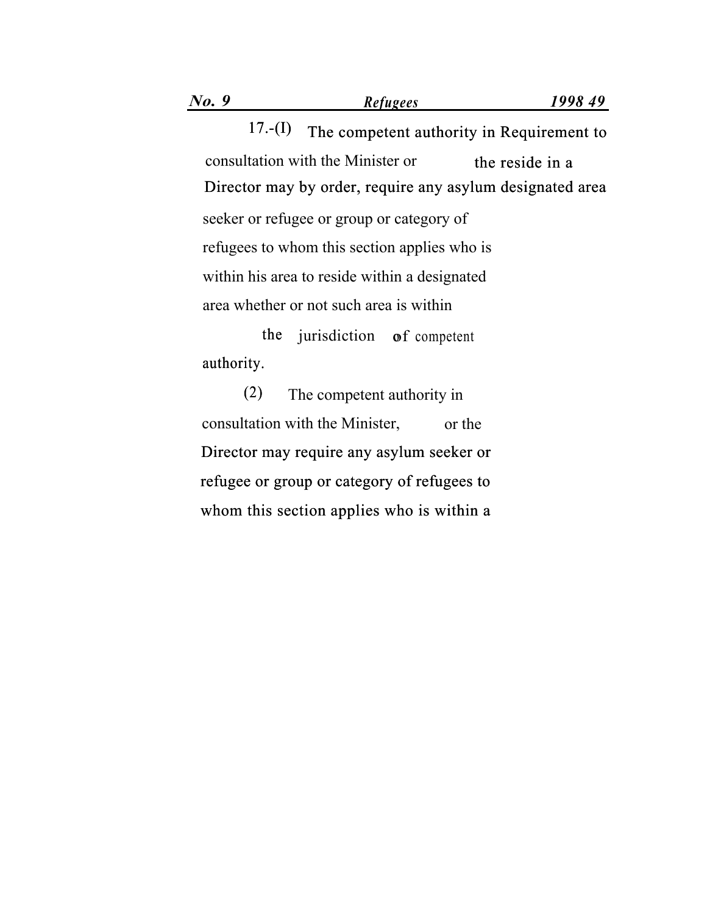*Requirement to reside in a designated area*

17.-(1) The competent authority in consultation with the Minister or the Director may by order, require any asylum seeker or refugee or group or category of refugees to whom this section applies who is within his area to reside within a designated area whether or not such area is within the jurisdiction of competent authority.

(2) The competent authority in consultation with the Minister, or the Director may require any asylum seeker or refugee or group or category of refugees to whom this section applies who is within a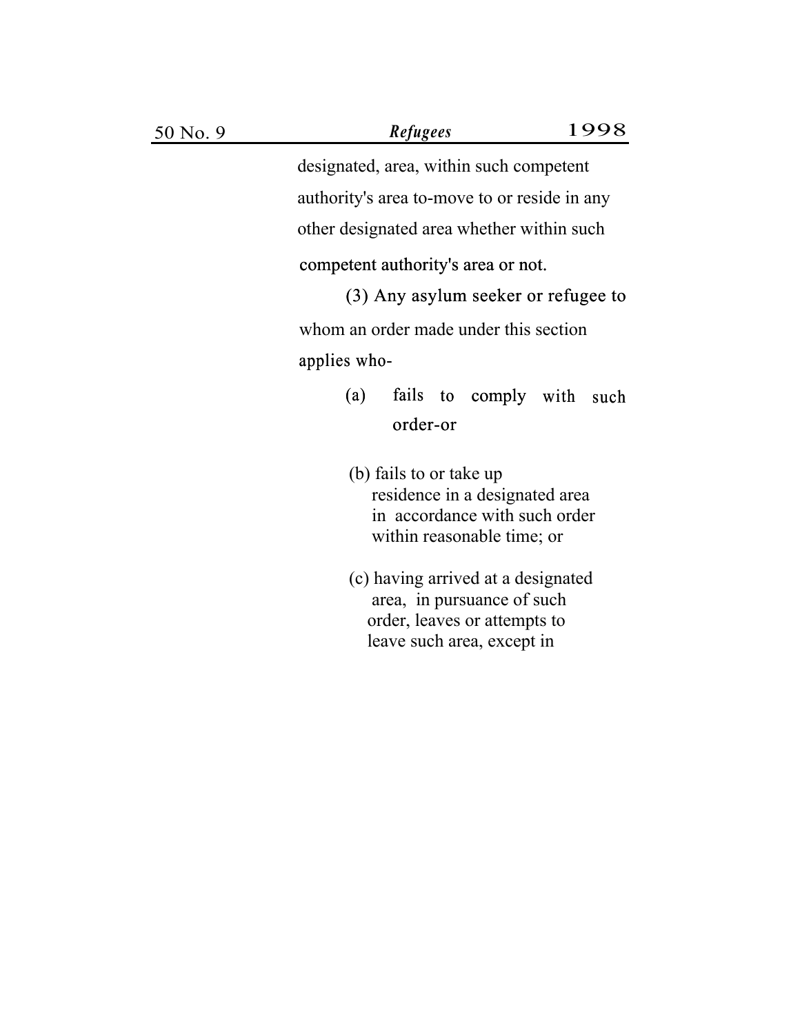designated, area, within such competent authority's area to-move to or reside in any other designated area whether within such competent authority's area or not.

(3) Any asylum seeker or refugee to whom an order made under this section applies who-

(a) fails to comply with such order-or

(b) fails to or take up residence in a designated area in accordance with such order within reasonable time; or

(c) having arrived at a designated area, in pursuance of such order, leaves or attempts to leave such area, except in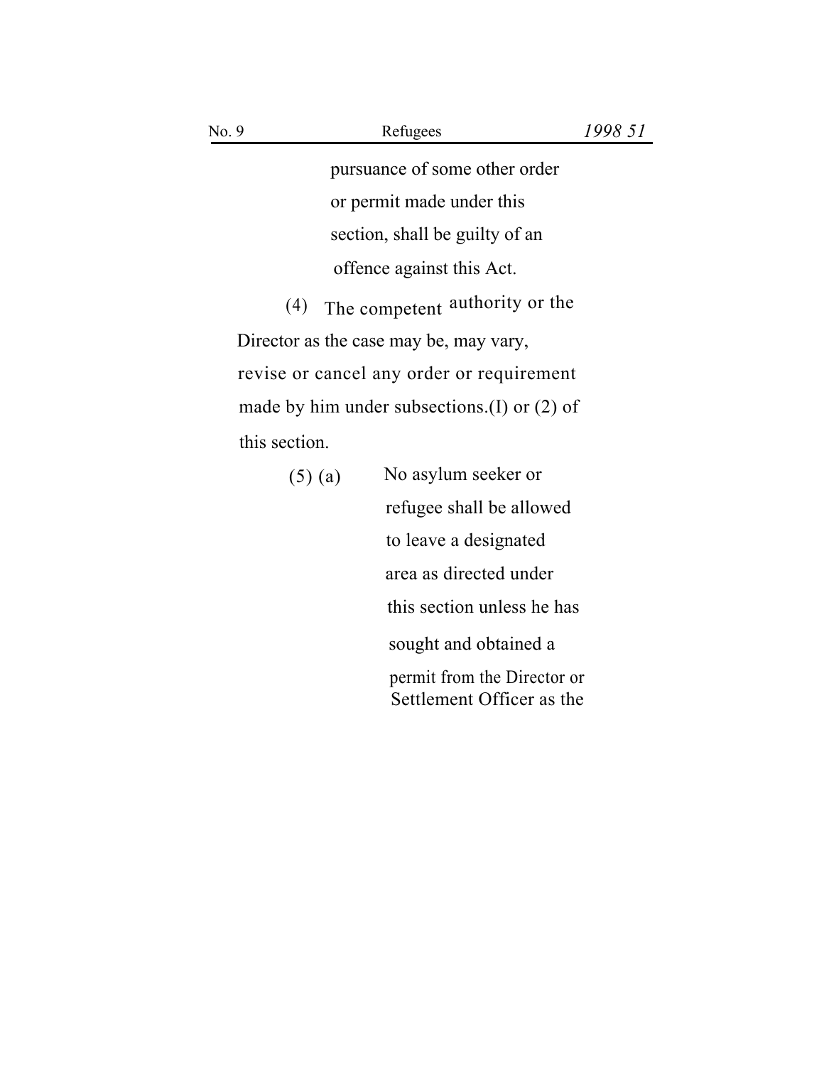pursuance of some other order or permit made under this section, shall be guilty of an offence against this Act.

(4) The competent authority or the Director as the case may be, may vary, revise or cancel any order or requirement made by him under subsections.(I) or (2) of this section.

(5) (a) No asylum seeker or refugee shall be allowed to leave a designated area as directed under this section unless he has sought and obtained a permit from the Director or Settlement Officer as the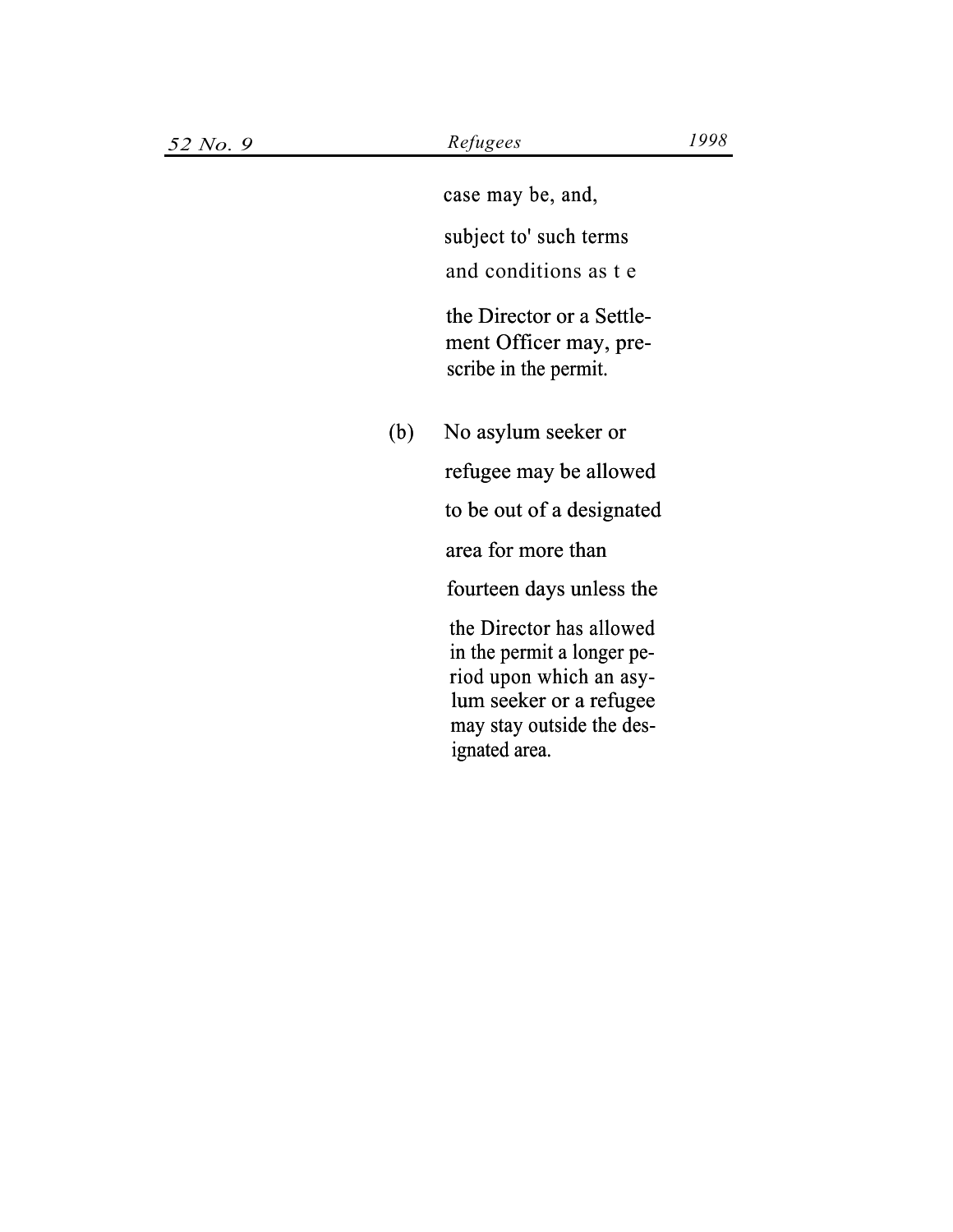case may be, and, subject to' such terms and conditions as t e the Director or a Settlement Officer may, prescribe in the permit.

(b) No asylum seeker or refugee may be allowed to be out of a designated area for more than fourteen days unless the the Director has allowed in the permit a longer period upon which an asylum seeker or a refugee may stay outside the designated area.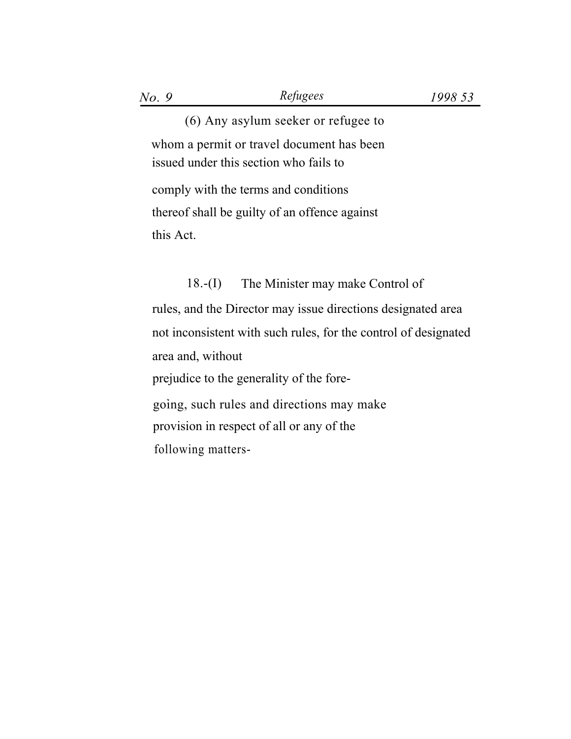(6) Any asylum seeker or refugee to whom a permit or travel document has been issued under this section who fails to comply with the terms and conditions thereof shall be guilty of an offence against this Act.

**Control of designated area**

18.-(I) The Minister may make rules, and the Director may issue directions not inconsistent with such rules, for the control of designated area and, without prejudice to the generality of the foregoing, such rules and directions may make provision in respect of all or any of the following matters-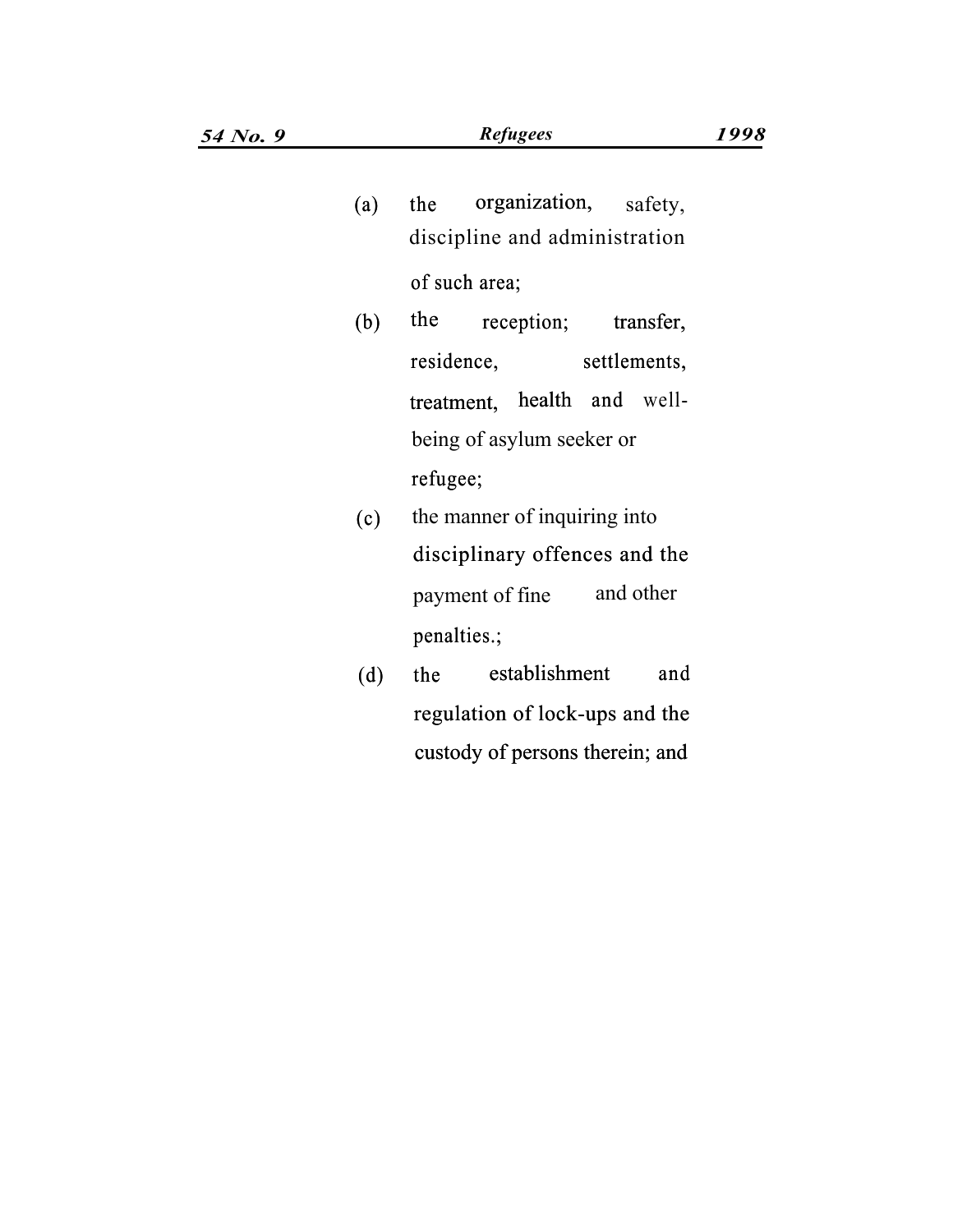(a) the organization, safety, discipline and administration of such area;

(b) the reception; transfer, residence, settlements, treatment, health and well-being of asylum seeker or refugee;

(c) the manner of inquiring into disciplinary offences and the payment of fine and other penalties.;

(d) the establishment and regulation of lock-ups and the custody of persons therein; and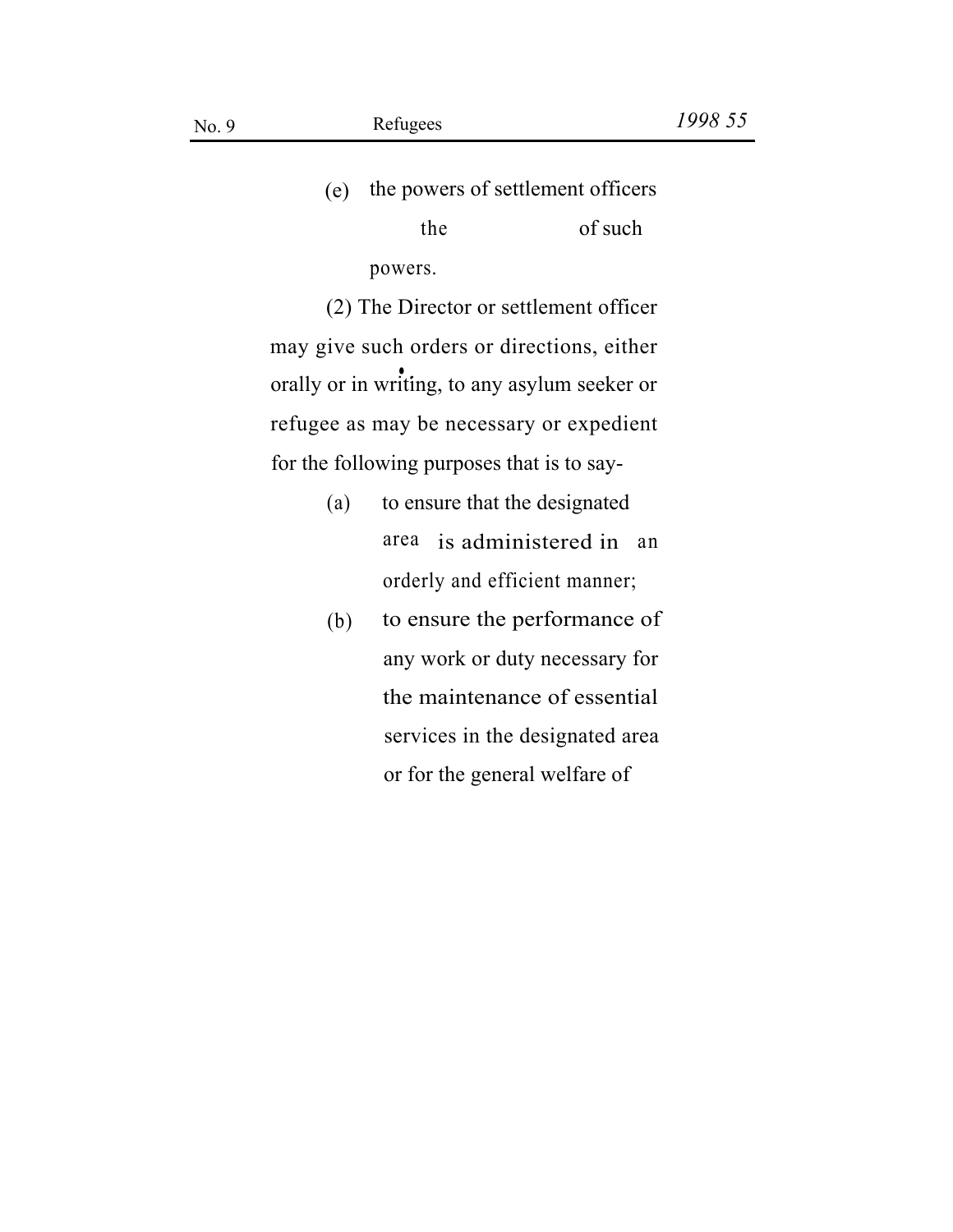(e) the powers of settlement officers the of such powers.

(2) The Director or settlement officer may give such orders or directions, either orally or in writing, to any asylum seeker or refugee as may be necessary or expedient for the following purposes that is to say-

(a) to ensure that the designated area is administered in an orderly and efficient manner;

(b) to ensure the performance of any work or duty necessary for the maintenance of essential services in the designated area or for the general welfare of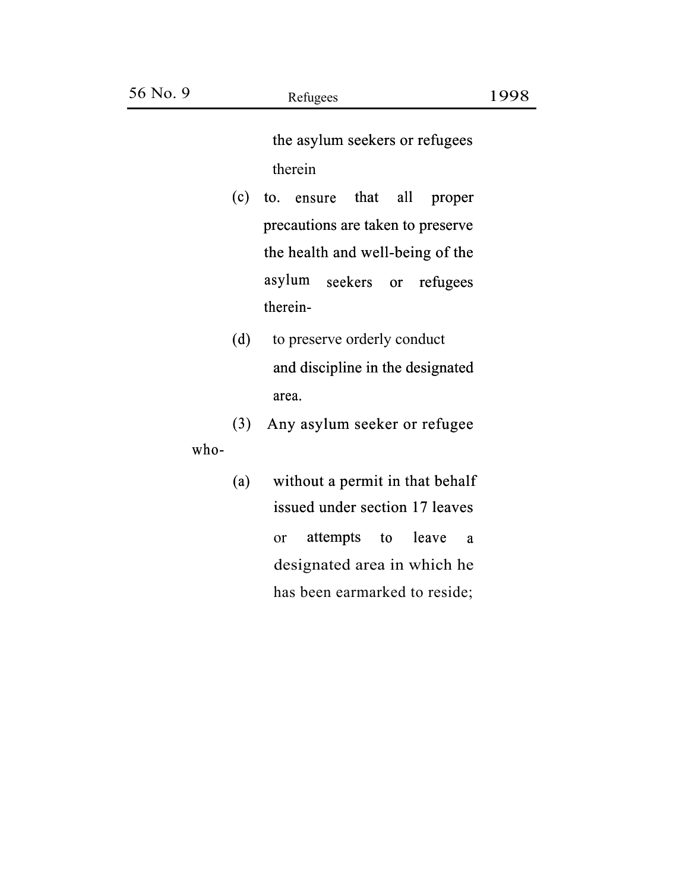the asylum seekers or refugees therein

(c) to. ensure that all proper precautions are taken to preserve the health and well-being of the asylum seekers or refugees therein-

(d) to preserve orderly conduct and discipline in the designated area.

(3) Any asylum seeker or refugee who-

(a) without a permit in that behalf issued under section 17 leaves or attempts to leave a designated area in which he has been earmarked to reside;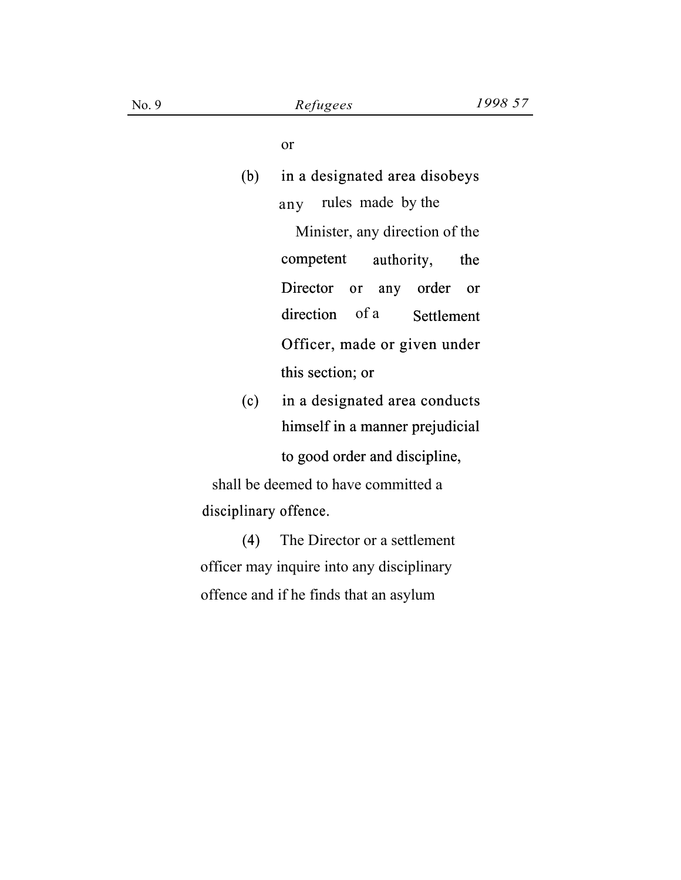or

(b) in a designated area disobeys any rules made by the Minister, any direction of the competent authority, the Director or any order or direction of a Settlement Officer, made or given under this section; or

(c) in a designated area conducts himself in a manner prejudicial to good order and discipline,

shall be deemed to have committed a disciplinary offence.

(4) The Director or a settlement officer may inquire into any disciplinary offence and if he finds that an asylum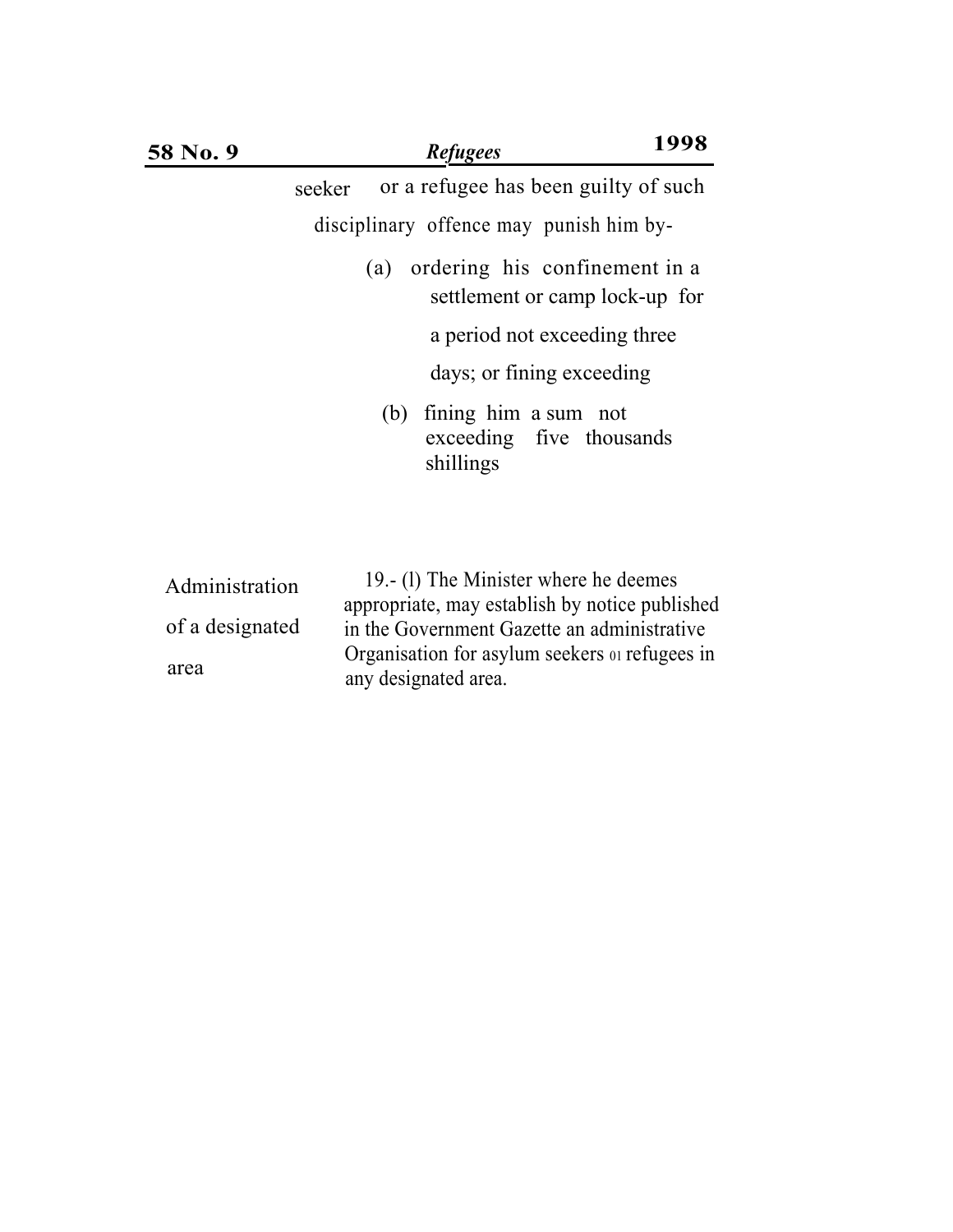seeker or a refugee has been guilty of such disciplinary offence may punish him by-

(a) ordering his confinement in a settlement or camp lock-up for a period not exceeding three days; or fining exceeding

(b) fining him a sum not exceeding five thousands shillings

Administration of a designated area

19.- (l) The Minister where he deemes appropriate, may establish by notice published in the Government Gazette an administrative Organisation for asylum seekers 01 refugees in any designated area.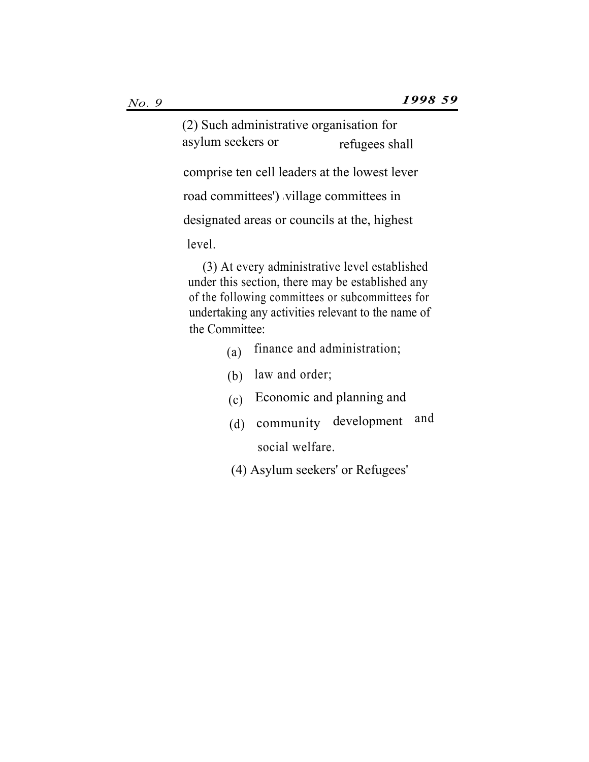(2) Such administrative organisation for asylum seekers or refugees shall comprise ten cell leaders at the lowest lever road committees') ,village committees in designated areas or councils at the, highest level.

(3) At every administrative level established under this section, there may be established any of the following committees or subcommittees for undertaking any activities relevant to the name of the Committee:

(a) finance and administration;

(b) law and order;

(c) Economic and planning and

(d) community development and social welfare.

(4) Asylum seekers' or Refugees'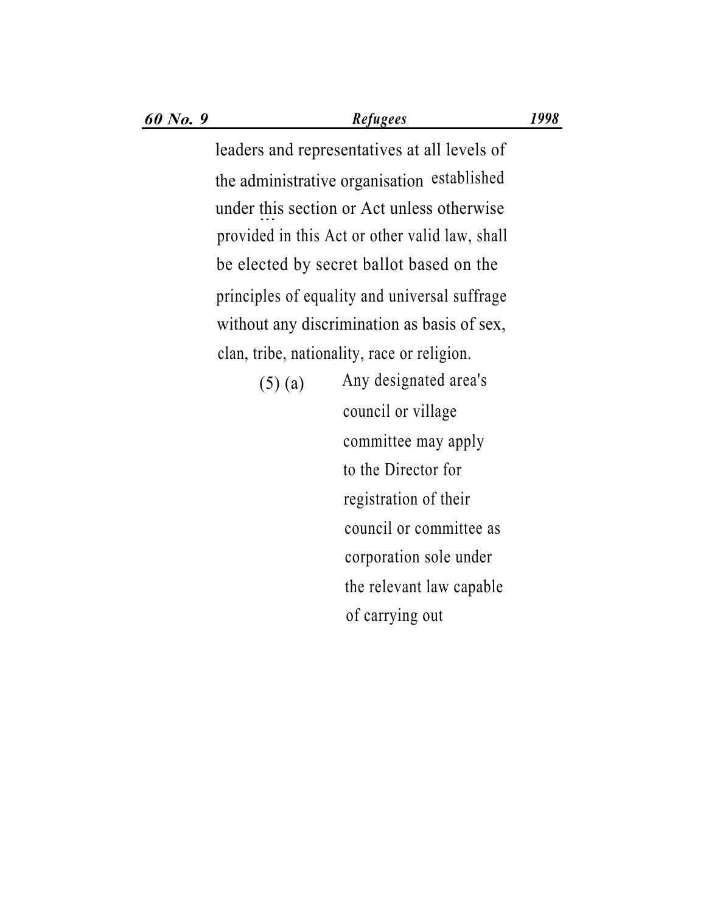leaders and representatives at all levels of the administrative organisation established under this section or Act unless otherwise provided in this Act or other valid law, shall be elected by secret ballot based on the principles of equality and universal suffrage without any discrimination as basis of sex, clan, tribe, nationality, race or religion.

(5) (a) Any designated area's council or village committee may apply to the Director for registration of their council or committee as corporation sole under the relevant law capable of carrying out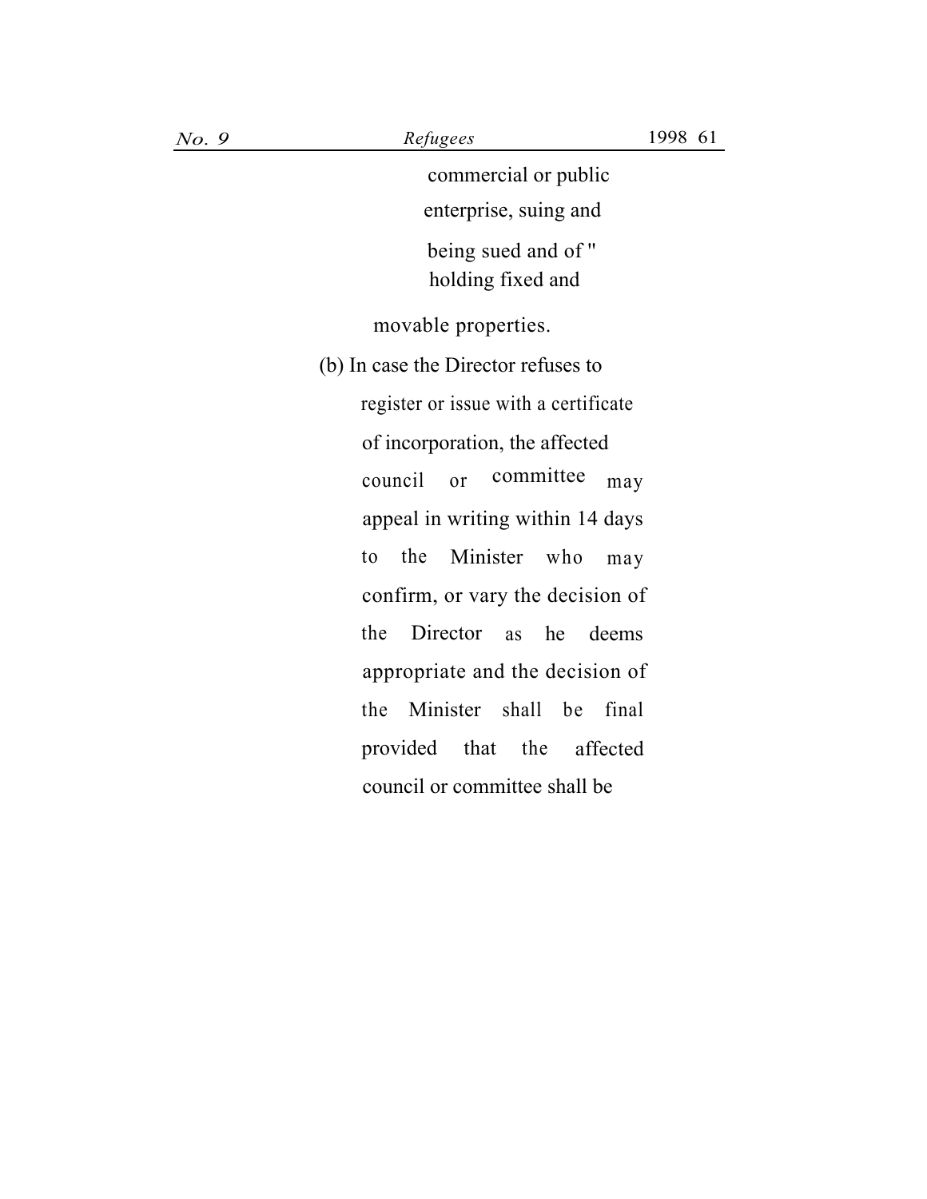commercial or public enterprise, suing and being sued and of " holding fixed and movable properties.

(b) In case the Director refuses to register or issue with a certificate of incorporation, the affected council or committee may appeal in writing within 14 days to the Minister who may confirm, or vary the decision of the Director as he deems appropriate and the decision of the Minister shall be final provided that the affected council or committee shall be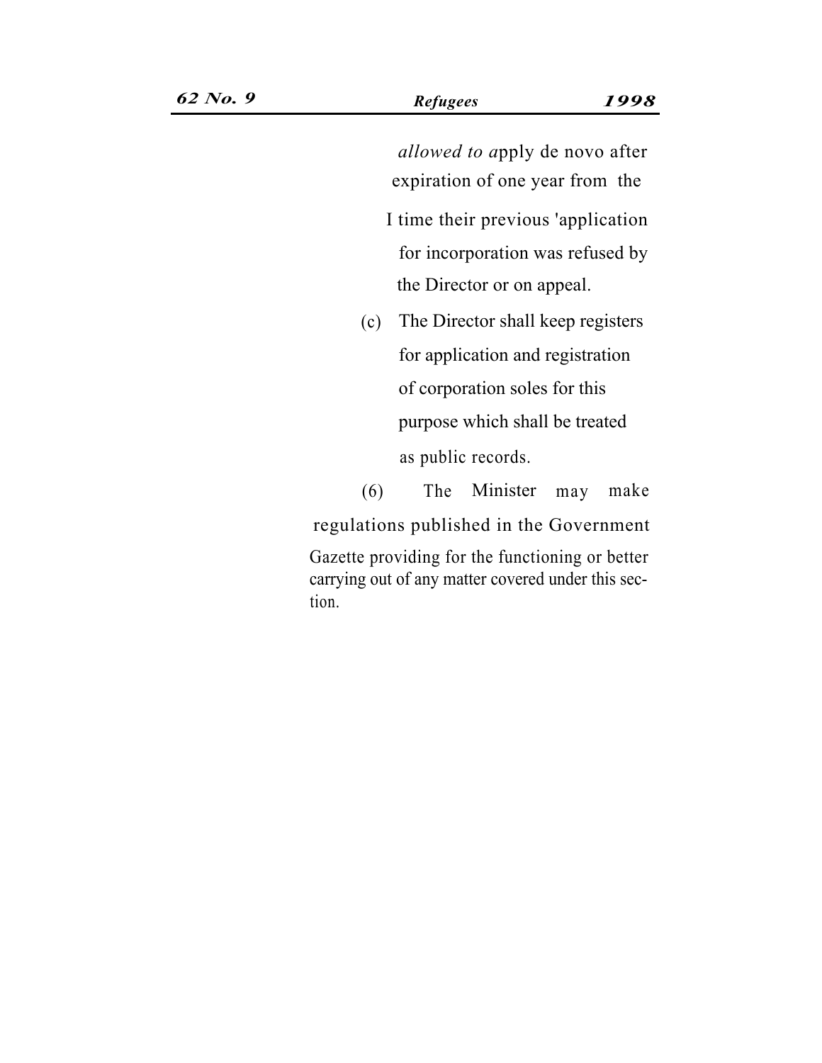*allowed to a*pply de novo after expiration of one year from the I time their previous 'application for incorporation was refused by the Director or on appeal.

(c) The Director shall keep registers for application and registration of corporation soles for this purpose which shall be treated as public records.

(6) The Minister may make regulations published in the Government Gazette providing for the functioning or better carrying out of any matter covered under this section.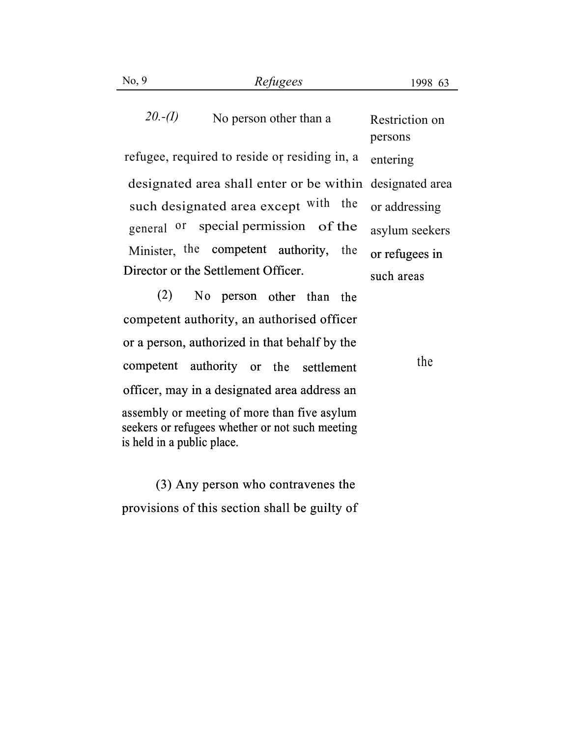**Restriction on persons entering designated area or addressing asylum seekers or refugees in such areas**

20.-(I) No person other than a refugee, required to reside or residing in, a designated area shall enter or be within such designated area except with the general or special permission of the Minister, the competent authority, the Director or the Settlement Officer.

(2) No person other than the competent authority, an authorised officer or a person, authorized in that behalf by the competent authority or the settlement officer, may in a designated area address an assembly or meeting of more than five asylum seekers or refugees whether or not such meeting is held in a public place.

the

(3) Any person who contravenes the provisions of this section shall be guilty of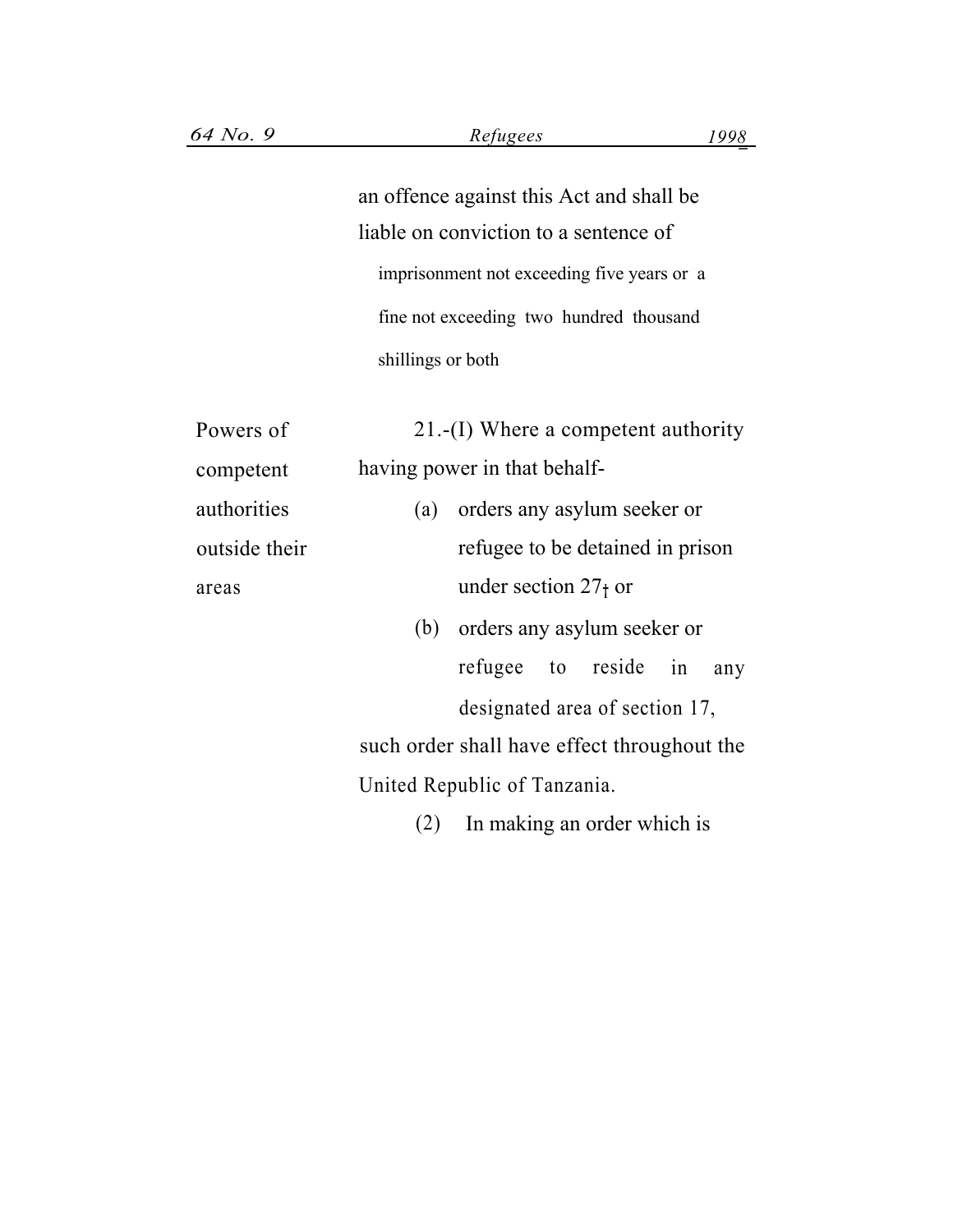an offence against this Act and shall be liable on conviction to a sentence of imprisonment not exceeding five years or a fine not exceeding two hundred thousand shillings or both

Powers of competent authorities outside their areas

21.-(I) Where a competent authority having power in that behalf-

(a) orders any asylum seeker or refugee to be detained in prison under section 27; or

(b) orders any asylum seeker or refugee to reside in any designated area of section 17,

such order shall have effect throughout the United Republic of Tanzania.

(2) In making an order which is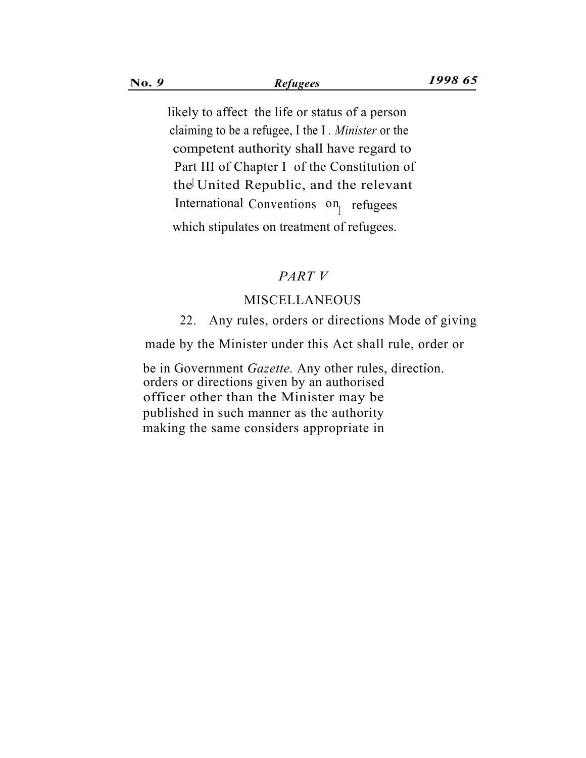likely to affect the life or status of a person claiming to be a refugee, I the I . *Minister* or the competent authority shall have regard to Part III of Chapter I of the Constitution of the United Republic, and the relevant International Conventions on refugees which stipulates on treatment of refugees.

## *PART V*

## MISCELLANEOUS

Mode of giving rule, order or direction.

22. Any rules, orders or directions made by the Minister under this Act shall be in Government *Gazette.* Any other rules, orders or directions given by an authorised officer other than the Minister may be published in such manner as the authority making the same considers appropriate in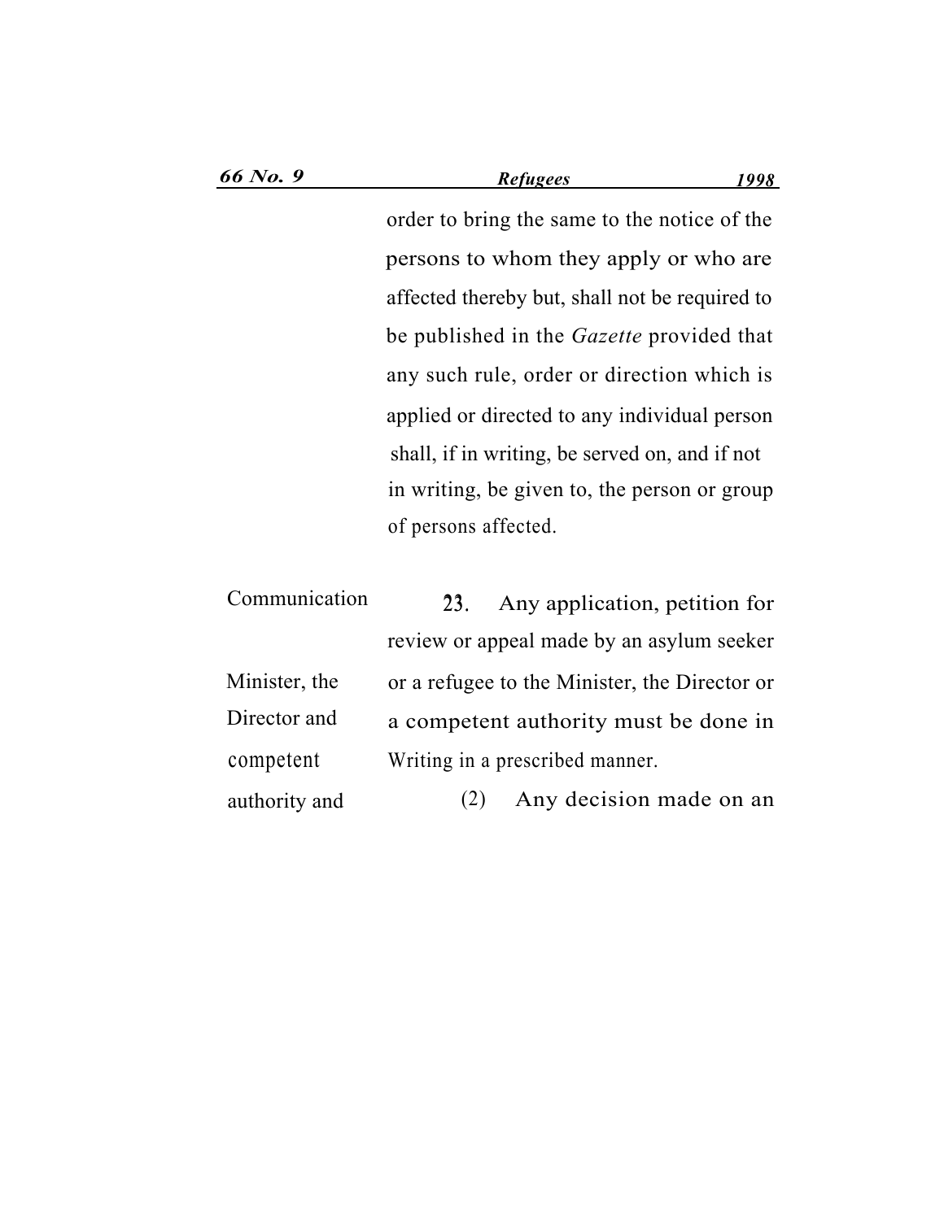order to bring the same to the notice of the persons to whom they apply or who are affected thereby but, shall not be required to be published in the *Gazette* provided that any such rule, order or direction which is applied or directed to any individual person shall, if in writing, be served on, and if not in writing, be given to, the person or group of persons affected.

Communication Minister, the Director and competent authority and

**23.** Any application, petition for review or appeal made by an asylum seeker or a refugee to the Minister, the Director or a competent authority must be done in Writing in a prescribed manner.

(2) Any decision made on an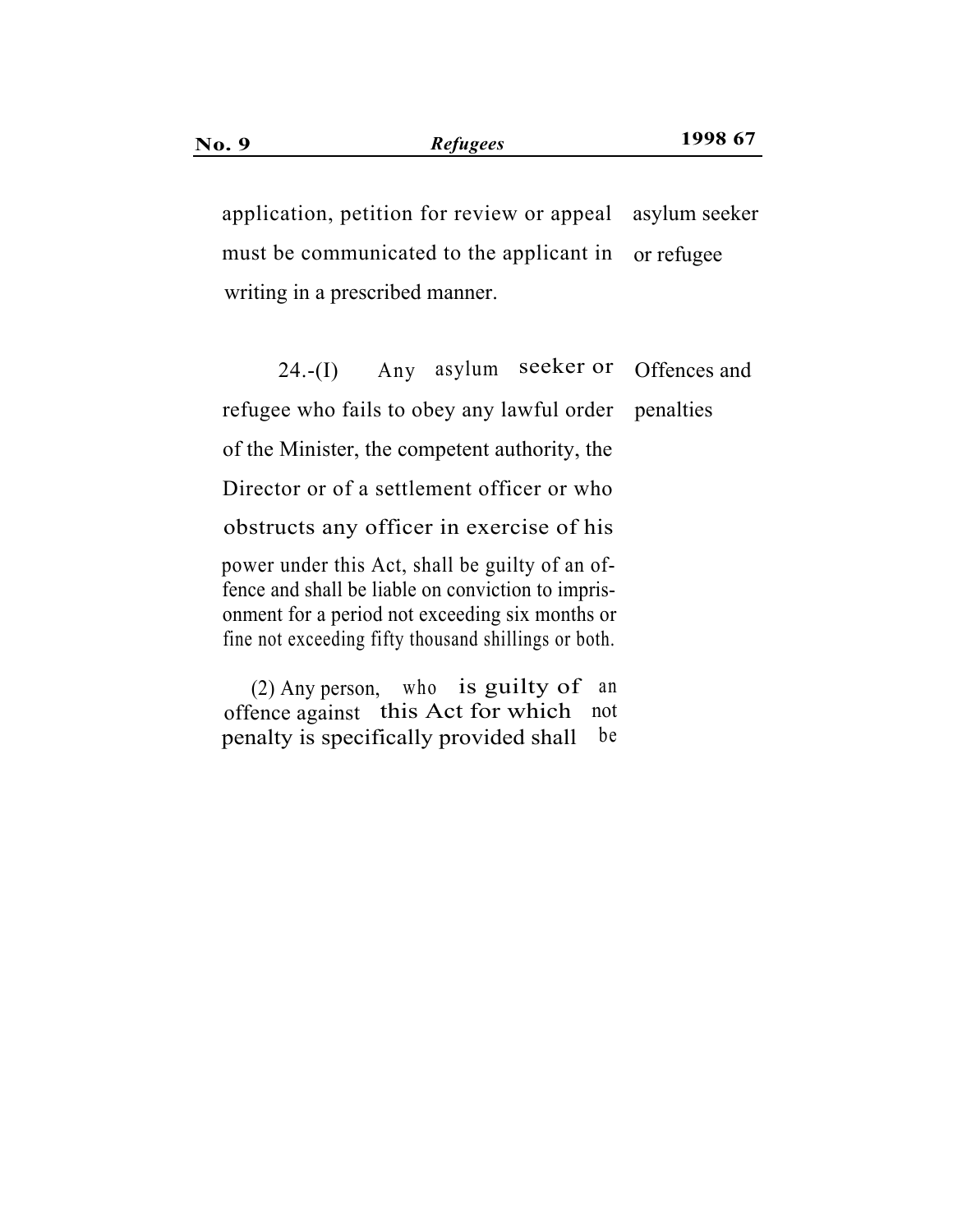application, petition for review or appeal must be communicated to the applicant in writing in a prescribed manner.

asylum seeker or refugee

Offences and penalties

24.-(I) Any asylum seeker or refugee who fails to obey any lawful order of the Minister, the competent authority, the Director or of a settlement officer or who obstructs any officer in exercise of his power under this Act, shall be guilty of an offence and shall be liable on conviction to imprisonment for a period not exceeding six months or fine not exceeding fifty thousand shillings or both.

(2) Any person, who is guilty of an offence against this Act for which not penalty is specifically provided shall be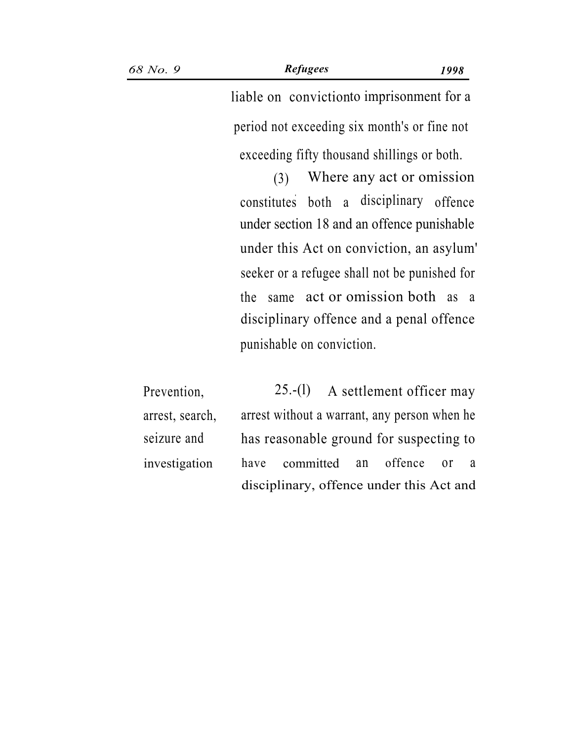liable on convictionto imprisonment for a period not exceeding six month's or fine not exceeding fifty thousand shillings or both.

(3) Where any act or omission constitutes both a disciplinary offence under section 18 and an offence punishable under this Act on conviction, an asylum' seeker or a refugee shall not be punished for the same act or omission both as a disciplinary offence and a penal offence punishable on conviction.

**Prevention, arrest, search, seizure and investigation**

25.-(l) A settlement officer may arrest without a warrant, any person when he has reasonable ground for suspecting to have committed an offence or a disciplinary, offence under this Act and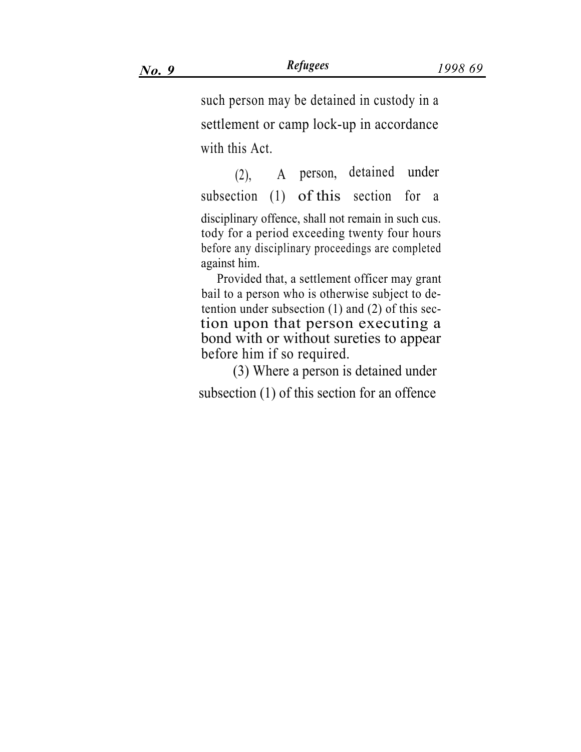such person may be detained in custody in a settlement or camp lock-up in accordance with this Act.

(2), A person, detained under subsection (1) of this section for a disciplinary offence, shall not remain in such cus. tody for a period exceeding twenty four hours before any disciplinary proceedings are completed against him.

Provided that, a settlement officer may grant bail to a person who is otherwise subject to detention under subsection (1) and (2) of this section upon that person executing a bond with or without sureties to appear before him if so required.

(3) Where a person is detained under subsection (1) of this section for an offence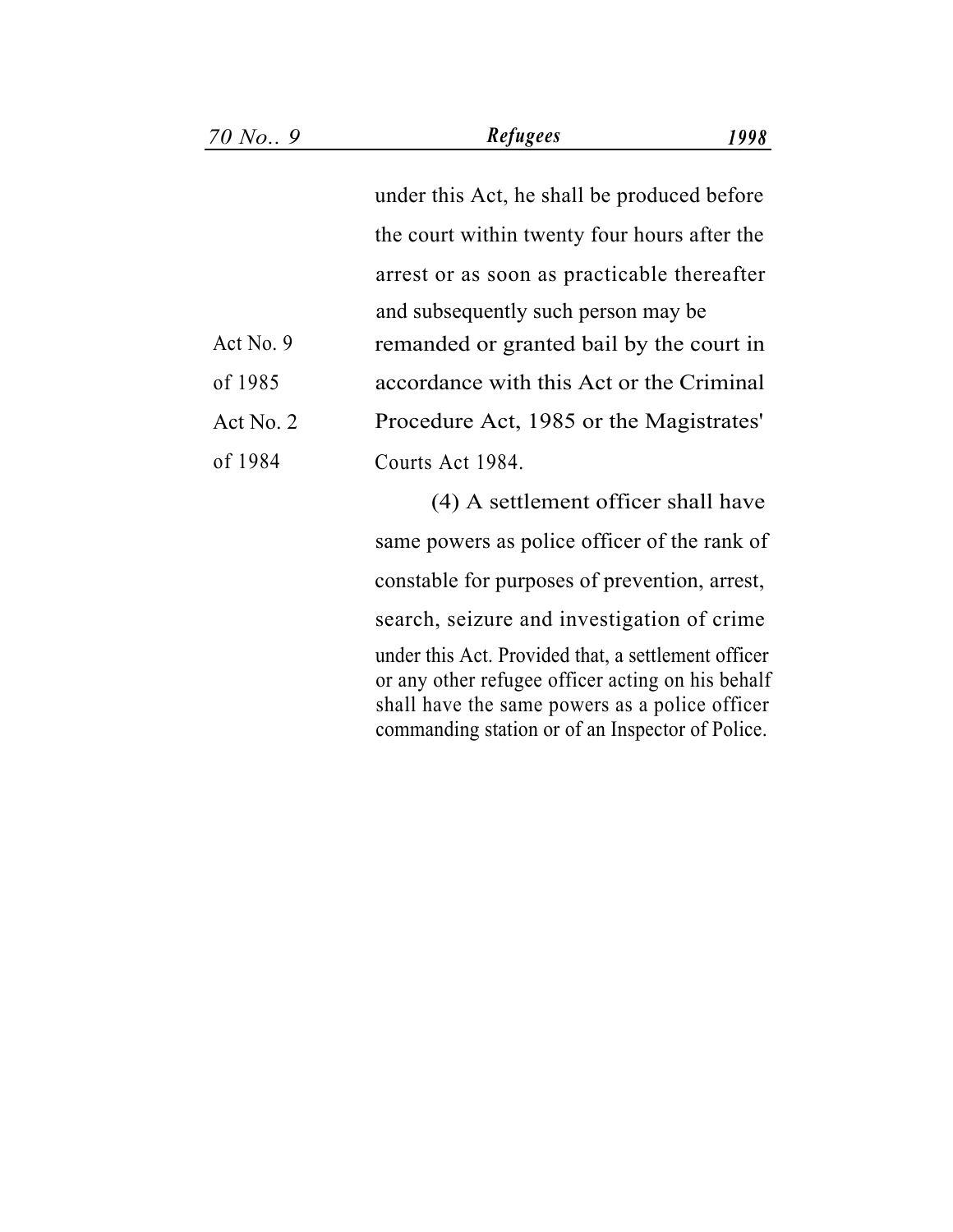under this Act, he shall be produced before the court within twenty four hours after the arrest or as soon as practicable thereafter and subsequently such person may be remanded or granted bail by the court in accordance with this Act or the Criminal Procedure Act, 1985 or the Magistrates' Courts Act 1984.

Act No. 9 of 1985

Act No. 2 of 1984

(4) A settlement officer shall have same powers as police officer of the rank of constable for purposes of prevention, arrest, search, seizure and investigation of crime under this Act. Provided that, a settlement officer or any other refugee officer acting on his behalf shall have the same powers as a police officer commanding station or of an Inspector of Police.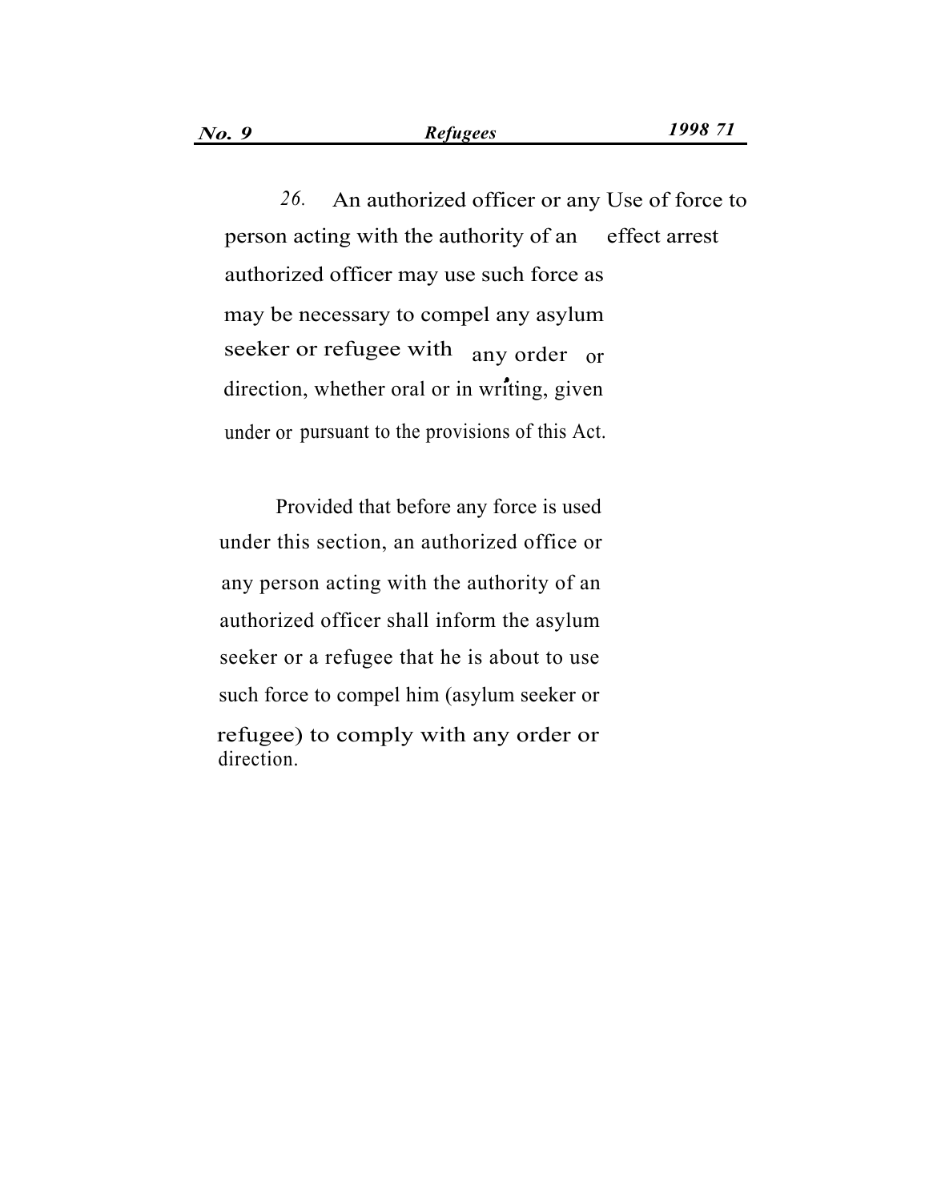**Use of force to effect arrest**

26. An authorized officer or any person acting with the authority of an authorized officer may use such force as may be necessary to compel any asylum seeker or refugee with any order or direction, whether oral or in writing, given under or pursuant to the provisions of this Act.

Provided that before any force is used under this section, an authorized office or any person acting with the authority of an authorized officer shall inform the asylum seeker or a refugee that he is about to use such force to compel him (asylum seeker or refugee) to comply with any order or direction.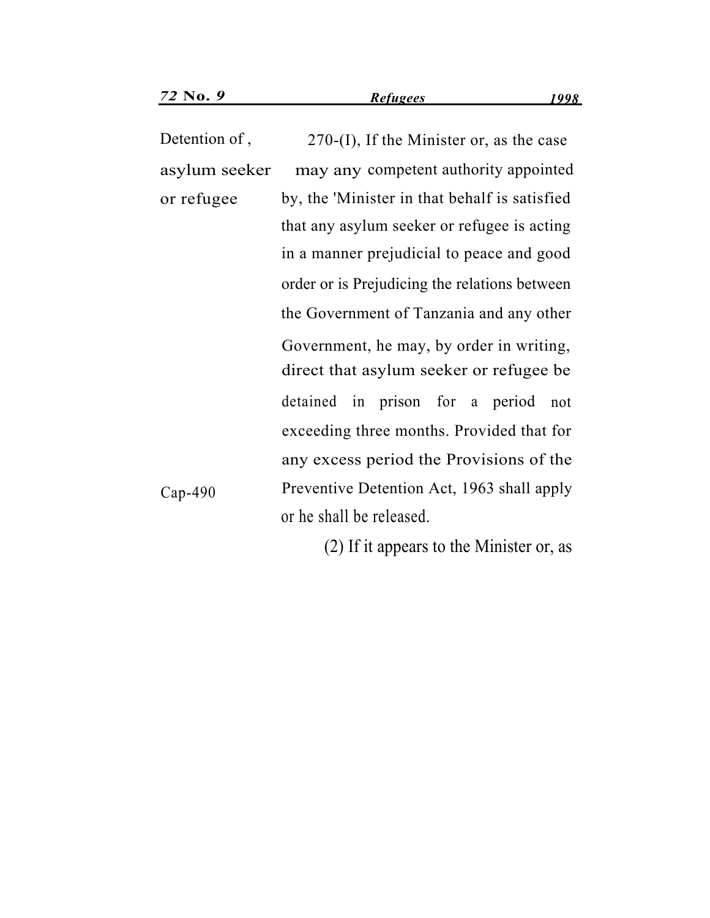Detention of , asylum seeker or refugee

270-(I), If the Minister or, as the case may any competent authority appointed by, the 'Minister in that behalf is satisfied that any asylum seeker or refugee is acting in a manner prejudicial to peace and good order or is Prejudicing the relations between the Government of Tanzania and any other Government, he may, by order in writing, direct that asylum seeker or refugee be detained in prison for a period not exceeding three months. Provided that for any excess period the Provisions of the Preventive Detention Act, 1963 shall apply or he shall be released.

Cap-490

(2) If it appears to the Minister or, as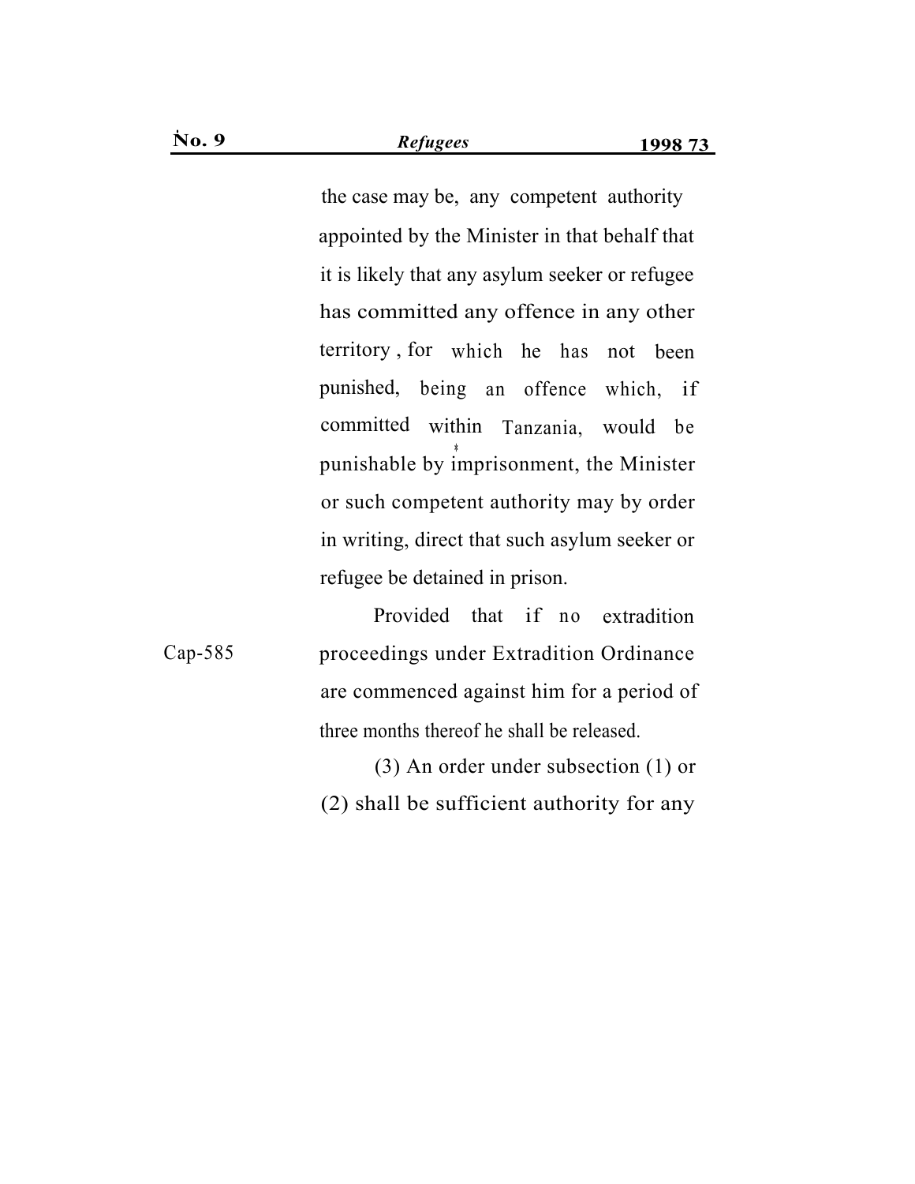the case may be, any competent authority appointed by the Minister in that behalf that it is likely that any asylum seeker or refugee has committed any offence in any other territory , for which he has not been punished, being an offence which, if committed within Tanzania, would be punishable by imprisonment, the Minister or such competent authority may by order in writing, direct that such asylum seeker or refugee be detained in prison.

Cap-585

Provided that if no extradition proceedings under Extradition Ordinance are commenced against him for a period of three months thereof he shall be released.

(3) An order under subsection (1) or (2) shall be sufficient authority for any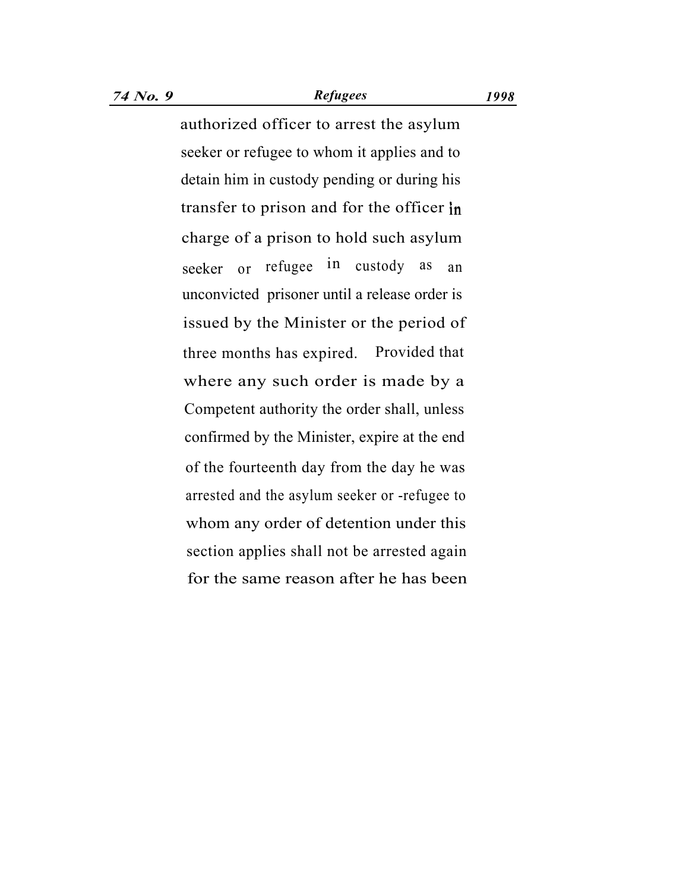authorized officer to arrest the asylum seeker or refugee to whom it applies and to detain him in custody pending or during his transfer to prison and for the officer in charge of a prison to hold such asylum seeker or refugee in custody as an unconvicted prisoner until a release order is issued by the Minister or the period of three months has expired. Provided that where any such order is made by a Competent authority the order shall, unless confirmed by the Minister, expire at the end of the fourteenth day from the day he was arrested and the asylum seeker or -refugee to whom any order of detention under this section applies shall not be arrested again for the same reason after he has been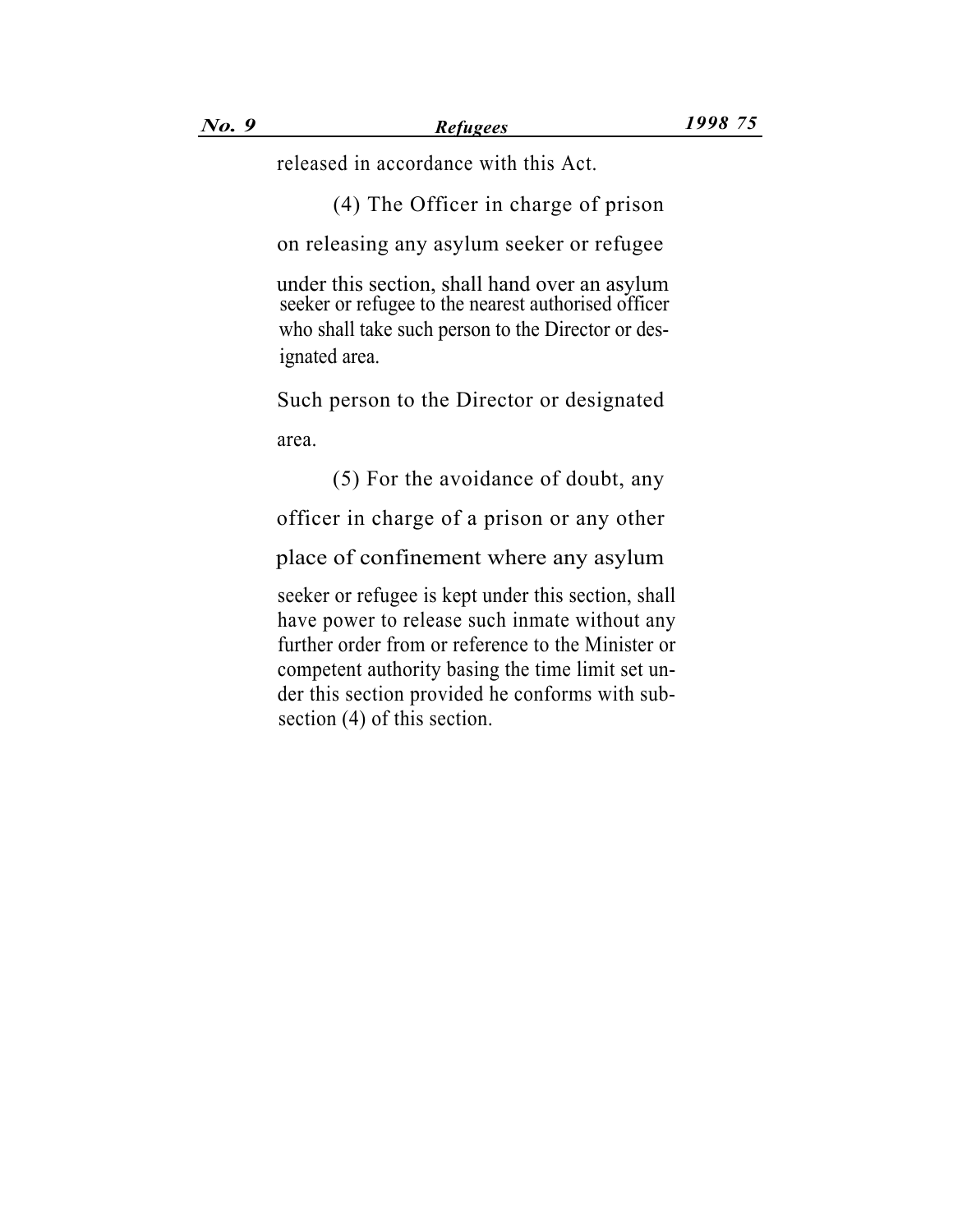released in accordance with this Act.

(4) The Officer in charge of prison on releasing any asylum seeker or refugee under this section, shall hand over an asylum seeker or refugee to the nearest authorised officer who shall take such person to the Director or designated area.

Such person to the Director or designated area.

(5) For the avoidance of doubt, any officer in charge of a prison or any other place of confinement where any asylum seeker or refugee is kept under this section, shall have power to release such inmate without any further order from or reference to the Minister or competent authority basing the time limit set under this section provided he conforms with subsection (4) of this section.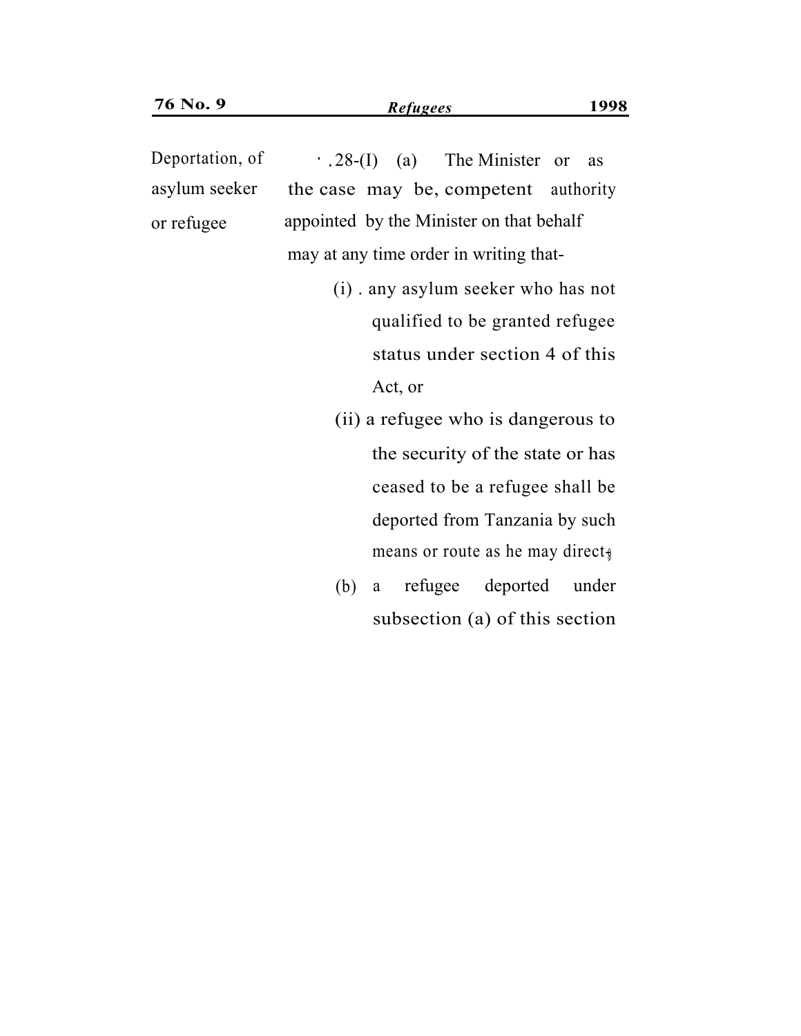Deportation, of asylum seeker or refugee

28-(I) (a) The Minister or as the case may be, competent authority appointed by the Minister on that behalf may at any time order in writing that-

(i) . any asylum seeker who has not qualified to be granted refugee status under section 4 of this Act, or

(ii) a refugee who is dangerous to the security of the state or has ceased to be a refugee shall be deported from Tanzania by such means or route as he may direct;

(b) a refugee deported under subsection (a) of this section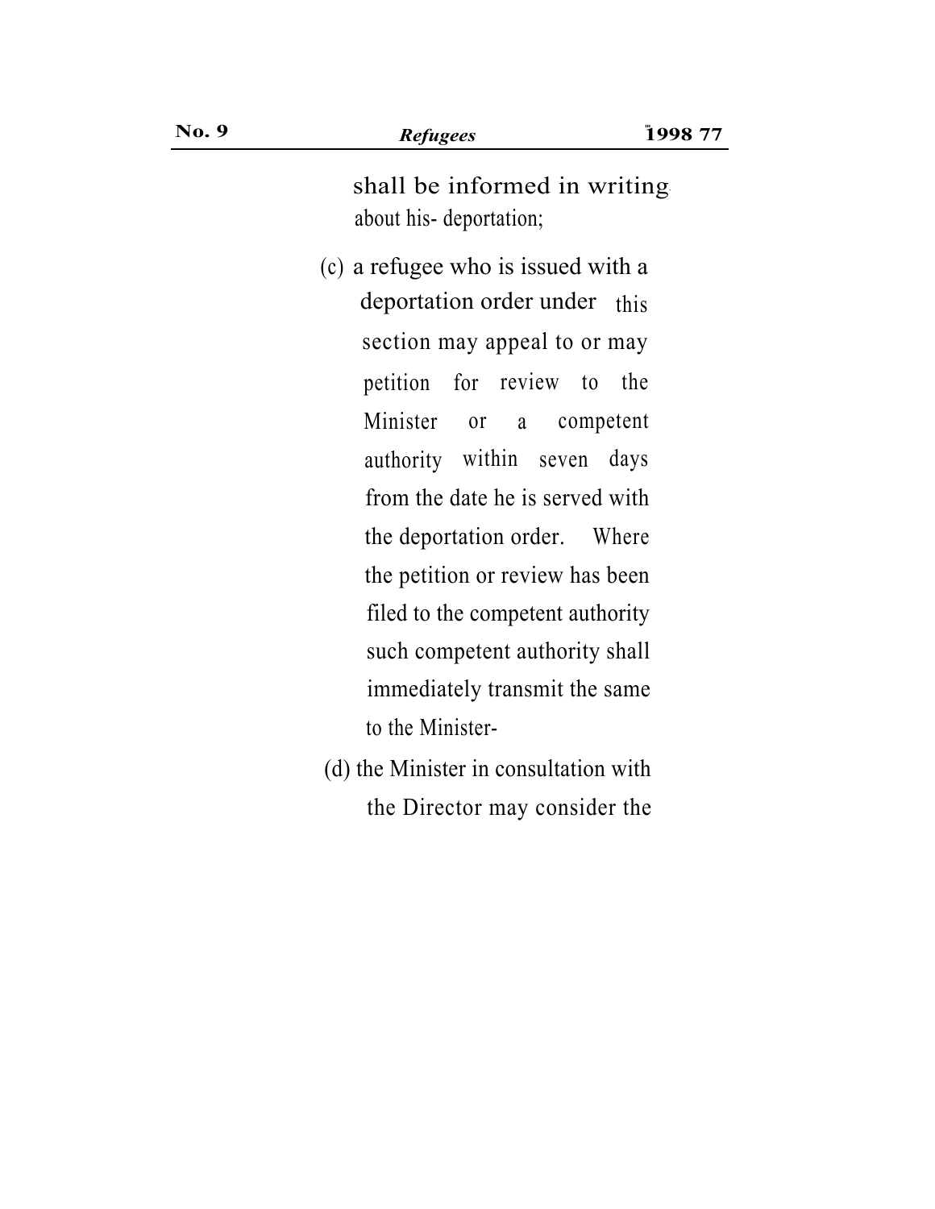shall be informed in writing about his- deportation;

(c) a refugee who is issued with a deportation order under this section may appeal to or may petition for review to the Minister or a competent authority within seven days from the date he is served with the deportation order. Where the petition or review has been filed to the competent authority such competent authority shall immediately transmit the same to the Minister-

(d) the Minister in consultation with the Director may consider the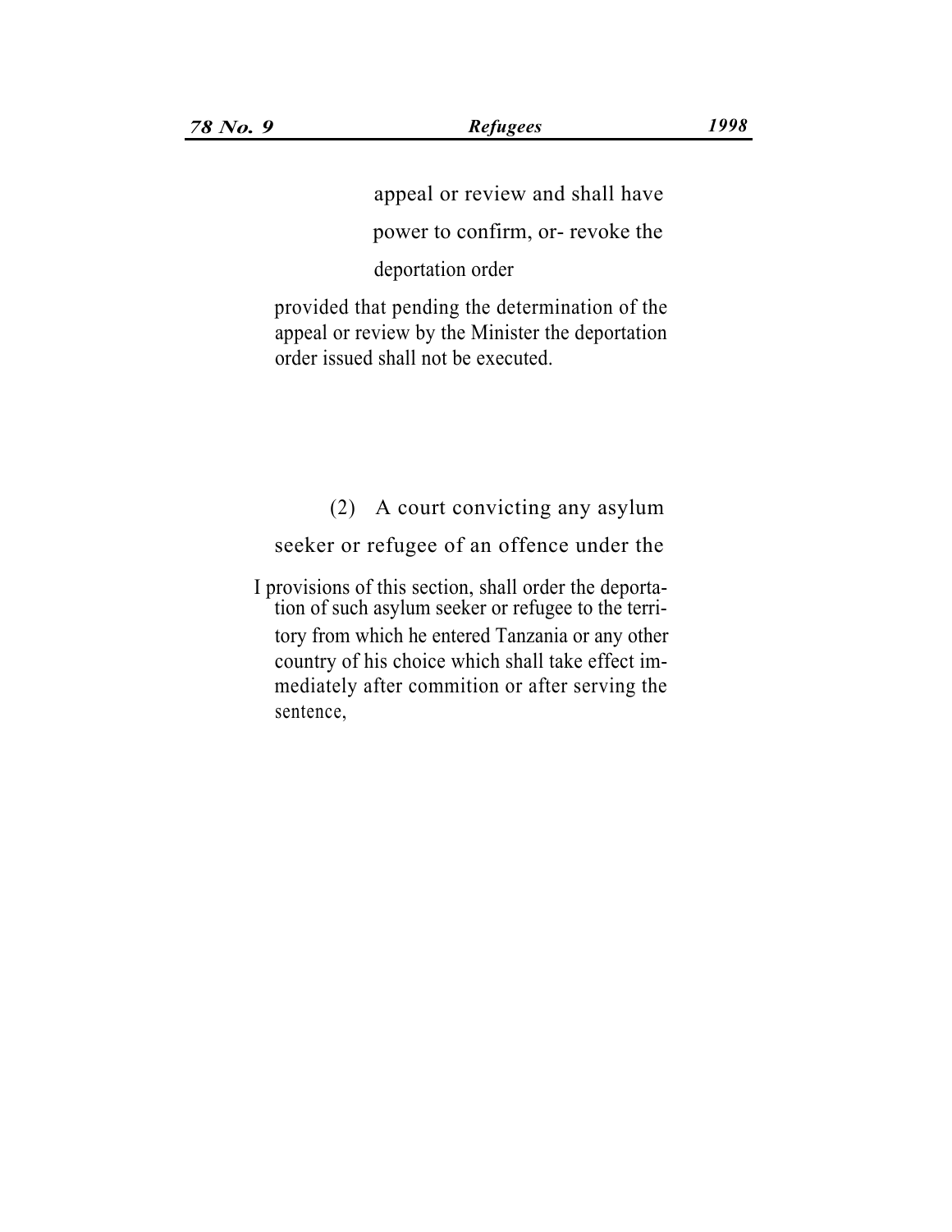appeal or review and shall have power to confirm, or- revoke the deportation order

provided that pending the determination of the appeal or review by the Minister the deportation order issued shall not be executed.

(2) A court convicting any asylum seeker or refugee of an offence under the I provisions of this section, shall order the deportation of such asylum seeker or refugee to the territory from which he entered Tanzania or any other country of his choice which shall take effect immediately after commition or after serving the sentence,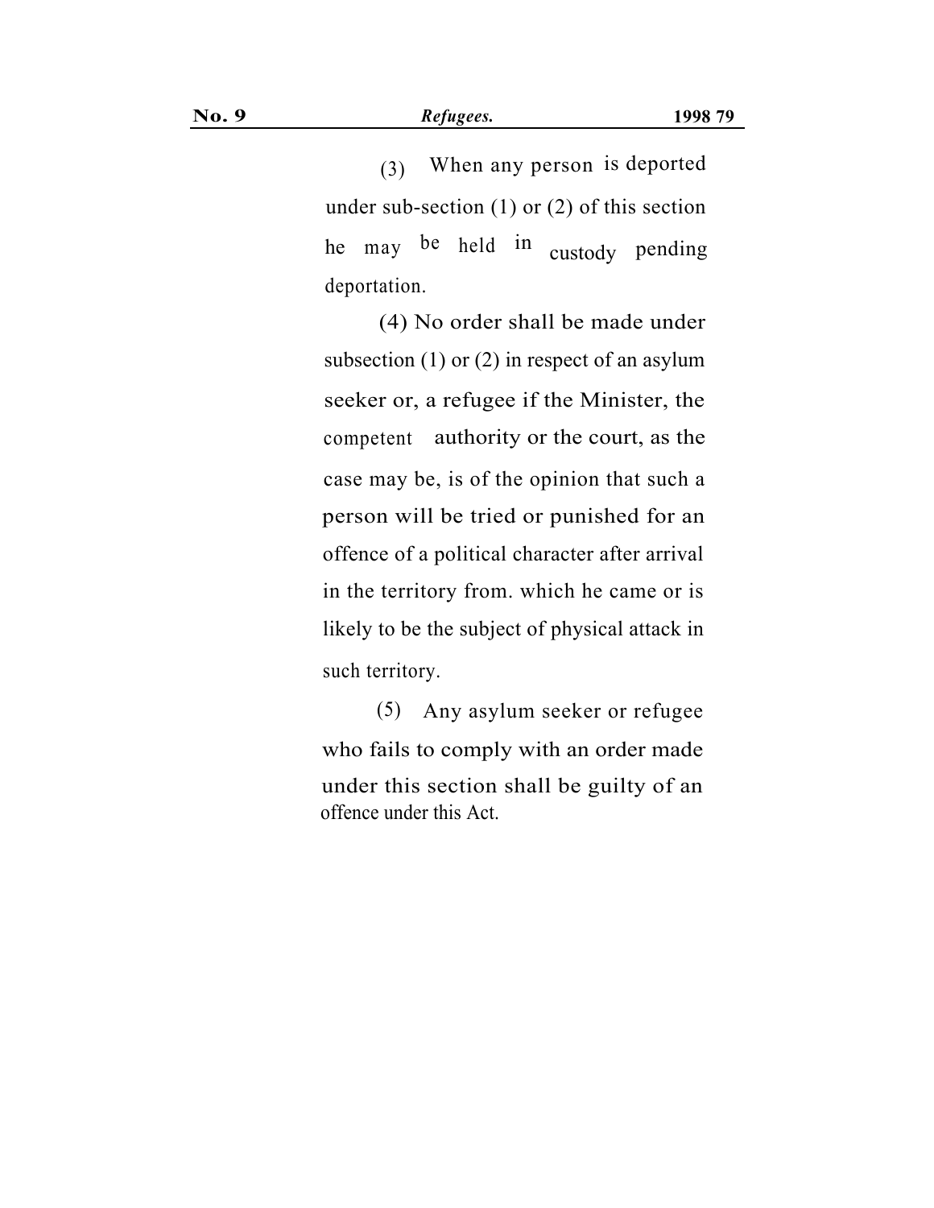(3) When any person is deported under sub-section (1) or (2) of this section he may be held in custody pending deportation.

(4) No order shall be made under subsection (1) or (2) in respect of an asylum seeker or, a refugee if the Minister, the competent authority or the court, as the case may be, is of the opinion that such a person will be tried or punished for an offence of a political character after arrival in the territory from. which he came or is likely to be the subject of physical attack in such territory.

(5) Any asylum seeker or refugee who fails to comply with an order made under this section shall be guilty of an offence under this Act.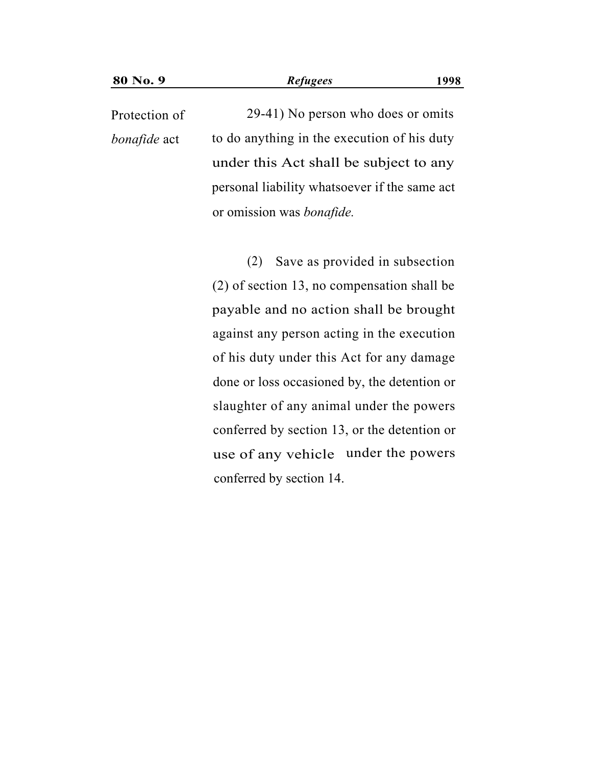Protection of *bonafide* act

29-41) No person who does or omits to do anything in the execution of his duty under this Act shall be subject to any personal liability whatsoever if the same act or omission was *bonafide.*

(2) Save as provided in subsection (2) of section 13, no compensation shall be payable and no action shall be brought against any person acting in the execution of his duty under this Act for any damage done or loss occasioned by, the detention or slaughter of any animal under the powers conferred by section 13, or the detention or use of any vehicle under the powers conferred by section 14.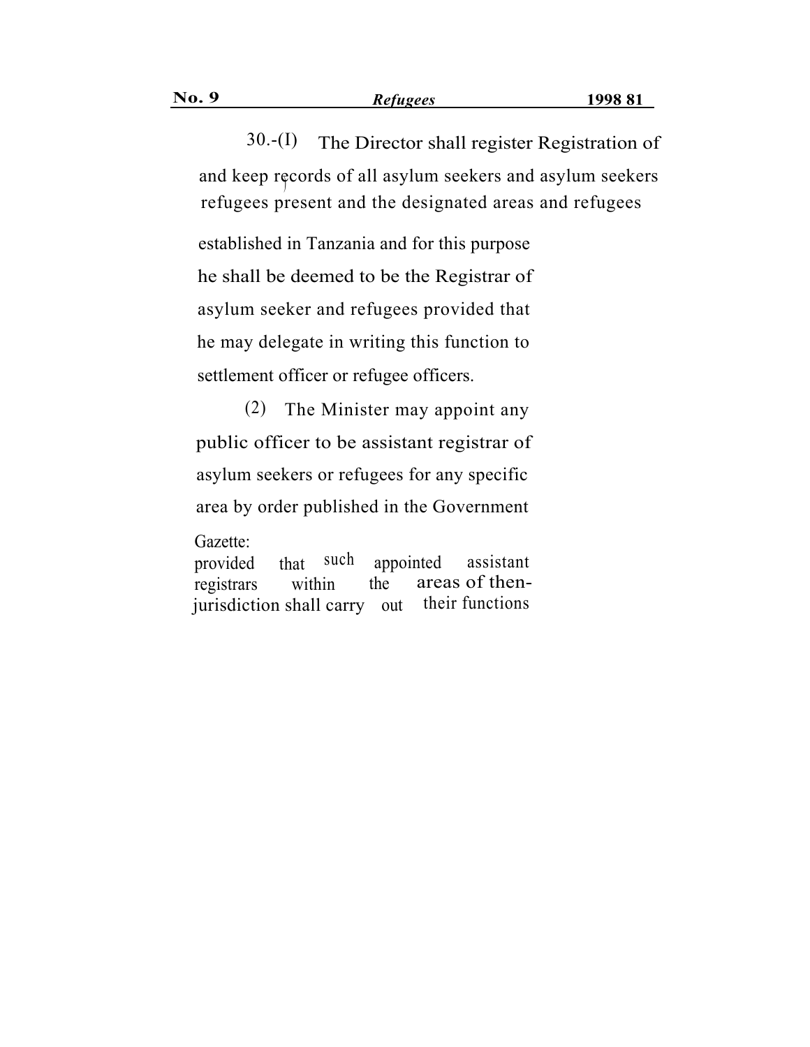30.-(I) The Director shall register and keep records of all asylum seekers and refugees present and the designated areas established in Tanzania and for this purpose he shall be deemed to be the Registrar of asylum seeker and refugees provided that he may delegate in writing this function to settlement officer or refugee officers.

Registration of asylum seekers and refugees

(2) The Minister may appoint any public officer to be assistant registrar of asylum seekers or refugees for any specific area by order published in the Government Gazette: provided that such appointed assistant registrars within the areas of then-jurisdiction shall carry out their functions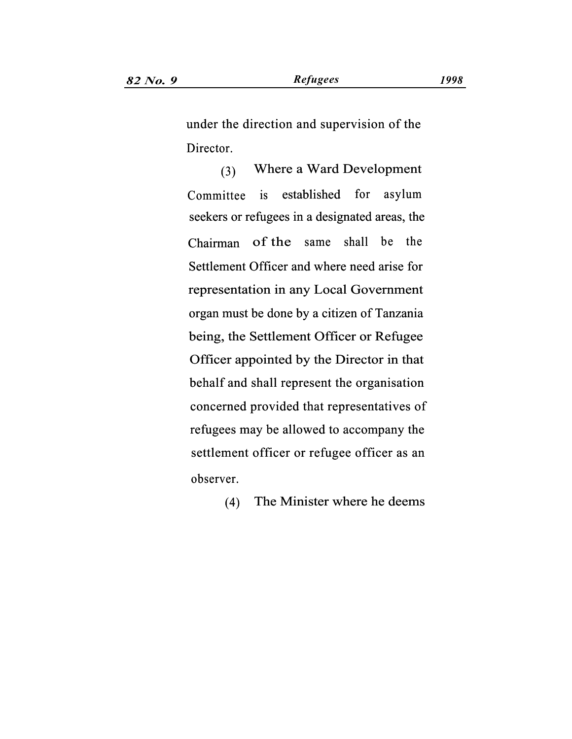under the direction and supervision of the Director.

(3) Where a Ward Development Committee is established for asylum seekers or refugees in a designated areas, the Chairman of the same shall be the Settlement Officer and where need arise for representation in any Local Government organ must be done by a citizen of Tanzania being, the Settlement Officer or Refugee Officer appointed by the Director in that behalf and shall represent the organisation concerned provided that representatives of refugees may be allowed to accompany the settlement officer or refugee officer as an observer.

(4) The Minister where he deems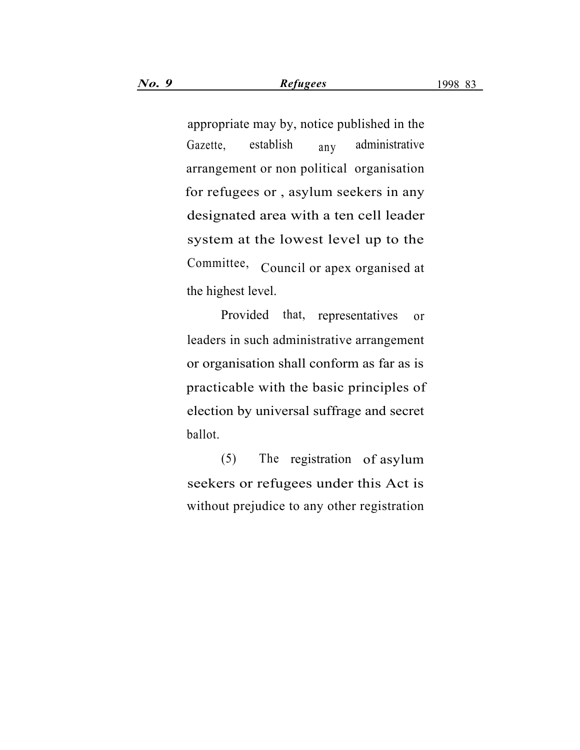appropriate may by, notice published in the Gazette, establish any administrative arrangement or non political organisation for refugees or , asylum seekers in any designated area with a ten cell leader system at the lowest level up to the Committee, Council or apex organised at the highest level.

Provided that, representatives or leaders in such administrative arrangement or organisation shall conform as far as is practicable with the basic principles of election by universal suffrage and secret ballot.

(5) The registration of asylum seekers or refugees under this Act is without prejudice to any other registration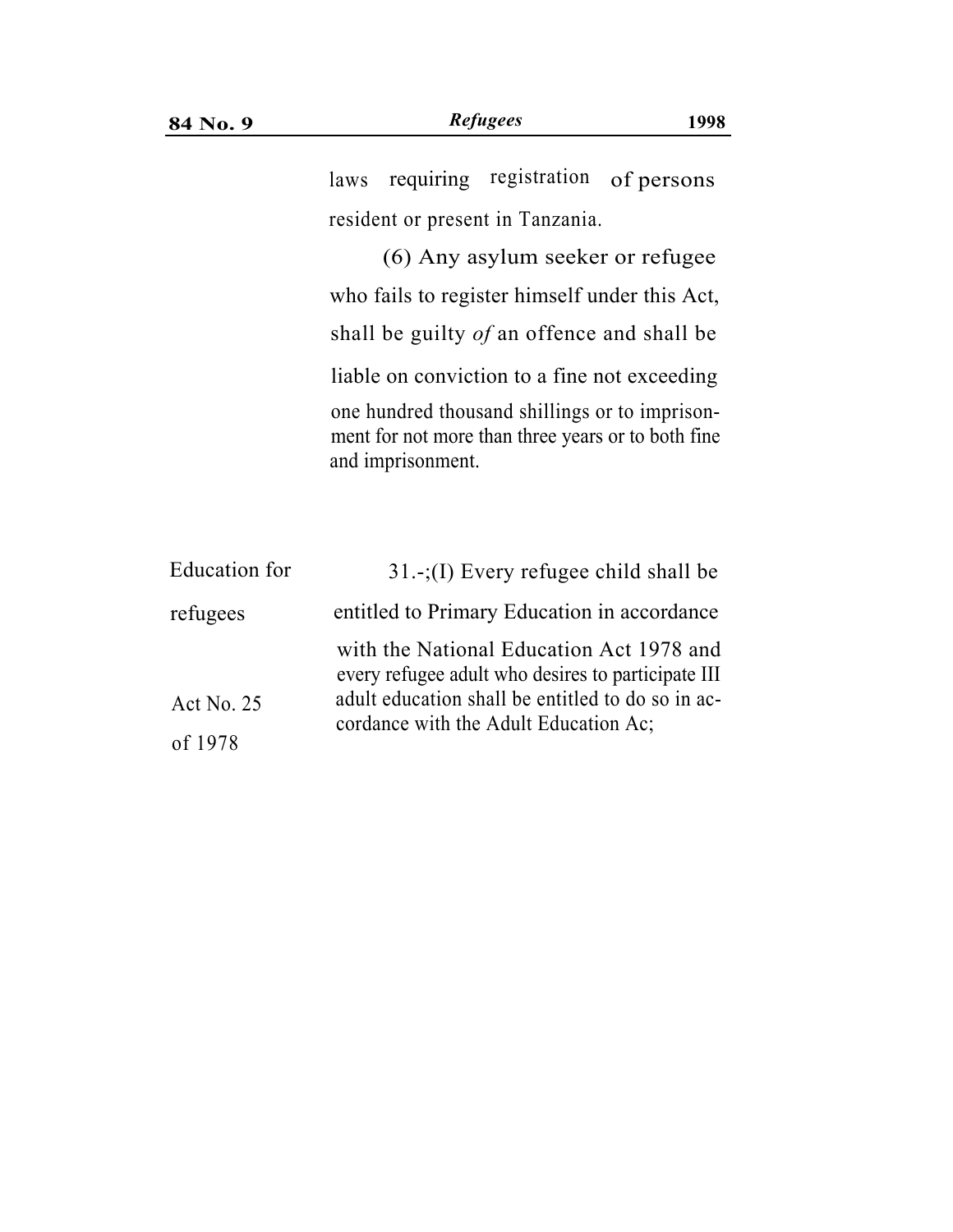laws requiring registration of persons resident or present in Tanzania.

(6) Any asylum seeker or refugee who fails to register himself under this Act, shall be guilty *of* an offence and shall be liable on conviction to a fine not exceeding one hundred thousand shillings or to imprisonment for not more than three years or to both fine and imprisonment.

Education for refugees

Act No. 25 of 1978

31.-;(I) Every refugee child shall be entitled to Primary Education in accordance with the National Education Act 1978 and every refugee adult who desires to participate III adult education shall be entitled to do so in accordance with the Adult Education Ac;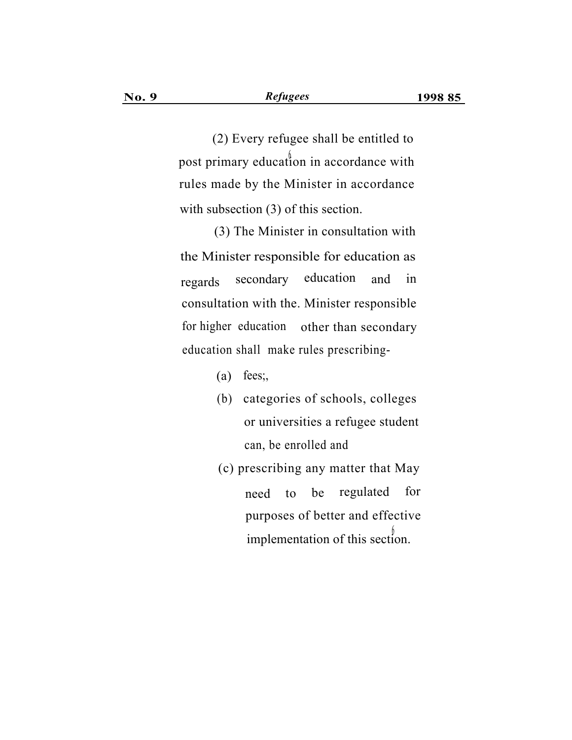(2) Every refugee shall be entitled to post primary education in accordance with rules made by the Minister in accordance with subsection (3) of this section.

(3) The Minister in consultation with the Minister responsible for education as regards secondary education and in consultation with the. Minister responsible for higher education other than secondary education shall make rules prescribing-

(a) fees;,

(b) categories of schools, colleges or universities a refugee student can, be enrolled and

(c) prescribing any matter that May need to be regulated for purposes of better and effective implementation of this section.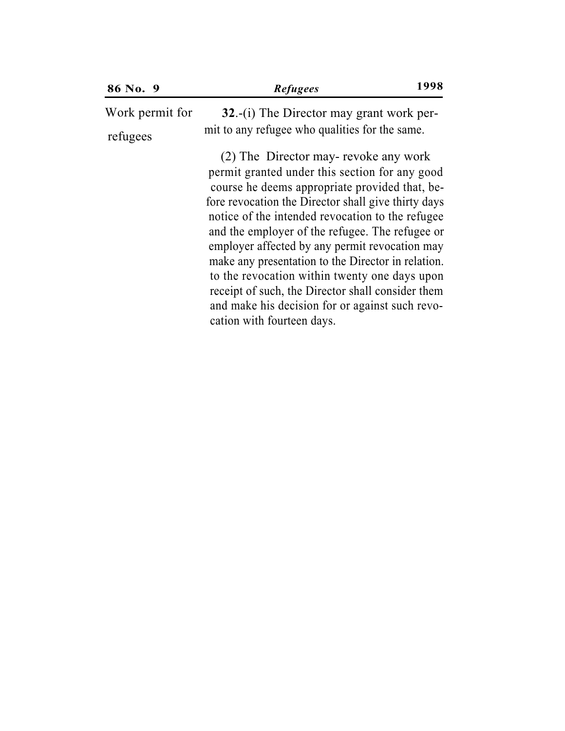Work permit for refugees

**32**.-(i) The Director may grant work permit to any refugee who qualities for the same.

(2) The Director may- revoke any work permit granted under this section for any good course he deems appropriate provided that, before revocation the Director shall give thirty days notice of the intended revocation to the refugee and the employer of the refugee. The refugee or employer affected by any permit revocation may make any presentation to the Director in relation. to the revocation within twenty one days upon receipt of such, the Director shall consider them and make his decision for or against such revocation with fourteen days.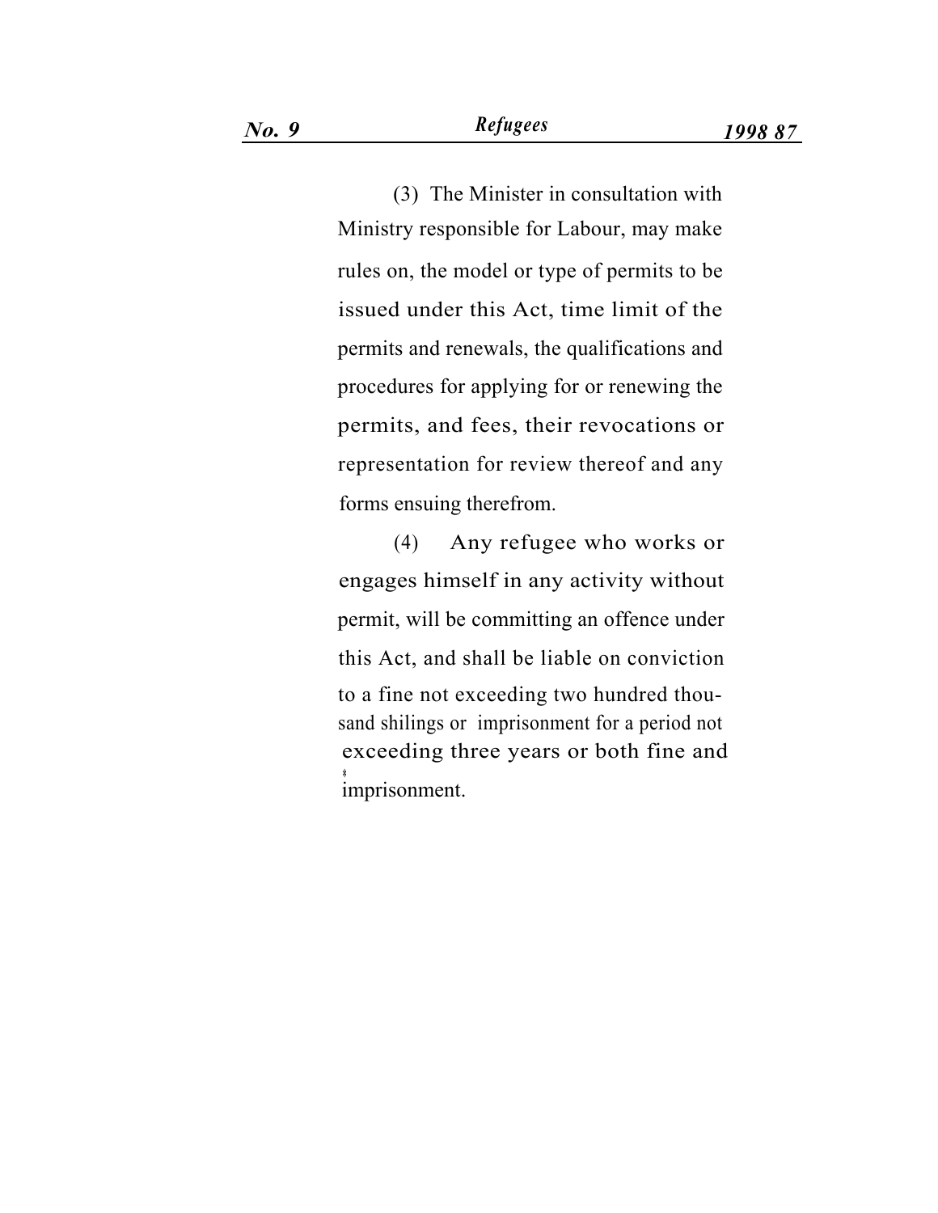(3) The Minister in consultation with Ministry responsible for Labour, may make rules on, the model or type of permits to be issued under this Act, time limit of the permits and renewals, the qualifications and procedures for applying for or renewing the permits, and fees, their revocations or representation for review thereof and any forms ensuing therefrom.

(4) Any refugee who works or engages himself in any activity without permit, will be committing an offence under this Act, and shall be liable on conviction to a fine not exceeding two hundred thousand shilings or imprisonment for a period not exceeding three years or both fine and imprisonment.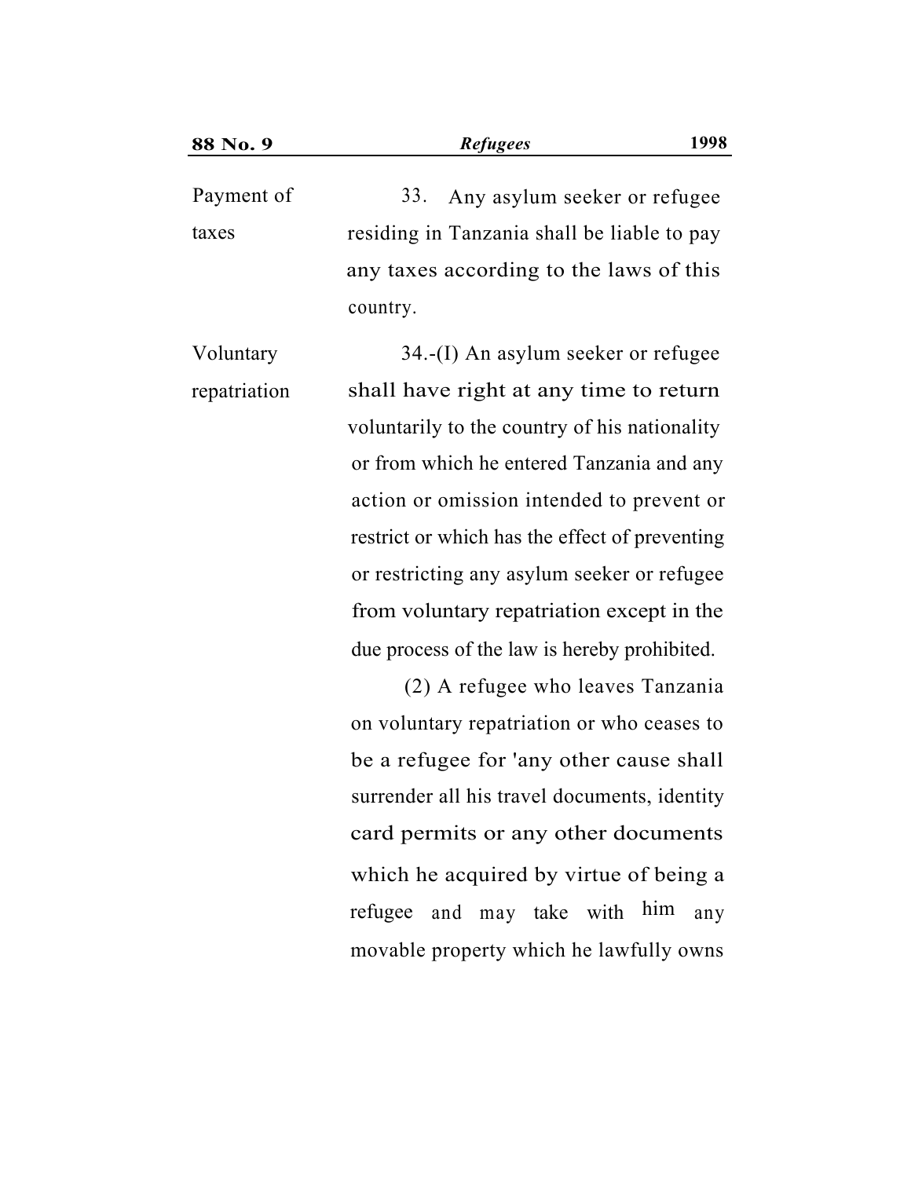Payment of taxes

33. Any asylum seeker or refugee residing in Tanzania shall be liable to pay any taxes according to the laws of this country.

Voluntary repatriation

34.-(I) An asylum seeker or refugee shall have right at any time to return voluntarily to the country of his nationality or from which he entered Tanzania and any action or omission intended to prevent or restrict or which has the effect of preventing or restricting any asylum seeker or refugee from voluntary repatriation except in the due process of the law is hereby prohibited.

(2) A refugee who leaves Tanzania on voluntary repatriation or who ceases to be a refugee for 'any other cause shall surrender all his travel documents, identity card permits or any other documents which he acquired by virtue of being a refugee and may take with him any movable property which he lawfully owns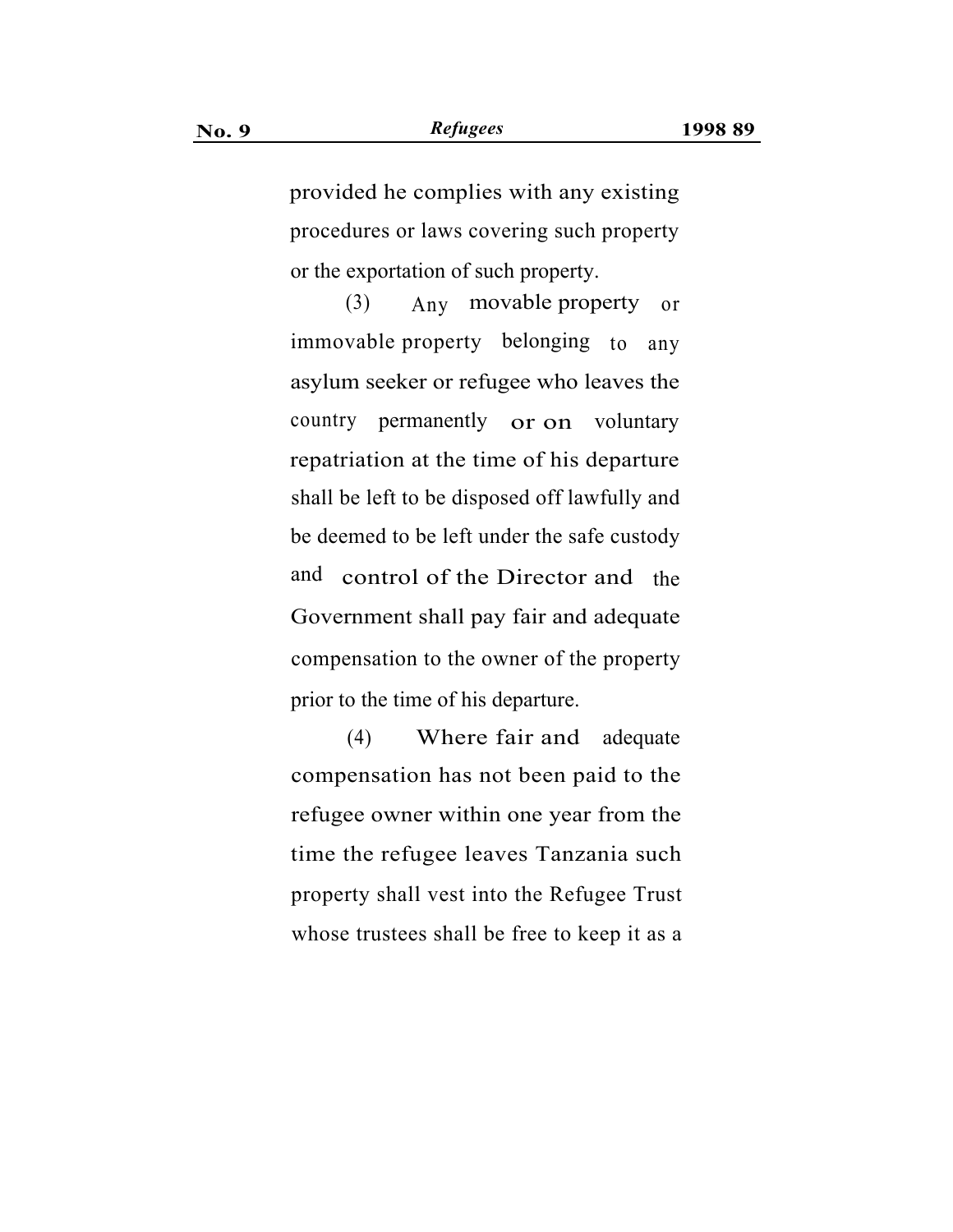provided he complies with any existing procedures or laws covering such property or the exportation of such property.

(3) Any movable property or immovable property belonging to any asylum seeker or refugee who leaves the country permanently or on voluntary repatriation at the time of his departure shall be left to be disposed off lawfully and be deemed to be left under the safe custody and control of the Director and the Government shall pay fair and adequate compensation to the owner of the property prior to the time of his departure.

(4) Where fair and adequate compensation has not been paid to the refugee owner within one year from the time the refugee leaves Tanzania such property shall vest into the Refugee Trust whose trustees shall be free to keep it as a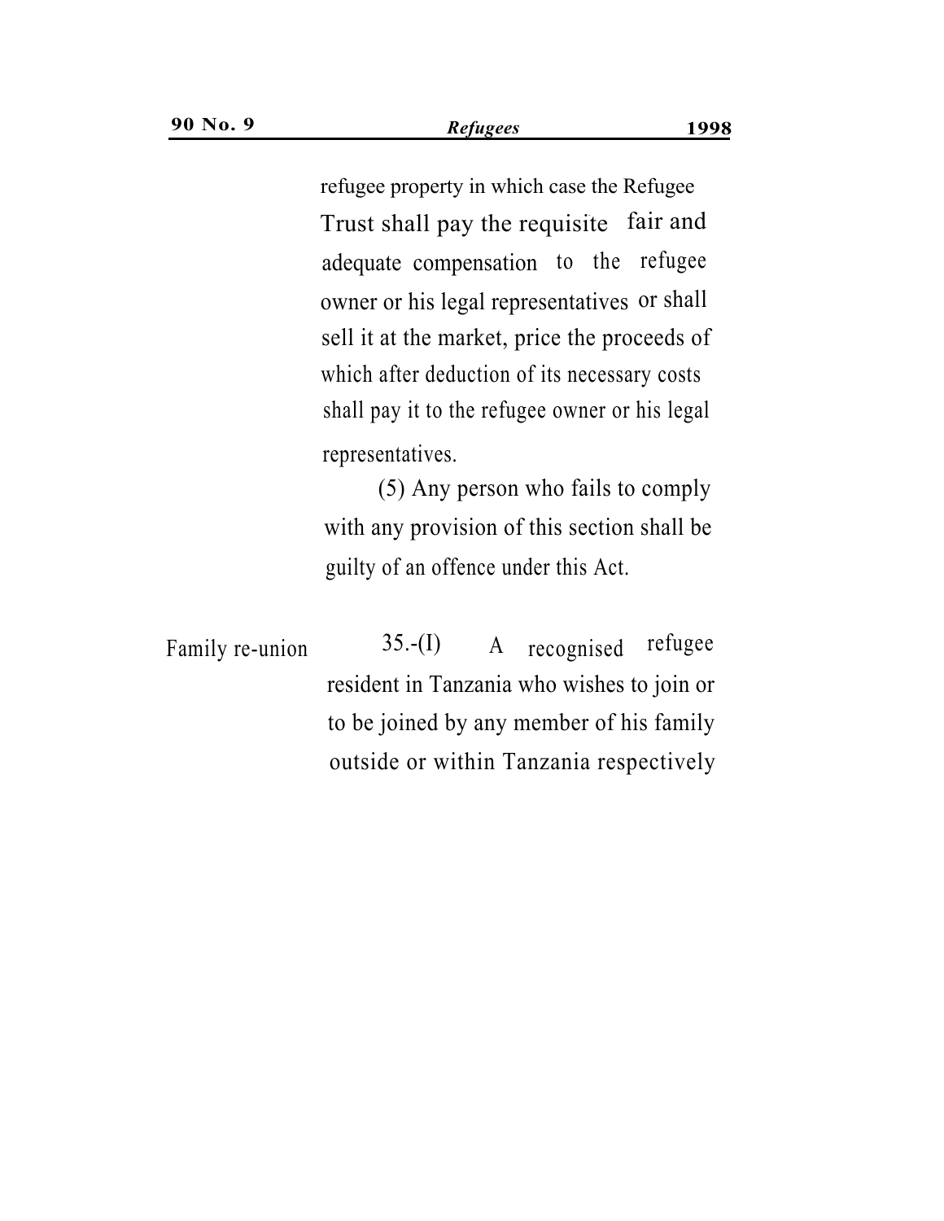refugee property in which case the Refugee Trust shall pay the requisite fair and adequate compensation to the refugee owner or his legal representatives or shall sell it at the market, price the proceeds of which after deduction of its necessary costs shall pay it to the refugee owner or his legal representatives.

(5) Any person who fails to comply with any provision of this section shall be guilty of an offence under this Act.

Family re-union

35.-(I) A recognised refugee resident in Tanzania who wishes to join or to be joined by any member of his family outside or within Tanzania respectively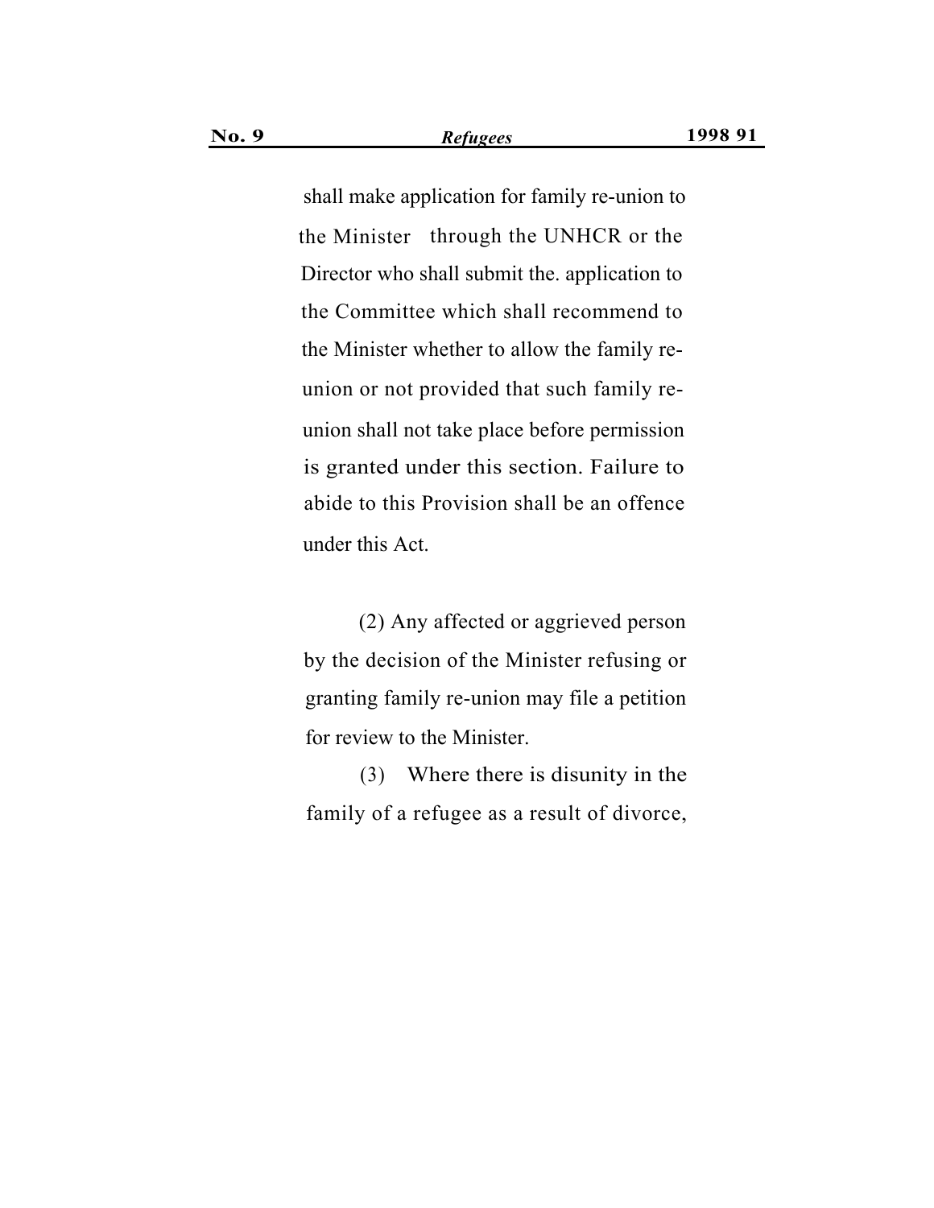shall make application for family re-union to the Minister through the UNHCR or the Director who shall submit the. application to the Committee which shall recommend to the Minister whether to allow the family re-union or not provided that such family re-union shall not take place before permission is granted under this section. Failure to abide to this Provision shall be an offence under this Act.

(2) Any affected or aggrieved person by the decision of the Minister refusing or granting family re-union may file a petition for review to the Minister.

(3) Where there is disunity in the family of a refugee as a result of divorce,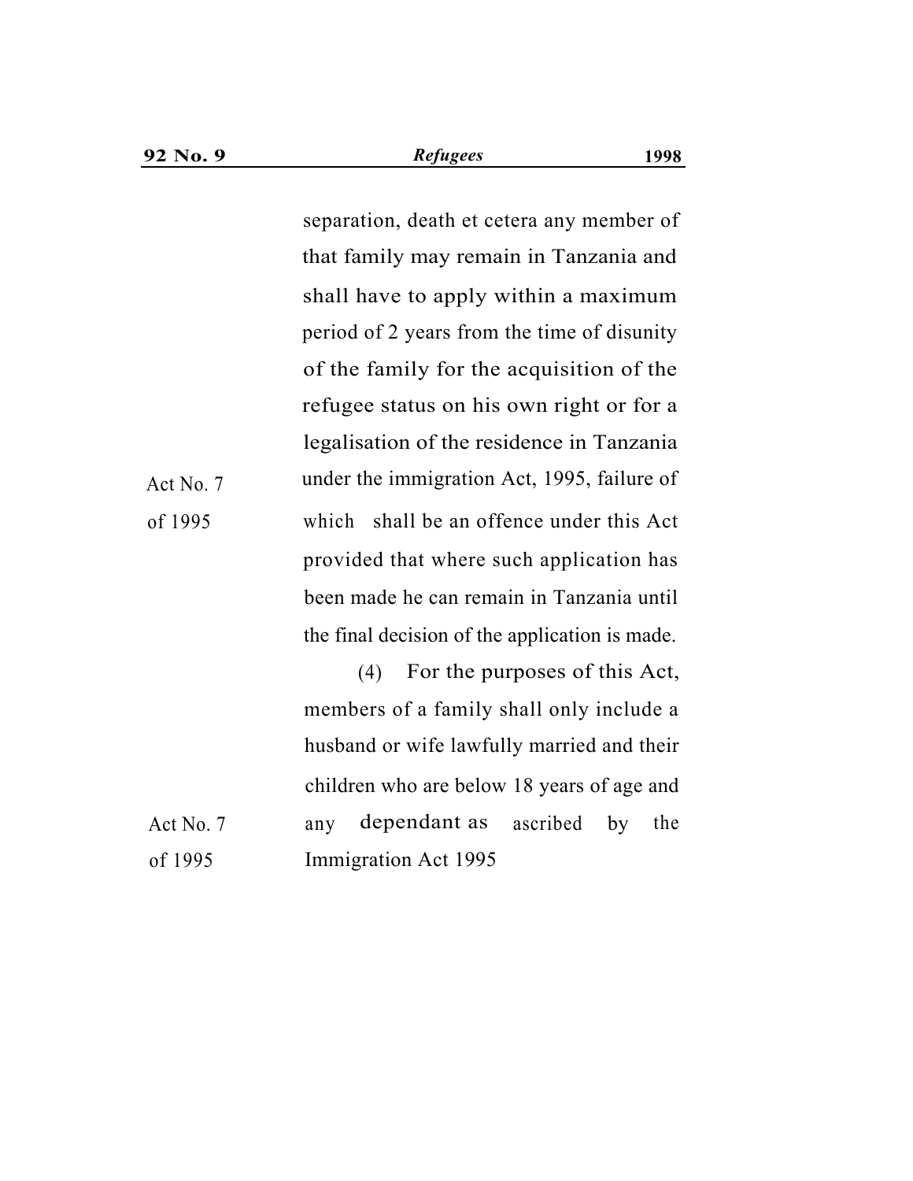separation, death et cetera any member of that family may remain in Tanzania and shall have to apply within a maximum period of 2 years from the time of disunity of the family for the acquisition of the refugee status on his own right or for a legalisation of the residence in Tanzania under the immigration Act, 1995, failure of which shall be an offence under this Act provided that where such application has been made he can remain in Tanzania until the final decision of the application is made.

Act No. 7 of 1995

(4) For the purposes of this Act, members of a family shall only include a husband or wife lawfully married and their children who are below 18 years of age and any dependant as ascribed by the Immigration Act 1995

Act No. 7 of 1995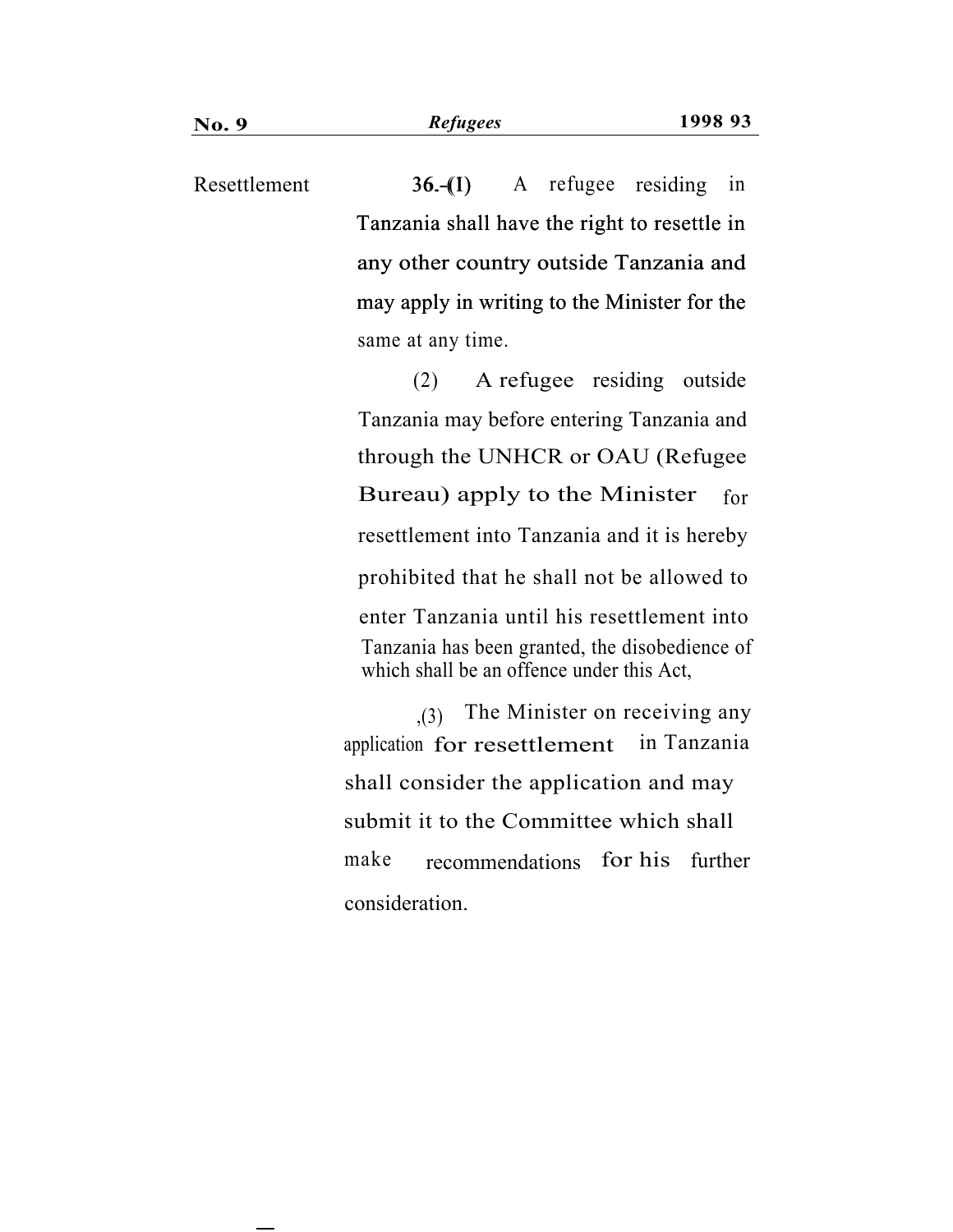Resettlement

**36.-(1)** A refugee residing in Tanzania shall have the right to resettle in any other country outside Tanzania and may apply in writing to the Minister for the same at any time.

(2) A refugee residing outside Tanzania may before entering Tanzania and through the UNHCR or OAU (Refugee Bureau) apply to the Minister for resettlement into Tanzania and it is hereby prohibited that he shall not be allowed to enter Tanzania until his resettlement into Tanzania has been granted, the disobedience of which shall be an offence under this Act,

,(3) The Minister on receiving any application for resettlement in Tanzania shall consider the application and may submit it to the Committee which shall make recommendations for his further consideration.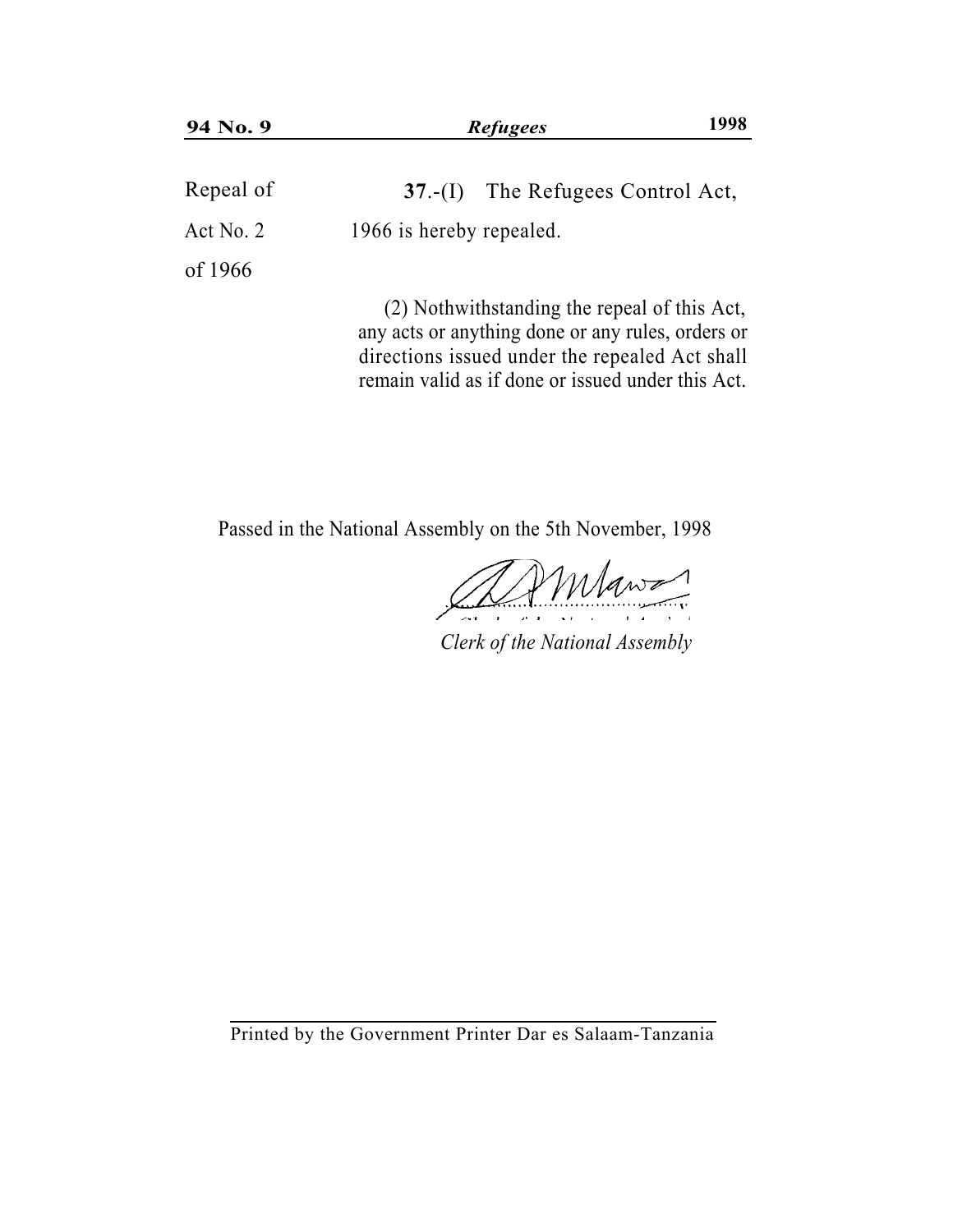Repeal of Act No. 2 of 1966

**37**.-(I) The Refugees Control Act, 1966 is hereby repealed.

(2) Nothwithstanding the repeal of this Act, any acts or anything done or any rules, orders or directions issued under the repealed Act shall remain valid as if done or issued under this Act.

Passed in the National Assembly on the 5th November, 1998

*Clerk of the National Assembly*

Printed by the Government Printer Dar es Salaam-Tanzania